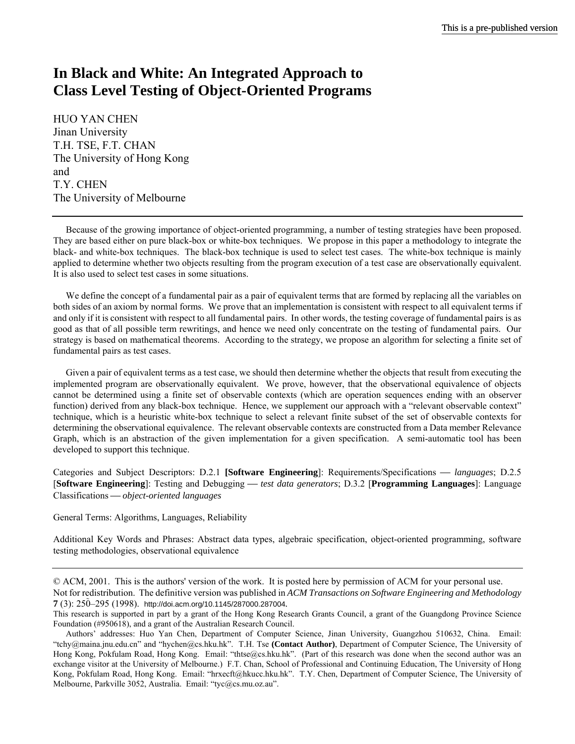This is a pre-published version

# In Black and White: An Integrated Approach to Class Level Testing of Object-Oriented Programs

HUO YAN CHEN
Jinan University
T.H. TSE, F.T. CHAN
The University of Hong Kong
and
T.Y. CHEN
The University of Melbourne

---

Because of the growing importance of object-oriented programming, a number of testing strategies have been proposed. They are based either on pure black-box or white-box techniques. We propose in this paper a methodology to integrate the black- and white-box techniques. The black-box technique is used to select test cases. The white-box technique is mainly applied to determine whether two objects resulting from the program execution of a test case are observationally equivalent. It is also used to select test cases in some situations.

We define the concept of a fundamental pair as a pair of equivalent terms that are formed by replacing all the variables on both sides of an axiom by normal forms. We prove that an implementation is consistent with respect to all equivalent terms if and only if it is consistent with respect to all fundamental pairs. In other words, the testing coverage of fundamental pairs is as good as that of all possible term rewritings, and hence we need only concentrate on the testing of fundamental pairs. Our strategy is based on mathematical theorems. According to the strategy, we propose an algorithm for selecting a finite set of fundamental pairs as test cases.

Given a pair of equivalent terms as a test case, we should then determine whether the objects that result from executing the implemented program are observationally equivalent. We prove, however, that the observational equivalence of objects cannot be determined using a finite set of observable contexts (which are operation sequences ending with an observer function) derived from any black-box technique. Hence, we supplement our approach with a "relevant observable context" technique, which is a heuristic white-box technique to select a relevant finite subset of the set of observable contexts for determining the observational equivalence. The relevant observable contexts are constructed from a Data member Relevance Graph, which is an abstraction of the given implementation for a given specification. A semi-automatic tool has been developed to support this technique.

Categories and Subject Descriptors: D.2.1 **[Software Engineering]**: Requirements/Specifications — *languages*; D.2.5 [**Software Engineering**]: Testing and Debugging — *test data generators*; D.3.2 [**Programming Languages**]: Language Classifications — *object-oriented languages*

General Terms: Algorithms, Languages, Reliability

Additional Key Words and Phrases: Abstract data types, algebraic specification, object-oriented programming, software testing methodologies, observational equivalence

---

© ACM, 2001. This is the authors' version of the work. It is posted here by permission of ACM for your personal use. Not for redistribution. The definitive version was published in *ACM Transactions on Software Engineering and Methodology* **7** (3): 250–295 (1998). http://doi.acm.org/10.1145/287000.287004.

This research is supported in part by a grant of the Hong Kong Research Grants Council, a grant of the Guangdong Province Science Foundation (#950618), and a grant of the Australian Research Council.

Authors' addresses: Huo Yan Chen, Department of Computer Science, Jinan University, Guangzhou 510632, China. Email: "tchy@maina.jnu.edu.cn" and "hychen@cs.hku.hk". T.H. Tse **(Contact Author)**, Department of Computer Science, The University of Hong Kong, Pokfulam Road, Hong Kong. Email: "thtse@cs.hku.hk". (Part of this research was done when the second author was an exchange visitor at the University of Melbourne.) F.T. Chan, School of Professional and Continuing Education, The University of Hong Kong, Pokfulam Road, Hong Kong. Email: "hrxecft@hkucc.hku.hk". T.Y. Chen, Department of Computer Science, The University of Melbourne, Parkville 3052, Australia. Email: "tyc@cs.mu.oz.au".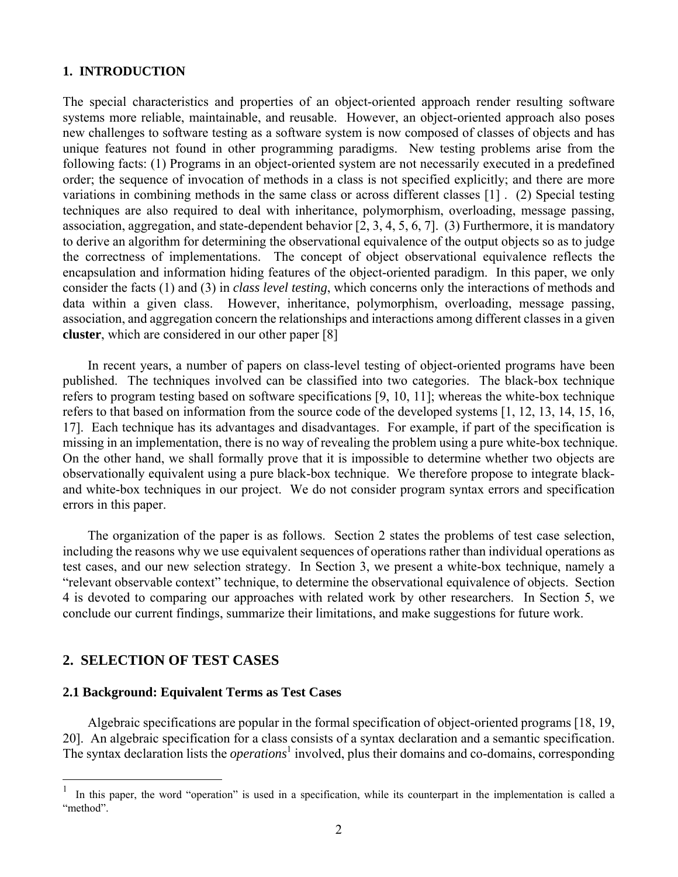## 1. INTRODUCTION

The special characteristics and properties of an object-oriented approach render resulting software systems more reliable, maintainable, and reusable. However, an object-oriented approach also poses new challenges to software testing as a software system is now composed of classes of objects and has unique features not found in other programming paradigms. New testing problems arise from the following facts: (1) Programs in an object-oriented system are not necessarily executed in a predefined order; the sequence of invocation of methods in a class is not specified explicitly; and there are more variations in combining methods in the same class or across different classes [1] . (2) Special testing techniques are also required to deal with inheritance, polymorphism, overloading, message passing, association, aggregation, and state-dependent behavior [2, 3, 4, 5, 6, 7]. (3) Furthermore, it is mandatory to derive an algorithm for determining the observational equivalence of the output objects so as to judge the correctness of implementations. The concept of object observational equivalence reflects the encapsulation and information hiding features of the object-oriented paradigm. In this paper, we only consider the facts (1) and (3) in *class level testing*, which concerns only the interactions of methods and data within a given class. However, inheritance, polymorphism, overloading, message passing, association, and aggregation concern the relationships and interactions among different classes in a given **cluster**, which are considered in our other paper [8]

In recent years, a number of papers on class-level testing of object-oriented programs have been published. The techniques involved can be classified into two categories. The black-box technique refers to program testing based on software specifications [9, 10, 11]; whereas the white-box technique refers to that based on information from the source code of the developed systems [1, 12, 13, 14, 15, 16, 17]. Each technique has its advantages and disadvantages. For example, if part of the specification is missing in an implementation, there is no way of revealing the problem using a pure white-box technique. On the other hand, we shall formally prove that it is impossible to determine whether two objects are observationally equivalent using a pure black-box technique. We therefore propose to integrate black- and white-box techniques in our project. We do not consider program syntax errors and specification errors in this paper.

The organization of the paper is as follows. Section 2 states the problems of test case selection, including the reasons why we use equivalent sequences of operations rather than individual operations as test cases, and our new selection strategy. In Section 3, we present a white-box technique, namely a "relevant observable context" technique, to determine the observational equivalence of objects. Section 4 is devoted to comparing our approaches with related work by other researchers. In Section 5, we conclude our current findings, summarize their limitations, and make suggestions for future work.

## 2. SELECTION OF TEST CASES

### 2.1 Background: Equivalent Terms as Test Cases

Algebraic specifications are popular in the formal specification of object-oriented programs [18, 19, 20]. An algebraic specification for a class consists of a syntax declaration and a semantic specification. The syntax declaration lists the *operations*[1] involved, plus their domains and co-domains, corresponding

[1] In this paper, the word "operation" is used in a specification, while its counterpart in the implementation is called a "method".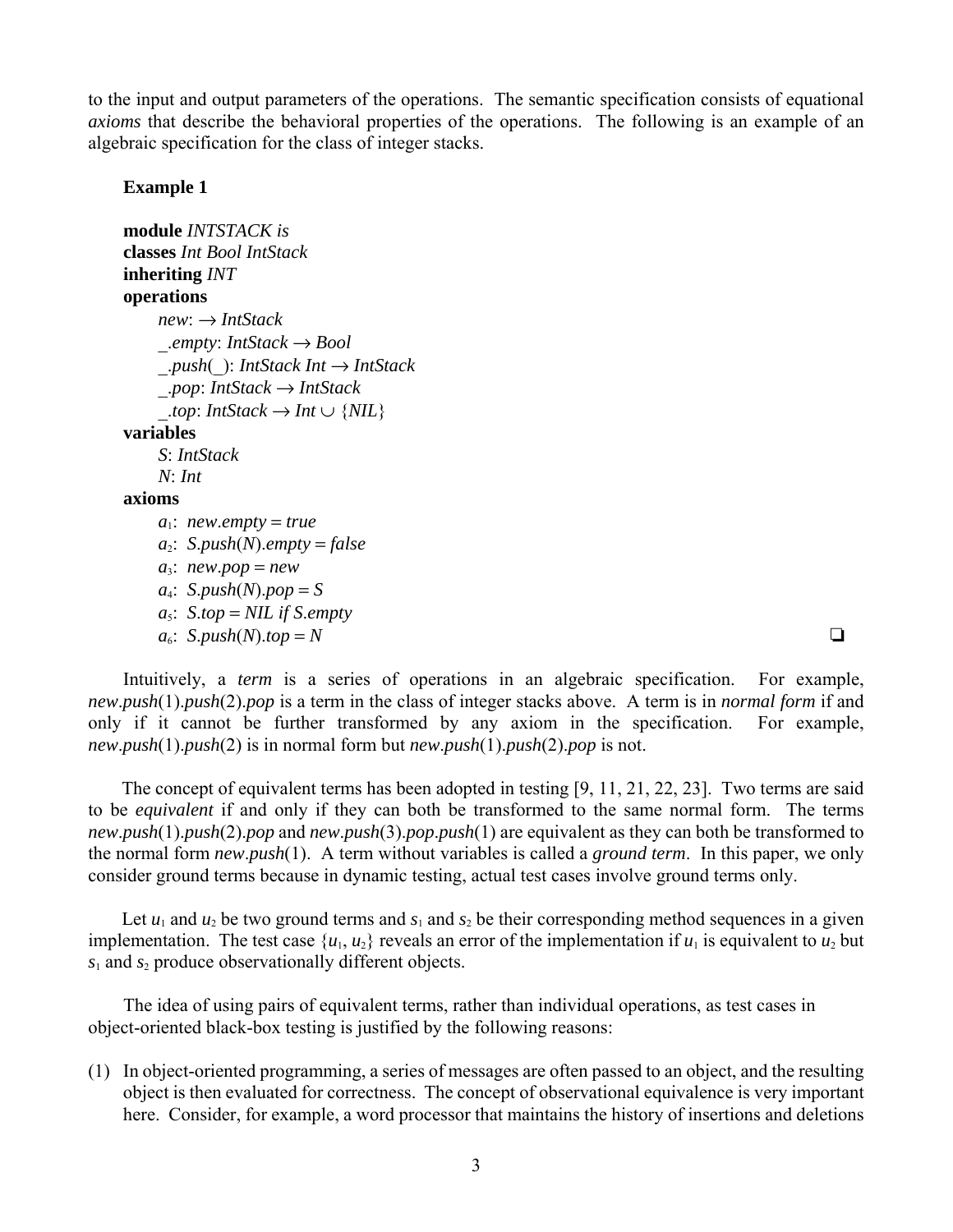to the input and output parameters of the operations. The semantic specification consists of equational *axioms* that describe the behavioral properties of the operations. The following is an example of an algebraic specification for the class of integer stacks.

**Example 1**

**module** *INTSTACK is*
**classes** *Int Bool IntStack*
**inheriting** *INT*
**operations**

- *new*: $\rightarrow$ *IntStack*
- *_.empty*: *IntStack* $\rightarrow$ *Bool*
- *_.push(_)*: *IntStack Int* $\rightarrow$ *IntStack*
- *_.pop*: *IntStack* $\rightarrow$ *IntStack*
- *_.top*: *IntStack* $\rightarrow$ *Int* $\cup$ {*NIL*}

**variables**

- *S*: *IntStack*
- *N*: *Int*

**axioms**

- $a_1$: *new.empty = true*
- $a_2$: *S.push*(*N*)*.empty = false*
- $a_3$: *new.pop = new*
- $a_4$: *S.push*(*N*)*.pop = S*
- $a_5$: *S.top = NIL if S.empty*
- $a_6$: *S.push*(*N*)*.top = N* ❑

Intuitively, a *term* is a series of operations in an algebraic specification. For example, *new*.*push*(1).*push*(2).*pop* is a term in the class of integer stacks above. A term is in *normal form* if and only if it cannot be further transformed by any axiom in the specification. For example, *new*.*push*(1).*push*(2) is in normal form but *new*.*push*(1).*push*(2).*pop* is not.

The concept of equivalent terms has been adopted in testing [9, 11, 21, 22, 23]. Two terms are said to be *equivalent* if and only if they can both be transformed to the same normal form. The terms *new*.*push*(1).*push*(2).*pop* and *new*.*push*(3).*pop*.*push*(1) are equivalent as they can both be transformed to the normal form *new*.*push*(1). A term without variables is called a *ground term*. In this paper, we only consider ground terms because in dynamic testing, actual test cases involve ground terms only.

Let $u_1$ and $u_2$ be two ground terms and $s_1$ and $s_2$ be their corresponding method sequences in a given implementation. The test case $\{u_1, u_2\}$ reveals an error of the implementation if $u_1$ is equivalent to $u_2$ but $s_1$ and $s_2$ produce observationally different objects.

The idea of using pairs of equivalent terms, rather than individual operations, as test cases in object-oriented black-box testing is justified by the following reasons:

(1) In object-oriented programming, a series of messages are often passed to an object, and the resulting object is then evaluated for correctness. The concept of observational equivalence is very important here. Consider, for example, a word processor that maintains the history of insertions and deletions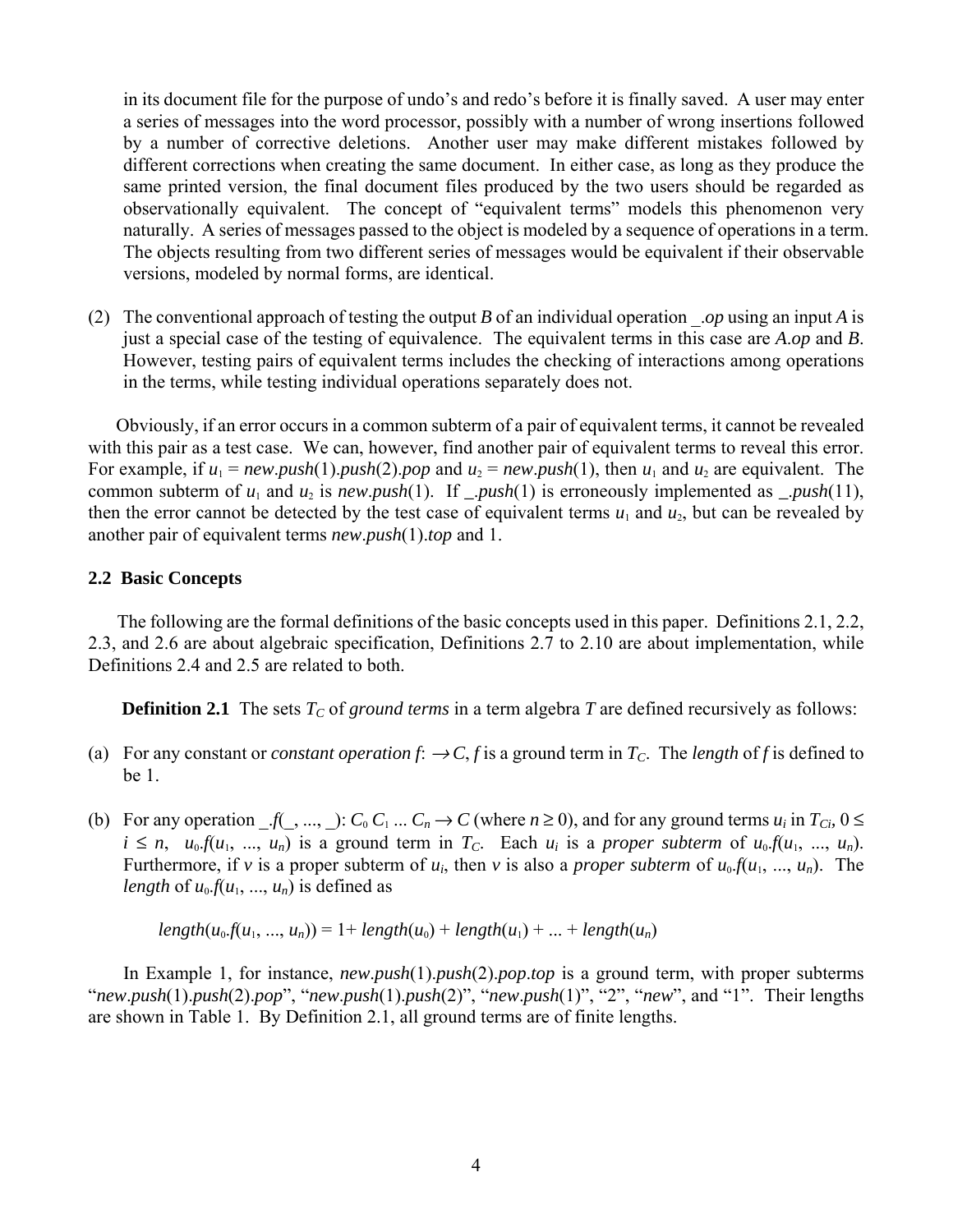in its document file for the purpose of undo's and redo's before it is finally saved. A user may enter a series of messages into the word processor, possibly with a number of wrong insertions followed by a number of corrective deletions. Another user may make different mistakes followed by different corrections when creating the same document. In either case, as long as they produce the same printed version, the final document files produced by the two users should be regarded as observationally equivalent. The concept of "equivalent terms" models this phenomenon very naturally. A series of messages passed to the object is modeled by a sequence of operations in a term. The objects resulting from two different series of messages would be equivalent if their observable versions, modeled by normal forms, are identical.

(2) The conventional approach of testing the output *B* of an individual operation _.*op* using an input *A* is just a special case of the testing of equivalence. The equivalent terms in this case are *A*.*op* and *B*. However, testing pairs of equivalent terms includes the checking of interactions among operations in the terms, while testing individual operations separately does not.

Obviously, if an error occurs in a common subterm of a pair of equivalent terms, it cannot be revealed with this pair as a test case. We can, however, find another pair of equivalent terms to reveal this error. For example, if $u_1$ = *new*.*push*(1).*push*(2).*pop* and $u_2$ = *new*.*push*(1), then $u_1$ and $u_2$ are equivalent. The common subterm of $u_1$ and $u_2$ is *new*.*push*(1). If _.*push*(1) is erroneously implemented as _.*push*(11), then the error cannot be detected by the test case of equivalent terms $u_1$ and $u_2$, but can be revealed by another pair of equivalent terms *new*.*push*(1).*top* and 1.

### 2.2 Basic Concepts

The following are the formal definitions of the basic concepts used in this paper. Definitions 2.1, 2.2, 2.3, and 2.6 are about algebraic specification, Definitions 2.7 to 2.10 are about implementation, while Definitions 2.4 and 2.5 are related to both.

**Definition 2.1** The sets $T_C$ of *ground terms* in a term algebra *T* are defined recursively as follows:

(a) For any constant or *constant operation* $f\colon \to C$, $f$ is a ground term in $T_C$. The *length* of $f$ is defined to be 1.

(b) For any operation $\_.f(\_, ..., \_)\colon C_0\, C_1 \ldots C_n \to C$ (where $n \geq 0$), and for any ground terms $u_i$ in $T_{Ci}$, $0 \leq i \leq n$, $u_0.f(u_1, ..., u_n)$ is a ground term in $T_C$. Each $u_i$ is a *proper subterm* of $u_0.f(u_1, ..., u_n)$. Furthermore, if $v$ is a proper subterm of $u_i$, then $v$ is also a *proper subterm* of $u_0.f(u_1, ..., u_n)$. The *length* of $u_0.f(u_1, ..., u_n)$ is defined as

$$length(u_0.f(u_1, ..., u_n)) = 1 + length(u_0) + length(u_1) + ... + length(u_n)$$

In Example 1, for instance, *new*.*push*(1).*push*(2).*pop*.*top* is a ground term, with proper subterms "*new*.*push*(1).*push*(2).*pop*", "*new*.*push*(1).*push*(2)", "*new*.*push*(1)", "2", "*new*", and "1". Their lengths are shown in Table 1. By Definition 2.1, all ground terms are of finite lengths.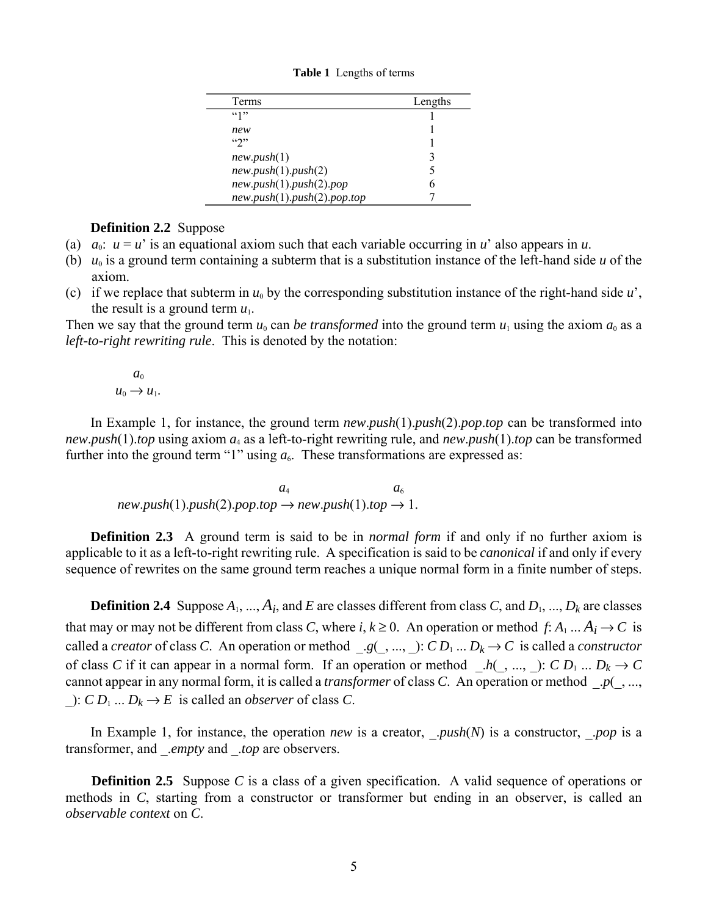**Table 1** Lengths of terms

| Terms | Lengths |
|---|---|
| "1" | 1 |
| *new* | 1 |
| "2" | 1 |
| *new*.*push*(1) | 3 |
| *new*.*push*(1).*push*(2) | 5 |
| *new*.*push*(1).*push*(2).*pop* | 6 |
| *new*.*push*(1).*push*(2).*pop*.*top* | 7 |

**Definition 2.2** Suppose

(a) $a_0$: $u = u'$ is an equational axiom such that each variable occurring in $u'$ also appears in $u$.
(b) $u_0$ is a ground term containing a subterm that is a substitution instance of the left-hand side $u$ of the axiom.
(c) if we replace that subterm in $u_0$ by the corresponding substitution instance of the right-hand side $u'$, the result is a ground term $u_1$.

Then we say that the ground term $u_0$ can *be transformed* into the ground term $u_1$ using the axiom $a_0$ as a *left-to-right rewriting rule*. This is denoted by the notation:

$$u_0 \xrightarrow{a_0} u_1.$$

In Example 1, for instance, the ground term *new*.*push*(1).*push*(2).*pop*.*top* can be transformed into *new*.*push*(1).*top* using axiom $a_4$ as a left-to-right rewriting rule, and *new*.*push*(1).*top* can be transformed further into the ground term "1" using $a_6$. These transformations are expressed as:

$$new.push(1).push(2).pop.top \xrightarrow{a_4} new.push(1).top \xrightarrow{a_6} 1.$$

**Definition 2.3** A ground term is said to be in *normal form* if and only if no further axiom is applicable to it as a left-to-right rewriting rule. A specification is said to be *canonical* if and only if every sequence of rewrites on the same ground term reaches a unique normal form in a finite number of steps.

**Definition 2.4** Suppose $A_1, ..., A_i$, and $E$ are classes different from class $C$, and $D_1, ..., D_k$ are classes that may or may not be different from class $C$, where $i, k \geq 0$. An operation or method $f$: $A_1 ... A_i \rightarrow C$ is called a *creator* of class $C$. An operation or method $\_.g(\_, ..., \_)$: $C\ D_1 ... D_k \rightarrow C$ is called a *constructor* of class $C$ if it can appear in a normal form. If an operation or method $\_.h(\_, ..., \_)$: $C\ D_1 ... D_k \rightarrow C$ cannot appear in any normal form, it is called a *transformer* of class $C$. An operation or method $\_.p(\_, ..., \_)$: $C\ D_1 ... D_k \rightarrow E$ is called an *observer* of class $C$.

In Example 1, for instance, the operation *new* is a creator, _.*push*(*N*) is a constructor, _.*pop* is a transformer, and _.*empty* and _.*top* are observers.

**Definition 2.5** Suppose $C$ is a class of a given specification. A valid sequence of operations or methods in $C$, starting from a constructor or transformer but ending in an observer, is called an *observable context* on $C$.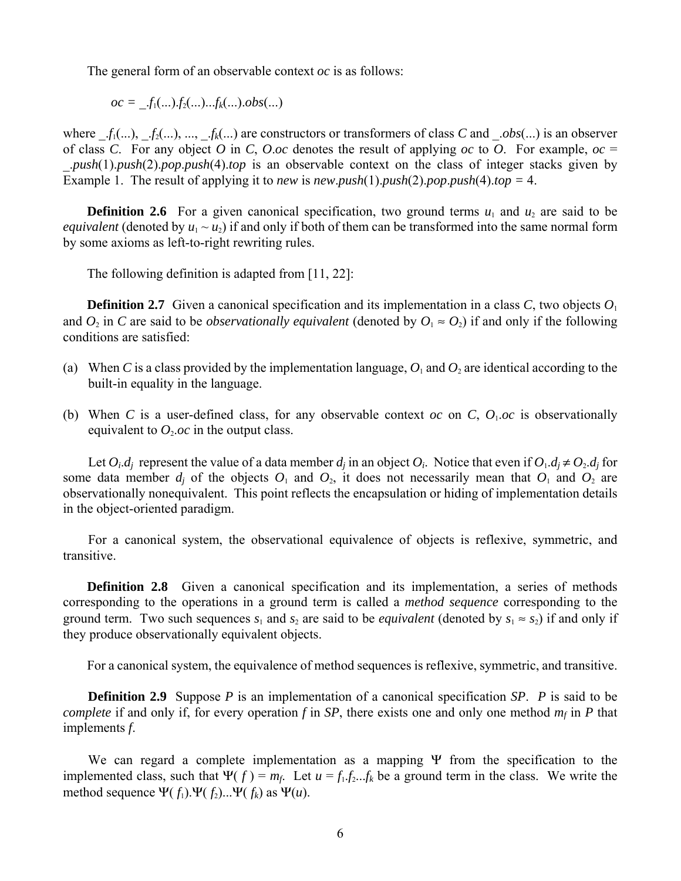The general form of an observable context *oc* is as follows:

$$oc = \_.f_1(...).f_2(...)...f_k(...).obs(...)$$

where $\_.f_1(...)$, $\_.f_2(...)$, ..., $\_.f_k(...)$ are constructors or transformers of class *C* and $\_.obs(...)$ is an observer of class *C*. For any object *O* in *C*, *O.oc* denotes the result of applying *oc* to *O*. For example, *oc* = _.*push*(1).*push*(2).*pop*.*push*(4).*top* is an observable context on the class of integer stacks given by Example 1. The result of applying it to *new* is *new*.*push*(1).*push*(2).*pop*.*push*(4).*top* = 4.

**Definition 2.6** For a given canonical specification, two ground terms $u_1$ and $u_2$ are said to be *equivalent* (denoted by $u_1 \sim u_2$) if and only if both of them can be transformed into the same normal form by some axioms as left-to-right rewriting rules.

The following definition is adapted from [11, 22]:

**Definition 2.7** Given a canonical specification and its implementation in a class *C*, two objects $O_1$ and $O_2$ in *C* are said to be *observationally equivalent* (denoted by $O_1 \approx O_2$) if and only if the following conditions are satisfied:

(a) When *C* is a class provided by the implementation language, $O_1$ and $O_2$ are identical according to the built-in equality in the language.

(b) When *C* is a user-defined class, for any observable context *oc* on *C*, $O_1.oc$ is observationally equivalent to $O_2.oc$ in the output class.

Let $O_i.d_j$ represent the value of a data member $d_j$ in an object $O_i$. Notice that even if $O_1.d_j \neq O_2.d_j$ for some data member $d_j$ of the objects $O_1$ and $O_2$, it does not necessarily mean that $O_1$ and $O_2$ are observationally nonequivalent. This point reflects the encapsulation or hiding of implementation details in the object-oriented paradigm.

For a canonical system, the observational equivalence of objects is reflexive, symmetric, and transitive.

**Definition 2.8** Given a canonical specification and its implementation, a series of methods corresponding to the operations in a ground term is called a *method sequence* corresponding to the ground term. Two such sequences $s_1$ and $s_2$ are said to be *equivalent* (denoted by $s_1 \approx s_2$) if and only if they produce observationally equivalent objects.

For a canonical system, the equivalence of method sequences is reflexive, symmetric, and transitive.

**Definition 2.9** Suppose *P* is an implementation of a canonical specification *SP*. *P* is said to be *complete* if and only if, for every operation *f* in *SP*, there exists one and only one method $m_f$ in *P* that implements *f*.

We can regard a complete implementation as a mapping $\Psi$ from the specification to the implemented class, such that $\Psi(f) = m_f$. Let $u = f_1.f_2...f_k$ be a ground term in the class. We write the method sequence $\Psi(f_1).\Psi(f_2)...\Psi(f_k)$ as $\Psi(u)$.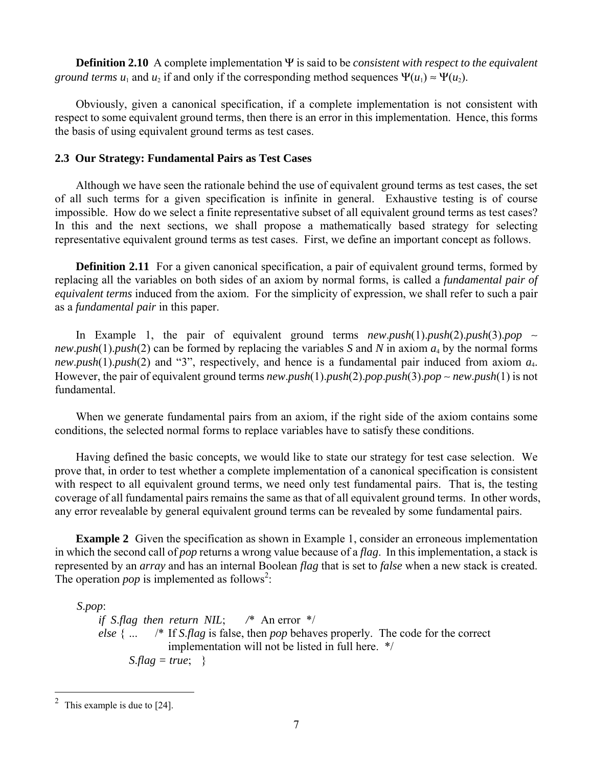**Definition 2.10** A complete implementation $\Psi$ is said to be *consistent with respect to the equivalent ground terms* $u_1$ and $u_2$ if and only if the corresponding method sequences $\Psi(u_1) \approx \Psi(u_2)$.

Obviously, given a canonical specification, if a complete implementation is not consistent with respect to some equivalent ground terms, then there is an error in this implementation. Hence, this forms the basis of using equivalent ground terms as test cases.

### 2.3 Our Strategy: Fundamental Pairs as Test Cases

Although we have seen the rationale behind the use of equivalent ground terms as test cases, the set of all such terms for a given specification is infinite in general. Exhaustive testing is of course impossible. How do we select a finite representative subset of all equivalent ground terms as test cases? In this and the next sections, we shall propose a mathematically based strategy for selecting representative equivalent ground terms as test cases. First, we define an important concept as follows.

**Definition 2.11** For a given canonical specification, a pair of equivalent ground terms, formed by replacing all the variables on both sides of an axiom by normal forms, is called a *fundamental pair of equivalent terms* induced from the axiom. For the simplicity of expression, we shall refer to such a pair as a *fundamental pair* in this paper.

In Example 1, the pair of equivalent ground terms *new*.*push*(1).*push*(2).*push*(3).*pop* ~ *new*.*push*(1).*push*(2) can be formed by replacing the variables *S* and *N* in axiom $a_4$ by the normal forms *new*.*push*(1).*push*(2) and "3", respectively, and hence is a fundamental pair induced from axiom $a_4$. However, the pair of equivalent ground terms *new*.*push*(1).*push*(2).*pop*.*push*(3).*pop* ~ *new*.*push*(1) is not fundamental.

When we generate fundamental pairs from an axiom, if the right side of the axiom contains some conditions, the selected normal forms to replace variables have to satisfy these conditions.

Having defined the basic concepts, we would like to state our strategy for test case selection. We prove that, in order to test whether a complete implementation of a canonical specification is consistent with respect to all equivalent ground terms, we need only test fundamental pairs. That is, the testing coverage of all fundamental pairs remains the same as that of all equivalent ground terms. In other words, any error revealable by general equivalent ground terms can be revealed by some fundamental pairs.

**Example 2** Given the specification as shown in Example 1, consider an erroneous implementation in which the second call of *pop* returns a wrong value because of a *flag*. In this implementation, a stack is represented by an *array* and has an internal Boolean *flag* that is set to *false* when a new stack is created. The operation *pop* is implemented as follows[2]:

```
S.pop:
    if S.flag then return NIL;     /* An error */
    else { ...    /* If S.flag is false, then pop behaves properly. The code for the correct
                     implementation will not be listed in full here. */
           S.flag = true;   }
```

[2] This example is due to [24].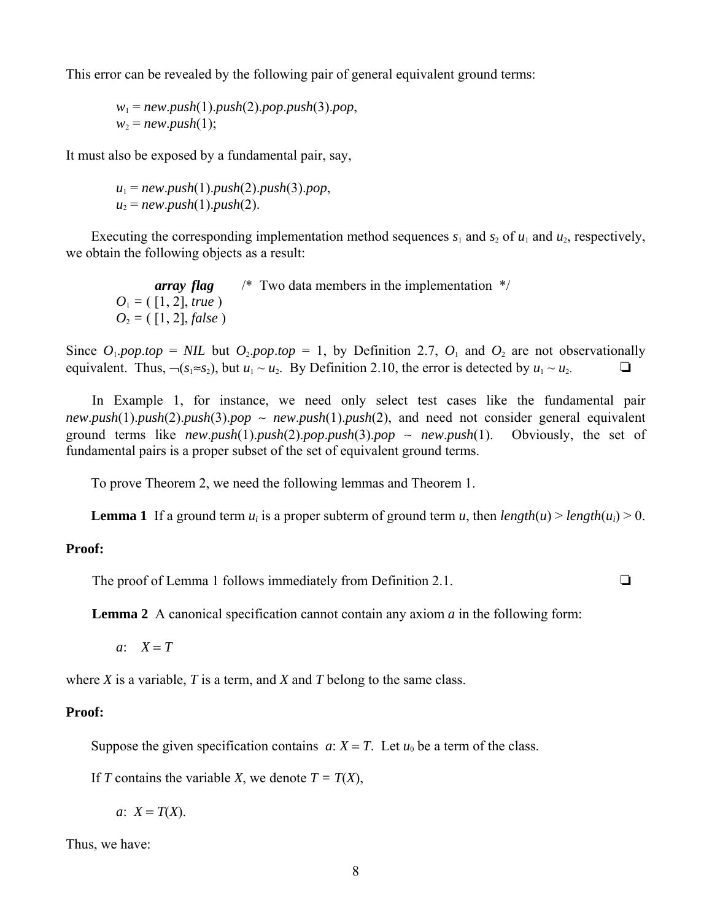This error can be revealed by the following pair of general equivalent ground terms:

$w_1$ = *new*.*push*(1).*push*(2).*pop*.*push*(3).*pop*,
$w_2$ = *new*.*push*(1);

It must also be exposed by a fundamental pair, say,

$u_1$ = *new*.*push*(1).*push*(2).*push*(3).*pop*,
$u_2$ = *new*.*push*(1).*push*(2).

Executing the corresponding implementation method sequences $s_1$ and $s_2$ of $u_1$ and $u_2$, respectively, we obtain the following objects as a result:

```
          array  flag       /*  Two data members in the implementation  */
O1 = ( [1, 2], true )
O2 = ( [1, 2], false )
```

Since $O_1$.*pop*.*top* = *NIL* but $O_2$.*pop*.*top* = 1, by Definition 2.7, $O_1$ and $O_2$ are not observationally equivalent. Thus, $\neg(s_1 \approx s_2)$, but $u_1 \sim u_2$. By Definition 2.10, the error is detected by $u_1 \sim u_2$. ❑

In Example 1, for instance, we need only select test cases like the fundamental pair *new*.*push*(1).*push*(2).*push*(3).*pop* ~ *new*.*push*(1).*push*(2), and need not consider general equivalent ground terms like *new*.*push*(1).*push*(2).*pop*.*push*(3).*pop* ~ *new*.*push*(1). Obviously, the set of fundamental pairs is a proper subset of the set of equivalent ground terms.

To prove Theorem 2, we need the following lemmas and Theorem 1.

**Lemma 1** If a ground term $u_i$ is a proper subterm of ground term $u$, then $length(u) > length(u_i) > 0$.

**Proof:**

The proof of Lemma 1 follows immediately from Definition 2.1. ❑

**Lemma 2** A canonical specification cannot contain any axiom *a* in the following form:

$a$: $X = T$

where $X$ is a variable, $T$ is a term, and $X$ and $T$ belong to the same class.

**Proof:**

Suppose the given specification contains $a$: $X = T$. Let $u_0$ be a term of the class.

If $T$ contains the variable $X$, we denote $T = T(X)$,

$a$: $X = T(X)$.

Thus, we have: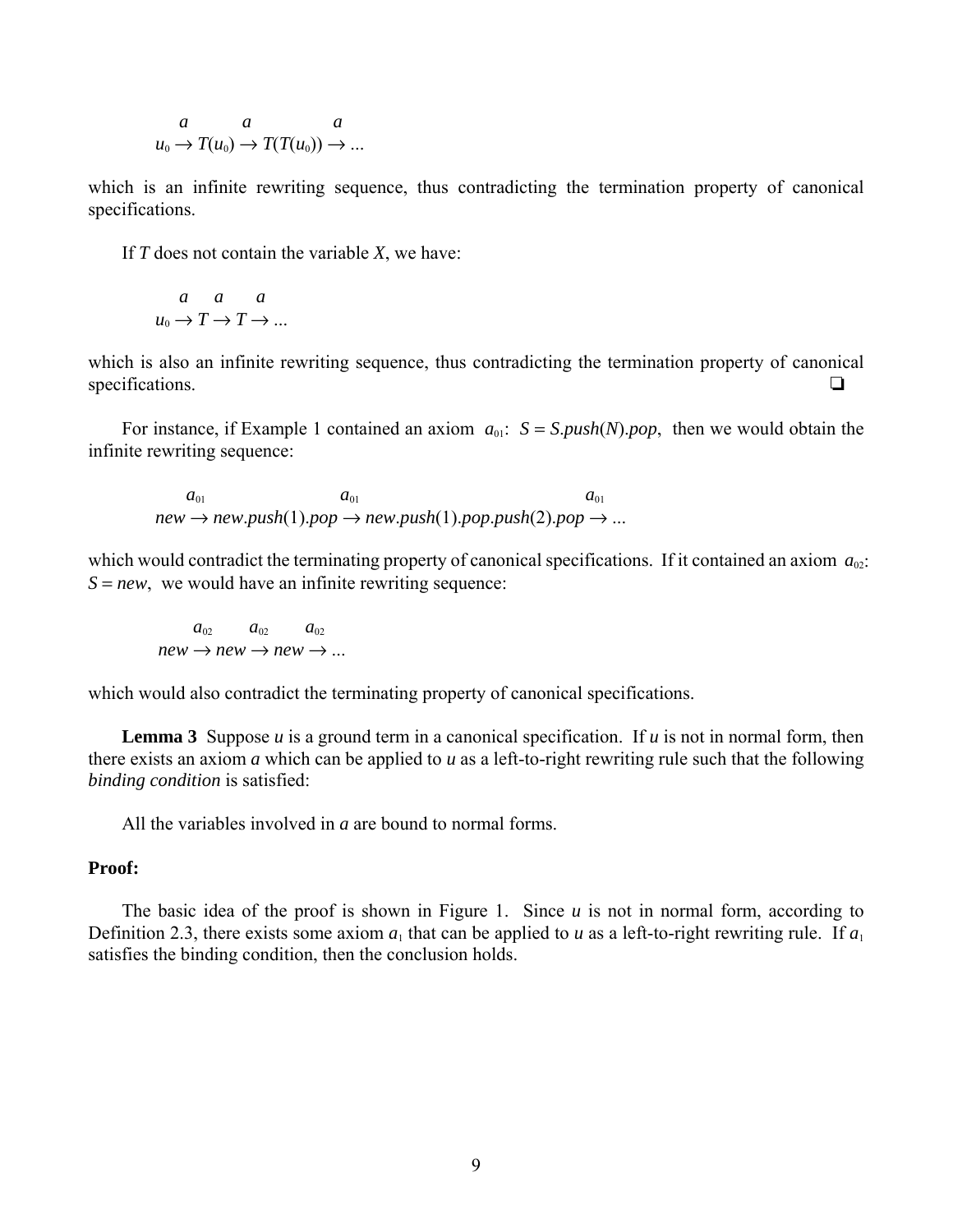$$u_0 \xrightarrow{a} T(u_0) \xrightarrow{a} T(T(u_0)) \xrightarrow{a} \ldots$$

which is an infinite rewriting sequence, thus contradicting the termination property of canonical specifications.

If $T$ does not contain the variable $X$, we have:

$$u_0 \xrightarrow{a} T \xrightarrow{a} T \xrightarrow{a} \ldots$$

which is also an infinite rewriting sequence, thus contradicting the termination property of canonical specifications. ❑

For instance, if Example 1 contained an axiom $a_{01}$: $S = S.push(N).pop$, then we would obtain the infinite rewriting sequence:

$$new \xrightarrow{a_{01}} new.push(1).pop \xrightarrow{a_{01}} new.push(1).pop.push(2).pop \xrightarrow{a_{01}} \ldots$$

which would contradict the terminating property of canonical specifications. If it contained an axiom $a_{02}$: $S = new$, we would have an infinite rewriting sequence:

$$new \xrightarrow{a_{02}} new \xrightarrow{a_{02}} new \xrightarrow{a_{02}} \ldots$$

which would also contradict the terminating property of canonical specifications.

**Lemma 3** Suppose $u$ is a ground term in a canonical specification. If $u$ is not in normal form, then there exists an axiom $a$ which can be applied to $u$ as a left-to-right rewriting rule such that the following *binding condition* is satisfied:

All the variables involved in $a$ are bound to normal forms.

**Proof:**

The basic idea of the proof is shown in Figure 1. Since $u$ is not in normal form, according to Definition 2.3, there exists some axiom $a_1$ that can be applied to $u$ as a left-to-right rewriting rule. If $a_1$ satisfies the binding condition, then the conclusion holds.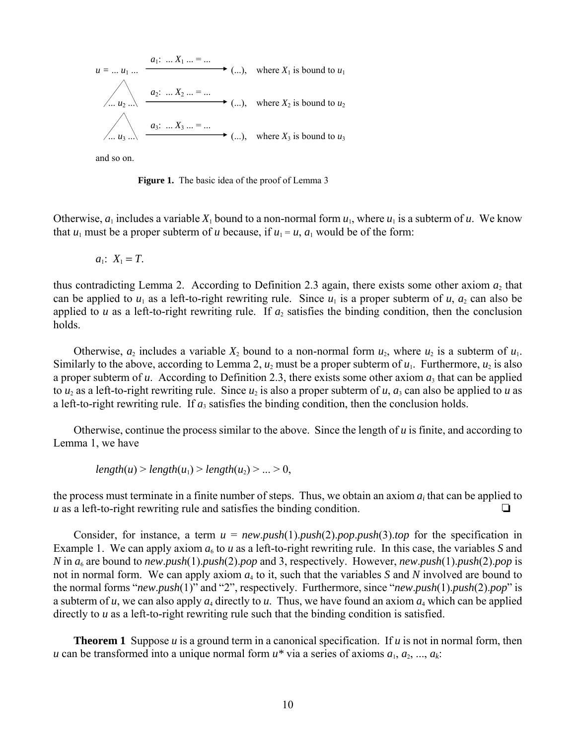$$
\begin{array}{llll}
u = \ldots u_1 \ldots & \xrightarrow{a_1:\ \ldots X_1 \ldots = \ldots} & (\ldots), & \text{where } X_1 \text{ is bound to } u_1 \\
\ldots u_2 \ldots & \xrightarrow{a_2:\ \ldots X_2 \ldots = \ldots} & (\ldots), & \text{where } X_2 \text{ is bound to } u_2 \\
\ldots u_3 \ldots & \xrightarrow{a_3:\ \ldots X_3 \ldots = \ldots} & (\ldots), & \text{where } X_3 \text{ is bound to } u_3
\end{array}
$$

and so on.

**Figure 1.** The basic idea of the proof of Lemma 3

Otherwise, $a_1$ includes a variable $X_1$ bound to a non-normal form $u_1$, where $u_1$ is a subterm of $u$. We know that $u_1$ must be a proper subterm of $u$ because, if $u_1 = u$, $a_1$ would be of the form:

$$a_1:\ X_1 = T.$$

thus contradicting Lemma 2. According to Definition 2.3 again, there exists some other axiom $a_2$ that can be applied to $u_1$ as a left-to-right rewriting rule. Since $u_1$ is a proper subterm of $u$, $a_2$ can also be applied to $u$ as a left-to-right rewriting rule. If $a_2$ satisfies the binding condition, then the conclusion holds.

Otherwise, $a_2$ includes a variable $X_2$ bound to a non-normal form $u_2$, where $u_2$ is a subterm of $u_1$. Similarly to the above, according to Lemma 2, $u_2$ must be a proper subterm of $u_1$. Furthermore, $u_2$ is also a proper subterm of $u$. According to Definition 2.3, there exists some other axiom $a_3$ that can be applied to $u_2$ as a left-to-right rewriting rule. Since $u_2$ is also a proper subterm of $u$, $a_3$ can also be applied to $u$ as a left-to-right rewriting rule. If $a_3$ satisfies the binding condition, then the conclusion holds.

Otherwise, continue the process similar to the above. Since the length of $u$ is finite, and according to Lemma 1, we have

$$length(u) > length(u_1) > length(u_2) > \ldots > 0,$$

the process must terminate in a finite number of steps. Thus, we obtain an axiom $a_i$ that can be applied to $u$ as a left-to-right rewriting rule and satisfies the binding condition. ❑

Consider, for instance, a term $u$ = *new*.*push*(1).*push*(2).*pop*.*push*(3).*top* for the specification in Example 1. We can apply axiom $a_6$ to $u$ as a left-to-right rewriting rule. In this case, the variables $S$ and $N$ in $a_6$ are bound to *new*.*push*(1).*push*(2).*pop* and 3, respectively. However, *new*.*push*(1).*push*(2).*pop* is not in normal form. We can apply axiom $a_4$ to it, such that the variables $S$ and $N$ involved are bound to the normal forms "*new*.*push*(1)" and "2", respectively. Furthermore, since "*new*.*push*(1).*push*(2).*pop*" is a subterm of $u$, we can also apply $a_4$ directly to $u$. Thus, we have found an axiom $a_4$ which can be applied directly to $u$ as a left-to-right rewriting rule such that the binding condition is satisfied.

**Theorem 1** Suppose $u$ is a ground term in a canonical specification. If $u$ is not in normal form, then $u$ can be transformed into a unique normal form $u^*$ via a series of axioms $a_1, a_2, \ldots, a_k$: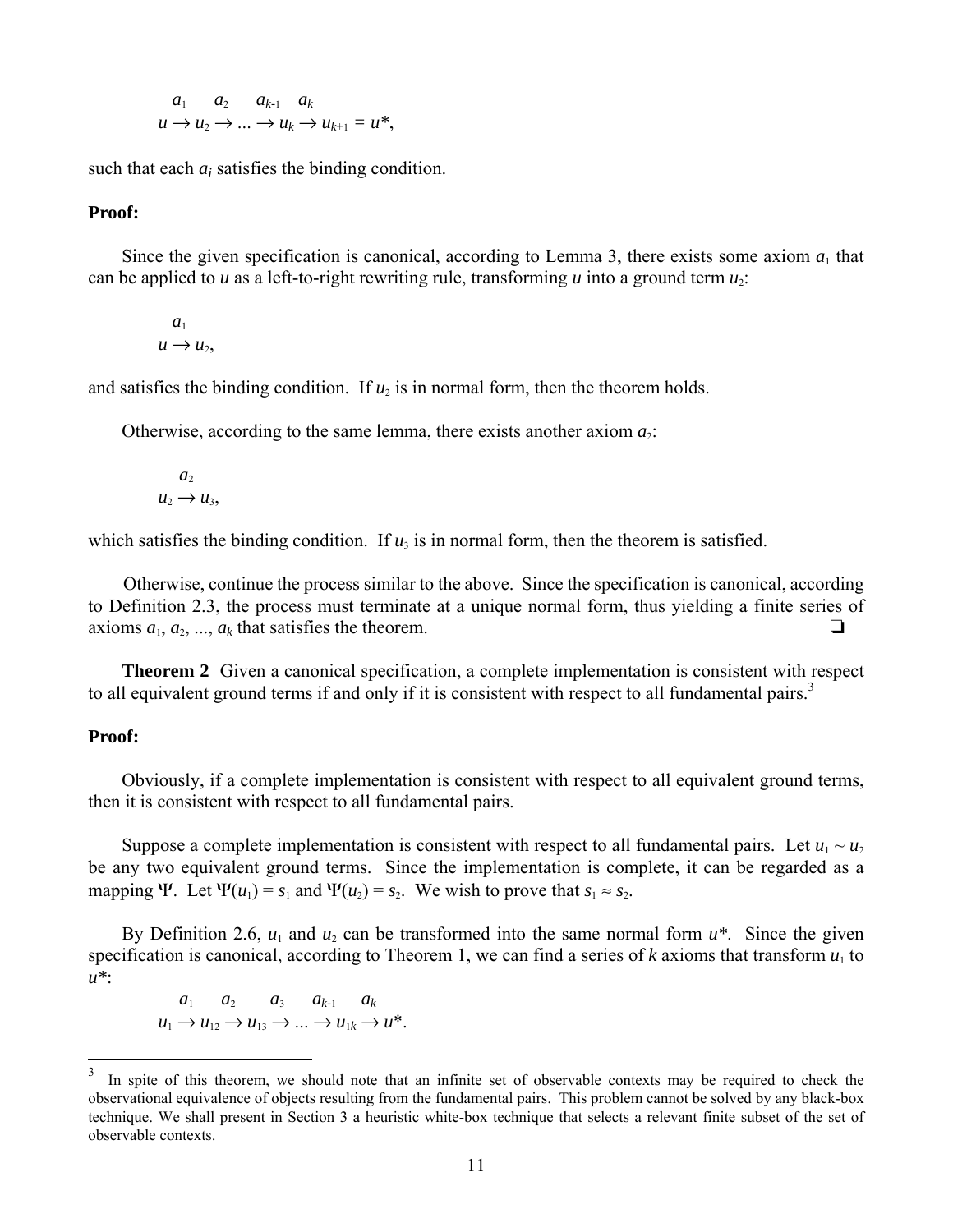$$u \xrightarrow{a_1} u_2 \xrightarrow{a_2} \ldots \xrightarrow{a_{k-1}} u_k \xrightarrow{a_k} u_{k+1} = u^*,$$

such that each $a_i$ satisfies the binding condition.

**Proof:**

Since the given specification is canonical, according to Lemma 3, there exists some axiom $a_1$ that can be applied to $u$ as a left-to-right rewriting rule, transforming $u$ into a ground term $u_2$:

$$u \xrightarrow{a_1} u_2,$$

and satisfies the binding condition. If $u_2$ is in normal form, then the theorem holds.

Otherwise, according to the same lemma, there exists another axiom $a_2$:

$$u_2 \xrightarrow{a_2} u_3,$$

which satisfies the binding condition. If $u_3$ is in normal form, then the theorem is satisfied.

Otherwise, continue the process similar to the above. Since the specification is canonical, according to Definition 2.3, the process must terminate at a unique normal form, thus yielding a finite series of axioms $a_1, a_2, \ldots, a_k$ that satisfies the theorem. ❏

**Theorem 2** Given a canonical specification, a complete implementation is consistent with respect to all equivalent ground terms if and only if it is consistent with respect to all fundamental pairs.[3]

**Proof:**

Obviously, if a complete implementation is consistent with respect to all equivalent ground terms, then it is consistent with respect to all fundamental pairs.

Suppose a complete implementation is consistent with respect to all fundamental pairs. Let $u_1 \sim u_2$ be any two equivalent ground terms. Since the implementation is complete, it can be regarded as a mapping $\Psi$. Let $\Psi(u_1) = s_1$ and $\Psi(u_2) = s_2$. We wish to prove that $s_1 \approx s_2$.

By Definition 2.6, $u_1$ and $u_2$ can be transformed into the same normal form $u^*$. Since the given specification is canonical, according to Theorem 1, we can find a series of $k$ axioms that transform $u_1$ to $u^*$:

$$u_1 \xrightarrow{a_1} u_{12} \xrightarrow{a_2} u_{13} \xrightarrow{a_3} \ldots \xrightarrow{a_{k-1}} u_{1k} \xrightarrow{a_k} u^*.$$

---

[3] In spite of this theorem, we should note that an infinite set of observable contexts may be required to check the observational equivalence of objects resulting from the fundamental pairs. This problem cannot be solved by any black-box technique. We shall present in Section 3 a heuristic white-box technique that selects a relevant finite subset of the set of observable contexts.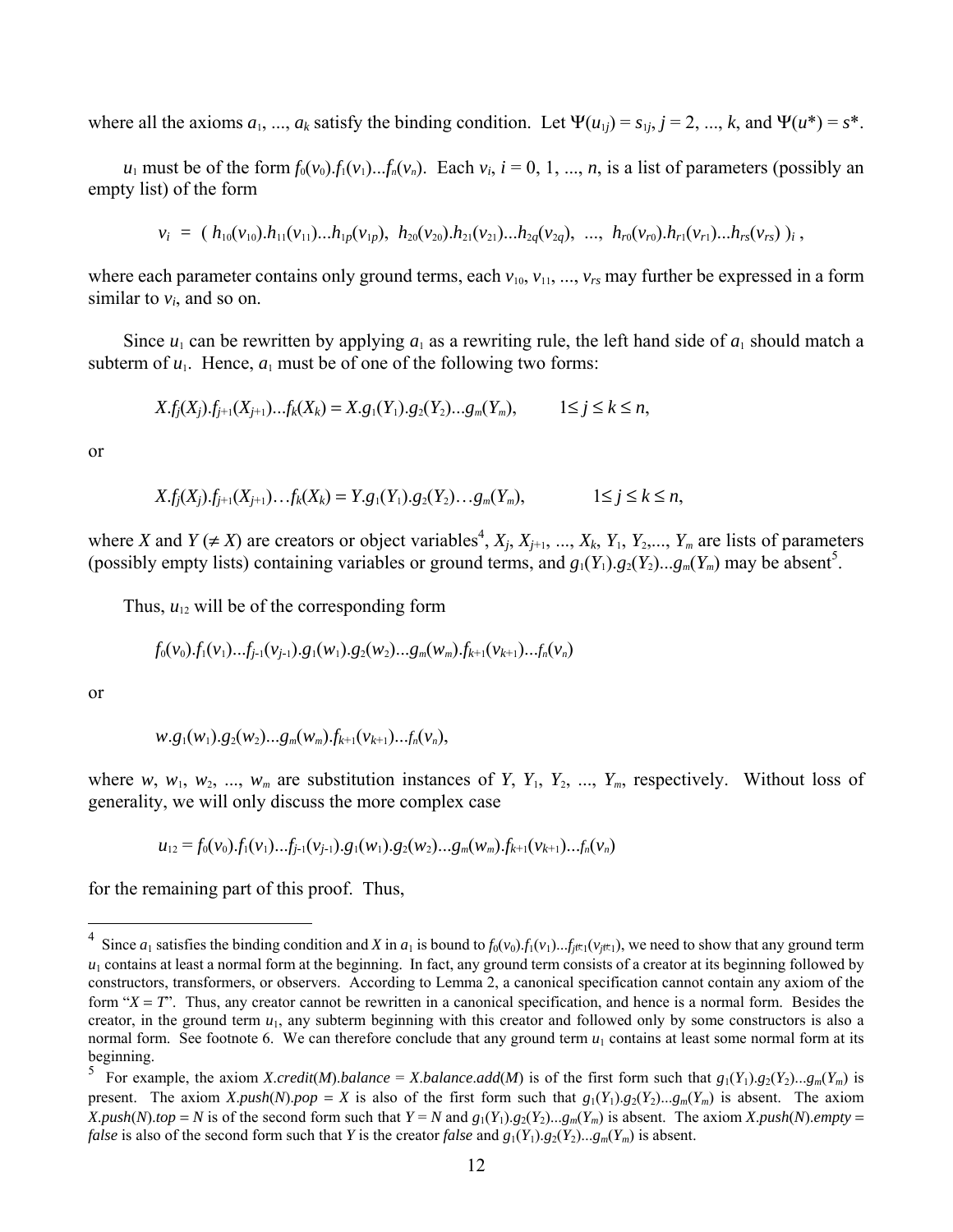where all the axioms $a_1$, ..., $a_k$ satisfy the binding condition. Let $\Psi(u_{1j}) = s_{1j}$, $j = 2, ..., k$, and $\Psi(u^*) = s^*$.

$u_1$ must be of the form $f_0(v_0).f_1(v_1)...f_n(v_n)$. Each $v_i$, $i = 0, 1, ..., n$, is a list of parameters (possibly an empty list) of the form

$$v_i \;=\; (\, h_{10}(v_{10}).h_{11}(v_{11})...h_{1p}(v_{1p}),\;\; h_{20}(v_{20}).h_{21}(v_{21})...h_{2q}(v_{2q}),\;\; ...,\;\; h_{r0}(v_{r0}).h_{r1}(v_{r1})...h_{rs}(v_{rs})\,)_i\,,$$

where each parameter contains only ground terms, each $v_{10}, v_{11}, ..., v_{rs}$ may further be expressed in a form similar to $v_i$, and so on.

Since $u_1$ can be rewritten by applying $a_1$ as a rewriting rule, the left hand side of $a_1$ should match a subterm of $u_1$. Hence, $a_1$ must be of one of the following two forms:

$$X.f_j(X_j).f_{j+1}(X_{j+1})...f_k(X_k) = X.g_1(Y_1).g_2(Y_2)...g_m(Y_m), \qquad 1 \le j \le k \le n,$$

or

$$X.f_j(X_j).f_{j+1}(X_{j+1})\ldots f_k(X_k) = Y.g_1(Y_1).g_2(Y_2)\ldots g_m(Y_m), \qquad 1 \le j \le k \le n,$$

where $X$ and $Y$ ($\neq X$) are creators or object variables[4], $X_j, X_{j+1}, ..., X_k, Y_1, Y_2, ..., Y_m$ are lists of parameters (possibly empty lists) containing variables or ground terms, and $g_1(Y_1).g_2(Y_2)...g_m(Y_m)$ may be absent[5].

Thus, $u_{12}$ will be of the corresponding form

$$f_0(v_0).f_1(v_1)...f_{j-1}(v_{j-1}).g_1(w_1).g_2(w_2)...g_m(w_m).f_{k+1}(v_{k+1})...f_n(v_n)$$

or

$$w.g_1(w_1).g_2(w_2)...g_m(w_m).f_{k+1}(v_{k+1})...f_n(v_n),$$

where $w, w_1, w_2, ..., w_m$ are substitution instances of $Y, Y_1, Y_2, ..., Y_m$, respectively. Without loss of generality, we will only discuss the more complex case

$$u_{12} = f_0(v_0).f_1(v_1)...f_{j-1}(v_{j-1}).g_1(w_1).g_2(w_2)...g_m(w_m).f_{k+1}(v_{k+1})...f_n(v_n)$$

for the remaining part of this proof. Thus,

---

[4] Since $a_1$ satisfies the binding condition and $X$ in $a_1$ is bound to $f_0(v_0).f_1(v_1)...f_{j-1}(v_{j-1})$, we need to show that any ground term $u_1$ contains at least a normal form at the beginning. In fact, any ground term consists of a creator at its beginning followed by constructors, transformers, or observers. According to Lemma 2, a canonical specification cannot contain any axiom of the form "$X = T$". Thus, any creator cannot be rewritten in a canonical specification, and hence is a normal form. Besides the creator, in the ground term $u_1$, any subterm beginning with this creator and followed only by some constructors is also a normal form. See footnote 6. We can therefore conclude that any ground term $u_1$ contains at least some normal form at its beginning.

[5] For example, the axiom $X.credit(M).balance = X.balance.add(M)$ is of the first form such that $g_1(Y_1).g_2(Y_2)...g_m(Y_m)$ is present. The axiom $X.push(N).pop = X$ is also of the first form such that $g_1(Y_1).g_2(Y_2)...g_m(Y_m)$ is absent. The axiom $X.push(N).top = N$ is of the second form such that $Y = N$ and $g_1(Y_1).g_2(Y_2)...g_m(Y_m)$ is absent. The axiom $X.push(N).empty = false$ is also of the second form such that $Y$ is the creator *false* and $g_1(Y_1).g_2(Y_2)...g_m(Y_m)$ is absent.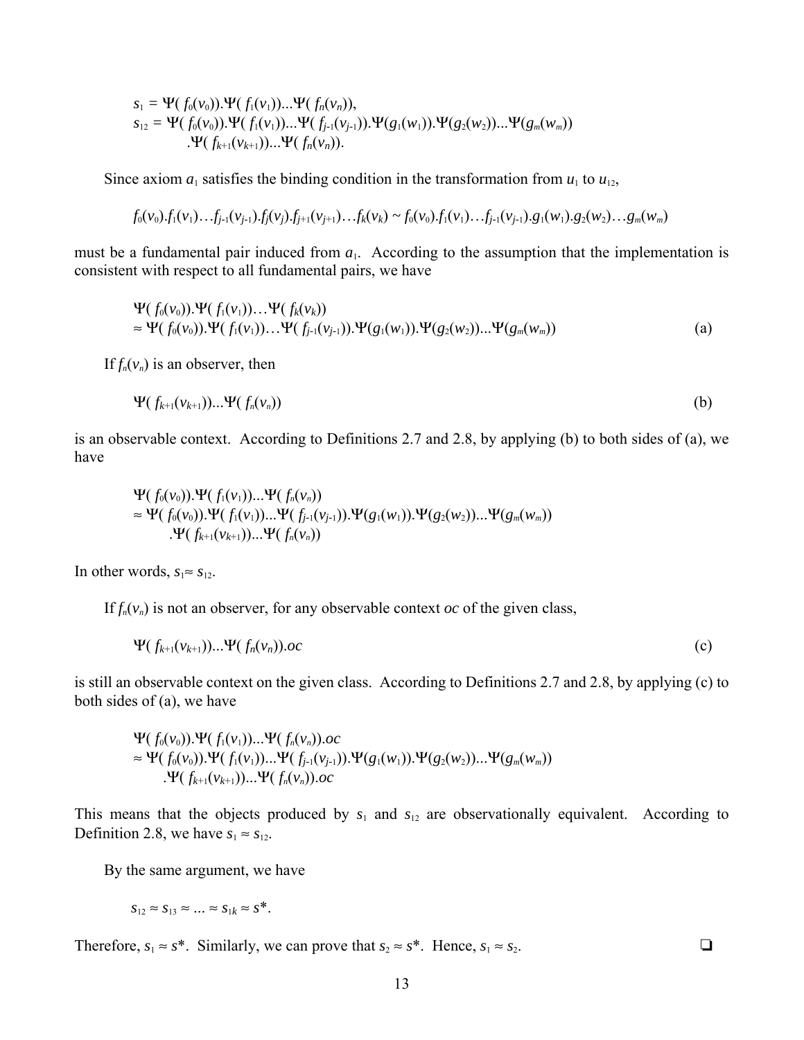$$
\begin{aligned}
s_1 &= \Psi(f_0(v_0)).\Psi(f_1(v_1))...\Psi(f_n(v_n)),\\
s_{12} &= \Psi(f_0(v_0)).\Psi(f_1(v_1))...\Psi(f_{j-1}(v_{j-1})).\Psi(g_1(w_1)).\Psi(g_2(w_2))...\Psi(g_m(w_m))\\
&\quad .\Psi(f_{k+1}(v_{k+1}))...\Psi(f_n(v_n)).
\end{aligned}
$$

Since axiom $a_1$ satisfies the binding condition in the transformation from $u_1$ to $u_{12}$,

$$
f_0(v_0).f_1(v_1)\ldots f_{j-1}(v_{j-1}).f_j(v_j).f_{j+1}(v_{j+1})\ldots f_k(v_k) \sim f_0(v_0).f_1(v_1)\ldots f_{j-1}(v_{j-1}).g_1(w_1).g_2(w_2)\ldots g_m(w_m)
$$

must be a fundamental pair induced from $a_1$. According to the assumption that the implementation is consistent with respect to all fundamental pairs, we have

$$
\begin{aligned}
&\Psi(f_0(v_0)).\Psi(f_1(v_1))\ldots\Psi(f_k(v_k))\\
&\approx \Psi(f_0(v_0)).\Psi(f_1(v_1))\ldots\Psi(f_{j-1}(v_{j-1})).\Psi(g_1(w_1)).\Psi(g_2(w_2))...\Psi(g_m(w_m)) \qquad \text{(a)}
\end{aligned}
$$

If $f_n(v_n)$ is an observer, then

$$
\Psi(f_{k+1}(v_{k+1}))...\Psi(f_n(v_n)) \qquad \text{(b)}
$$

is an observable context. According to Definitions 2.7 and 2.8, by applying (b) to both sides of (a), we have

$$
\begin{aligned}
&\Psi(f_0(v_0)).\Psi(f_1(v_1))...\Psi(f_n(v_n))\\
&\approx \Psi(f_0(v_0)).\Psi(f_1(v_1))...\Psi(f_{j-1}(v_{j-1})).\Psi(g_1(w_1)).\Psi(g_2(w_2))...\Psi(g_m(w_m))\\
&\quad .\Psi(f_{k+1}(v_{k+1}))...\Psi(f_n(v_n))
\end{aligned}
$$

In other words, $s_1 \approx s_{12}$.

If $f_n(v_n)$ is not an observer, for any observable context *oc* of the given class,

$$
\Psi(f_{k+1}(v_{k+1}))...\Psi(f_n(v_n)).oc \qquad \text{(c)}
$$

is still an observable context on the given class. According to Definitions 2.7 and 2.8, by applying (c) to both sides of (a), we have

$$
\begin{aligned}
&\Psi(f_0(v_0)).\Psi(f_1(v_1))...\Psi(f_n(v_n)).oc\\
&\approx \Psi(f_0(v_0)).\Psi(f_1(v_1))...\Psi(f_{j-1}(v_{j-1})).\Psi(g_1(w_1)).\Psi(g_2(w_2))...\Psi(g_m(w_m))\\
&\quad .\Psi(f_{k+1}(v_{k+1}))...\Psi(f_n(v_n)).oc
\end{aligned}
$$

This means that the objects produced by $s_1$ and $s_{12}$ are observationally equivalent. According to Definition 2.8, we have $s_1 \approx s_{12}$.

By the same argument, we have

$$
s_{12} \approx s_{13} \approx \ldots \approx s_{1k} \approx s^*.
$$

Therefore, $s_1 \approx s^*$. Similarly, we can prove that $s_2 \approx s^*$. Hence, $s_1 \approx s_2$. ❑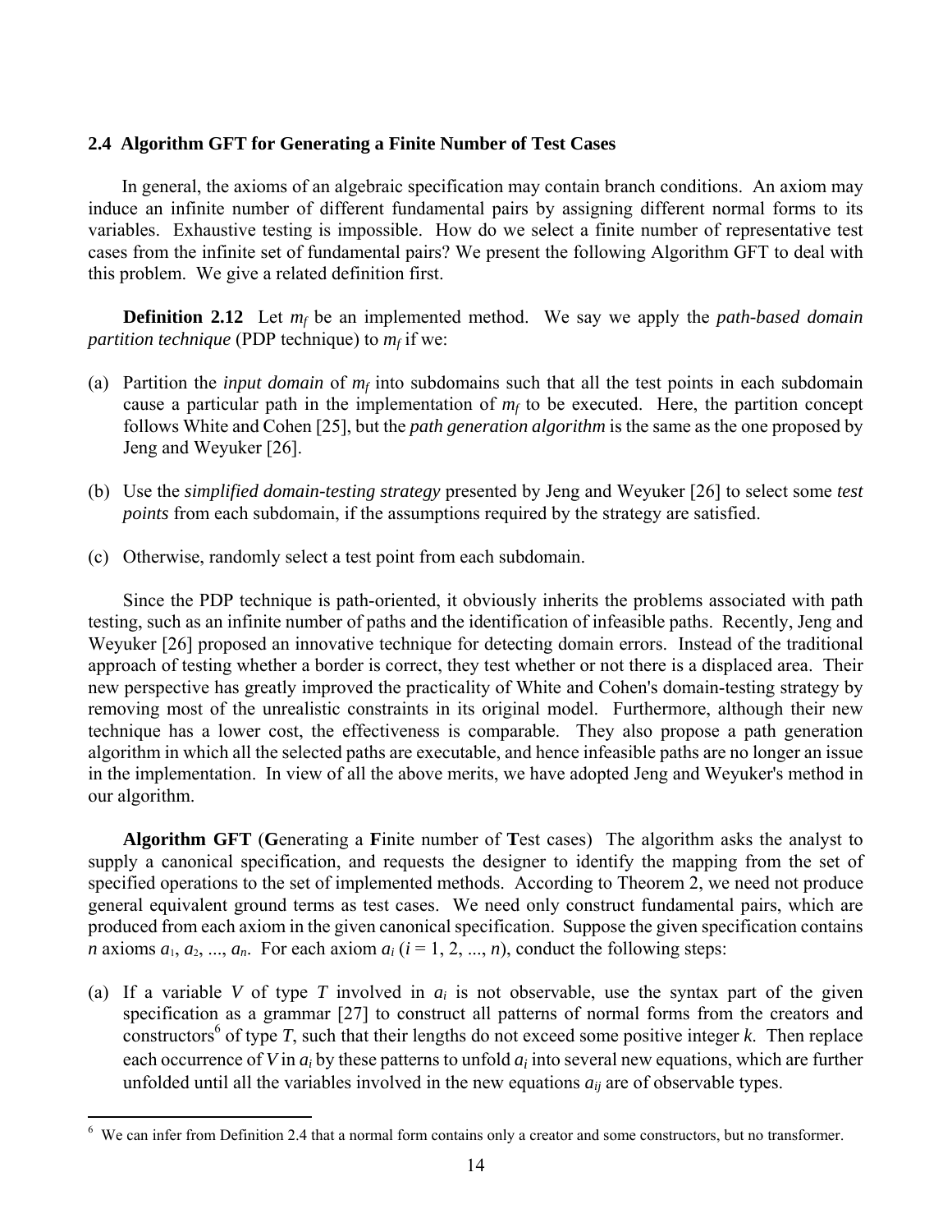### 2.4 Algorithm GFT for Generating a Finite Number of Test Cases

In general, the axioms of an algebraic specification may contain branch conditions. An axiom may induce an infinite number of different fundamental pairs by assigning different normal forms to its variables. Exhaustive testing is impossible. How do we select a finite number of representative test cases from the infinite set of fundamental pairs? We present the following Algorithm GFT to deal with this problem. We give a related definition first.

**Definition 2.12** Let $m_f$ be an implemented method. We say we apply the *path-based domain partition technique* (PDP technique) to $m_f$ if we:

(a) Partition the *input domain* of $m_f$ into subdomains such that all the test points in each subdomain cause a particular path in the implementation of $m_f$ to be executed. Here, the partition concept follows White and Cohen [25], but the *path generation algorithm* is the same as the one proposed by Jeng and Weyuker [26].

(b) Use the *simplified domain-testing strategy* presented by Jeng and Weyuker [26] to select some *test points* from each subdomain, if the assumptions required by the strategy are satisfied.

(c) Otherwise, randomly select a test point from each subdomain.

Since the PDP technique is path-oriented, it obviously inherits the problems associated with path testing, such as an infinite number of paths and the identification of infeasible paths. Recently, Jeng and Weyuker [26] proposed an innovative technique for detecting domain errors. Instead of the traditional approach of testing whether a border is correct, they test whether or not there is a displaced area. Their new perspective has greatly improved the practicality of White and Cohen's domain-testing strategy by removing most of the unrealistic constraints in its original model. Furthermore, although their new technique has a lower cost, the effectiveness is comparable. They also propose a path generation algorithm in which all the selected paths are executable, and hence infeasible paths are no longer an issue in the implementation. In view of all the above merits, we have adopted Jeng and Weyuker's method in our algorithm.

**Algorithm GFT** (**G**enerating a **F**inite number of **T**est cases) The algorithm asks the analyst to supply a canonical specification, and requests the designer to identify the mapping from the set of specified operations to the set of implemented methods. According to Theorem 2, we need not produce general equivalent ground terms as test cases. We need only construct fundamental pairs, which are produced from each axiom in the given canonical specification. Suppose the given specification contains $n$ axioms $a_1, a_2, ..., a_n$. For each axiom $a_i$ ($i = 1, 2, ..., n$), conduct the following steps:

(a) If a variable $V$ of type $T$ involved in $a_i$ is not observable, use the syntax part of the given specification as a grammar [27] to construct all patterns of normal forms from the creators and constructors[6] of type $T$, such that their lengths do not exceed some positive integer $k$. Then replace each occurrence of $V$ in $a_i$ by these patterns to unfold $a_i$ into several new equations, which are further unfolded until all the variables involved in the new equations $a_{ij}$ are of observable types.

[6] We can infer from Definition 2.4 that a normal form contains only a creator and some constructors, but no transformer.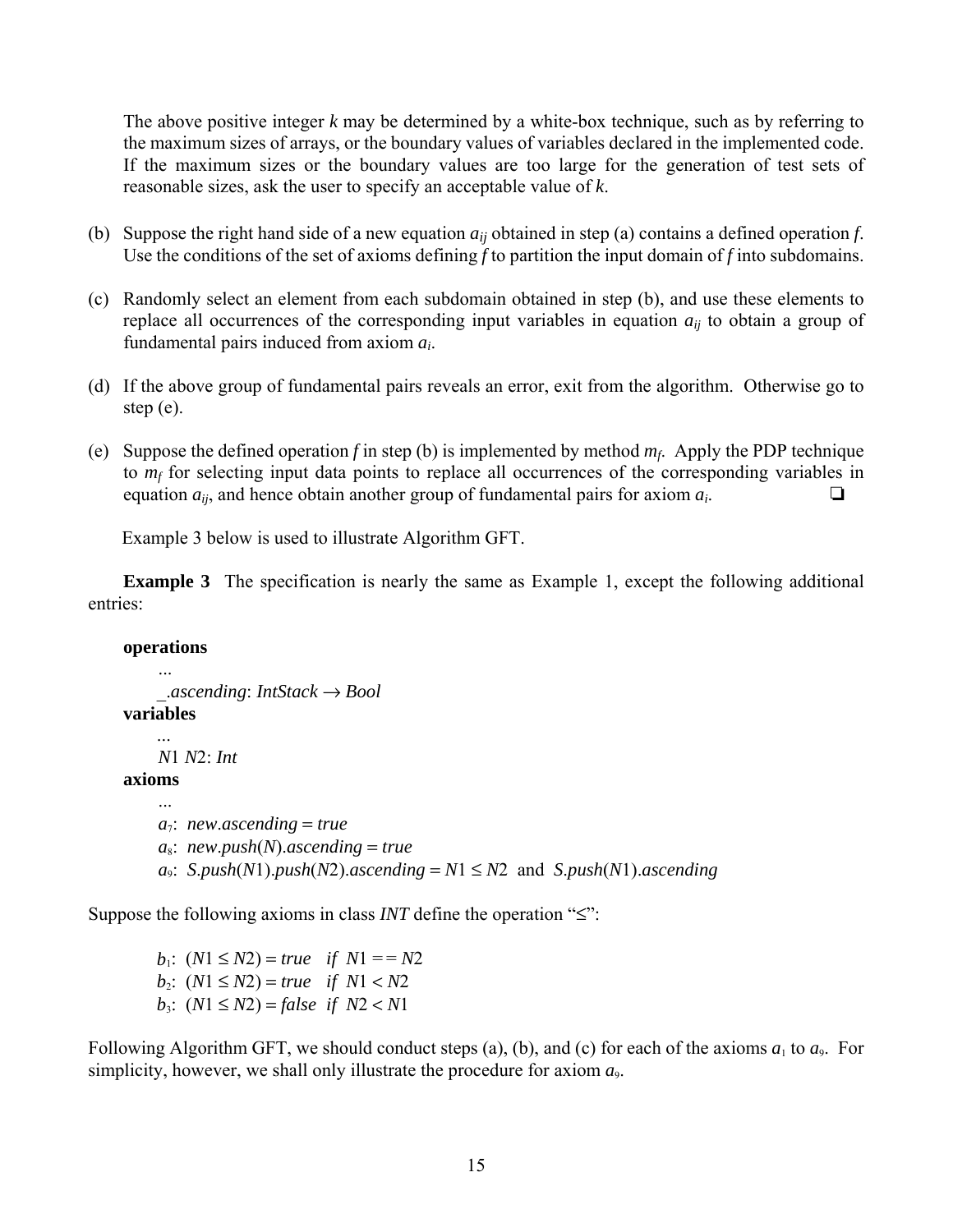The above positive integer $k$ may be determined by a white-box technique, such as by referring to the maximum sizes of arrays, or the boundary values of variables declared in the implemented code. If the maximum sizes or the boundary values are too large for the generation of test sets of reasonable sizes, ask the user to specify an acceptable value of $k$.

(b) Suppose the right hand side of a new equation $a_{ij}$ obtained in step (a) contains a defined operation $f$. Use the conditions of the set of axioms defining $f$ to partition the input domain of $f$ into subdomains.

(c) Randomly select an element from each subdomain obtained in step (b), and use these elements to replace all occurrences of the corresponding input variables in equation $a_{ij}$ to obtain a group of fundamental pairs induced from axiom $a_i$.

(d) If the above group of fundamental pairs reveals an error, exit from the algorithm. Otherwise go to step (e).

(e) Suppose the defined operation $f$ in step (b) is implemented by method $m_f$. Apply the PDP technique to $m_f$ for selecting input data points to replace all occurrences of the corresponding variables in equation $a_{ij}$, and hence obtain another group of fundamental pairs for axiom $a_i$. ❑

Example 3 below is used to illustrate Algorithm GFT.

**Example 3** The specification is nearly the same as Example 1, except the following additional entries:

**operations**

...

*_.ascending*: *IntStack* → *Bool*

**variables**

...

*N*1 *N*2: *Int*

**axioms**

...

$a_7$: *new.ascending* = *true*

$a_8$: *new.push*(*N*)*.ascending* = *true*

$a_9$: *S.push*(*N*1)*.push*(*N*2)*.ascending* = $N1 \leq N2$ and *S.push*(*N*1)*.ascending*

Suppose the following axioms in class *INT* define the operation "≤":

$b_1$: $(N1 \leq N2) = true \quad if \;\; N1 == N2$

$b_2$: $(N1 \leq N2) = true \quad if \;\; N1 < N2$

$b_3$: $(N1 \leq N2) = false \quad if \;\; N2 < N1$

Following Algorithm GFT, we should conduct steps (a), (b), and (c) for each of the axioms $a_1$ to $a_9$. For simplicity, however, we shall only illustrate the procedure for axiom $a_9$.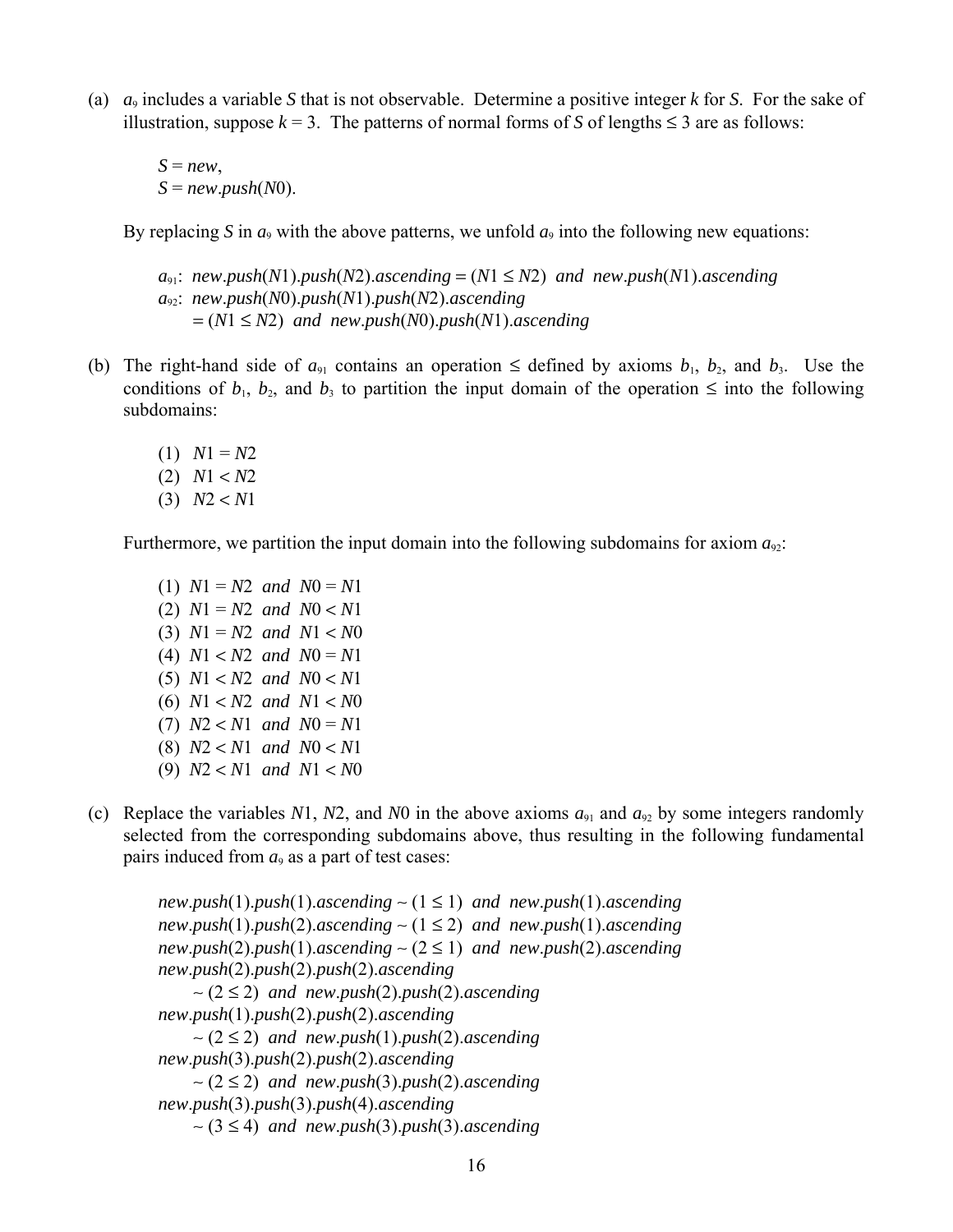(a) $a_9$ includes a variable *S* that is not observable. Determine a positive integer *k* for *S*. For the sake of illustration, suppose $k = 3$. The patterns of normal forms of *S* of lengths ≤ 3 are as follows:

> *S* = *new*,
> *S* = *new*.*push*(*N*0).

By replacing *S* in $a_9$ with the above patterns, we unfold $a_9$ into the following new equations:

> $a_{91}$: *new*.*push*(*N*1).*push*(*N*2).*ascending* = (*N*1 ≤ *N*2) *and* *new*.*push*(*N*1).*ascending*
> $a_{92}$: *new*.*push*(*N*0).*push*(*N*1).*push*(*N*2).*ascending*
> = (*N*1 ≤ *N*2) *and* *new*.*push*(*N*0).*push*(*N*1).*ascending*

(b) The right-hand side of $a_{91}$ contains an operation ≤ defined by axioms $b_1$, $b_2$, and $b_3$. Use the conditions of $b_1$, $b_2$, and $b_3$ to partition the input domain of the operation ≤ into the following subdomains:

> (1) *N*1 = *N*2
> (2) *N*1 < *N*2
> (3) *N*2 < *N*1

Furthermore, we partition the input domain into the following subdomains for axiom $a_{92}$:

> (1) *N*1 = *N*2 *and* *N*0 = *N*1
> (2) *N*1 = *N*2 *and* *N*0 < *N*1
> (3) *N*1 = *N*2 *and* *N*1 < *N*0
> (4) *N*1 < *N*2 *and* *N*0 = *N*1
> (5) *N*1 < *N*2 *and* *N*0 < *N*1
> (6) *N*1 < *N*2 *and* *N*1 < *N*0
> (7) *N*2 < *N*1 *and* *N*0 = *N*1
> (8) *N*2 < *N*1 *and* *N*0 < *N*1
> (9) *N*2 < *N*1 *and* *N*1 < *N*0

(c) Replace the variables *N*1, *N*2, and *N*0 in the above axioms $a_{91}$ and $a_{92}$ by some integers randomly selected from the corresponding subdomains above, thus resulting in the following fundamental pairs induced from $a_9$ as a part of test cases:

> *new*.*push*(1).*push*(1).*ascending* ~ (1 ≤ 1) *and* *new*.*push*(1).*ascending*
> *new*.*push*(1).*push*(2).*ascending* ~ (1 ≤ 2) *and* *new*.*push*(1).*ascending*
> *new*.*push*(2).*push*(1).*ascending* ~ (2 ≤ 1) *and* *new*.*push*(2).*ascending*
> *new*.*push*(2).*push*(2).*push*(2).*ascending*
> ~ (2 ≤ 2) *and* *new*.*push*(2).*push*(2).*ascending*
> *new*.*push*(1).*push*(2).*push*(2).*ascending*
> ~ (2 ≤ 2) *and* *new*.*push*(1).*push*(2).*ascending*
> *new*.*push*(3).*push*(2).*push*(2).*ascending*
> ~ (2 ≤ 2) *and* *new*.*push*(3).*push*(2).*ascending*
> *new*.*push*(3).*push*(3).*push*(4).*ascending*
> ~ (3 ≤ 4) *and* *new*.*push*(3).*push*(3).*ascending*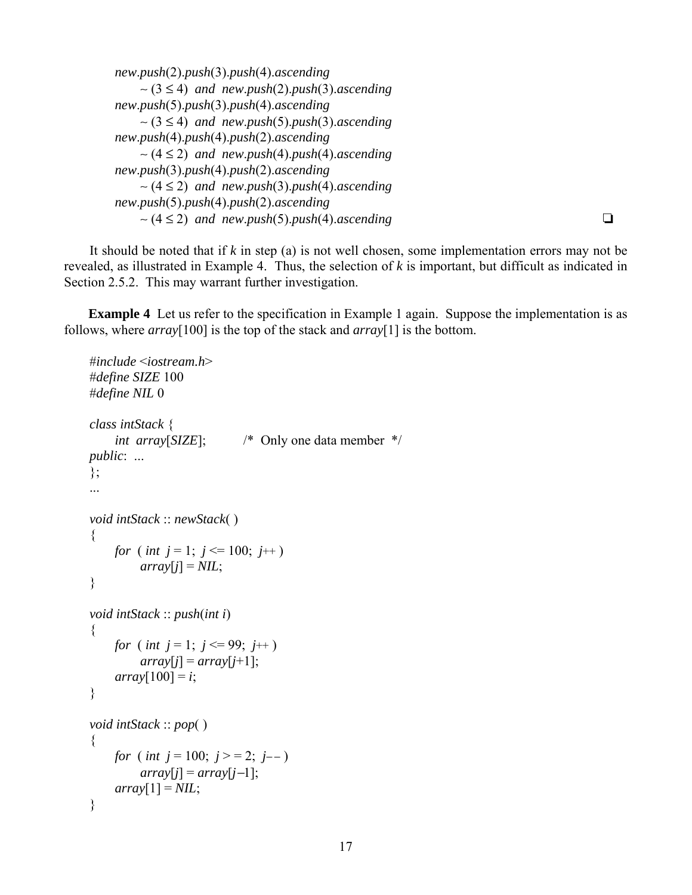*new*.*push*(2).*push*(3).*push*(4).*ascending*
 ~ (3 ≤ 4) *and* *new*.*push*(2).*push*(3).*ascending*
*new*.*push*(5).*push*(3).*push*(4).*ascending*
 ~ (3 ≤ 4) *and* *new*.*push*(5).*push*(3).*ascending*
*new*.*push*(4).*push*(4).*push*(2).*ascending*
 ~ (4 ≤ 2) *and* *new*.*push*(4).*push*(4).*ascending*
*new*.*push*(3).*push*(4).*push*(2).*ascending*
 ~ (4 ≤ 2) *and* *new*.*push*(3).*push*(4).*ascending*
*new*.*push*(5).*push*(4).*push*(2).*ascending*
 ~ (4 ≤ 2) *and* *new*.*push*(5).*push*(4).*ascending* ❑

It should be noted that if *k* in step (a) is not well chosen, some implementation errors may not be revealed, as illustrated in Example 4. Thus, the selection of *k* is important, but difficult as indicated in Section 2.5.2. This may warrant further investigation.

**Example 4** Let us refer to the specification in Example 1 again. Suppose the implementation is as follows, where *array*[100] is the top of the stack and *array*[1] is the bottom.

```
#include <iostream.h>
#define SIZE 100
#define NIL 0

class intStack {
    int array[SIZE];          /* Only one data member */
public: ...
};
...

void intStack :: newStack( )
{
    for ( int j = 1; j <= 100; j++ )
        array[j] = NIL;
}

void intStack :: push(int i)
{
    for ( int j = 1; j <= 99; j++ )
        array[j] = array[j+1];
    array[100] = i;
}

void intStack :: pop( )
{
    for ( int j = 100; j > = 2; j-- )
        array[j] = array[j-1];
    array[1] = NIL;
}
```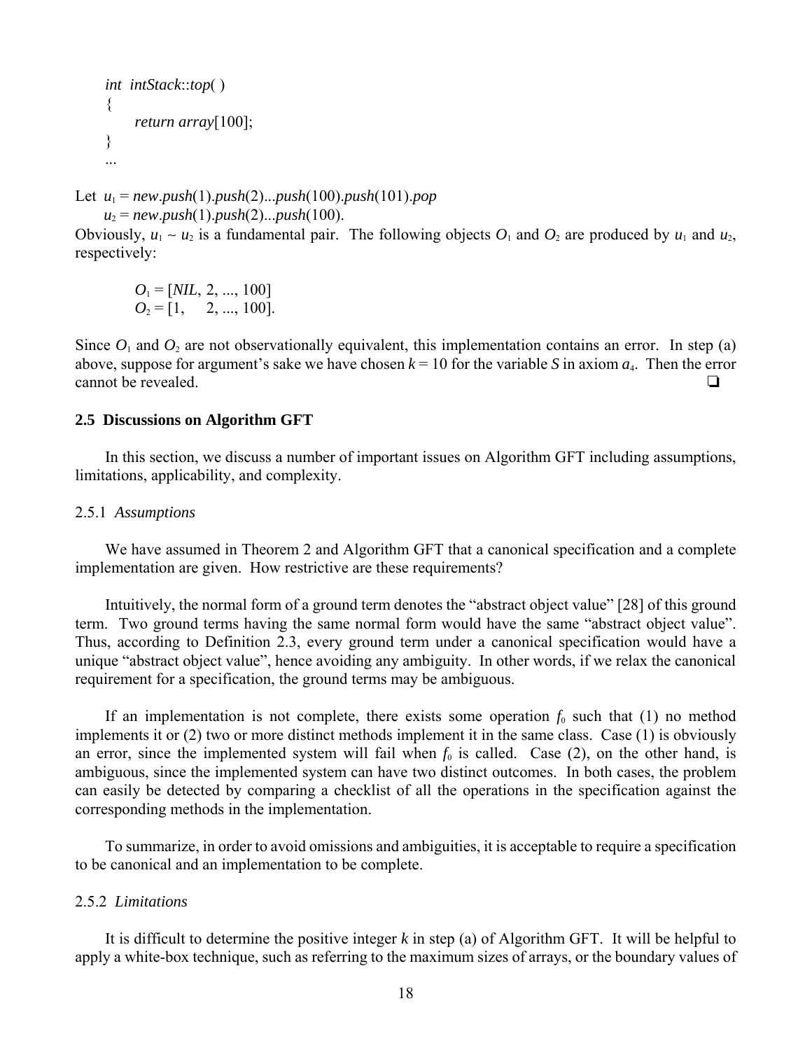```
int intStack::top( )
{
    return array[100];
}
...
```

Let $u_1 = new.push(1).push(2)...push(100).push(101).pop$
$u_2 = new.push(1).push(2)...push(100)$.

Obviously, $u_1 \sim u_2$ is a fundamental pair. The following objects $O_1$ and $O_2$ are produced by $u_1$ and $u_2$, respectively:

$$O_1 = [NIL, 2, ..., 100]$$
$$O_2 = [1, \quad 2, ..., 100].$$

Since $O_1$ and $O_2$ are not observationally equivalent, this implementation contains an error. In step (a) above, suppose for argument's sake we have chosen $k = 10$ for the variable $S$ in axiom $a_4$. Then the error cannot be revealed. ❑

### 2.5 Discussions on Algorithm GFT

In this section, we discuss a number of important issues on Algorithm GFT including assumptions, limitations, applicability, and complexity.

#### 2.5.1 *Assumptions*

We have assumed in Theorem 2 and Algorithm GFT that a canonical specification and a complete implementation are given. How restrictive are these requirements?

Intuitively, the normal form of a ground term denotes the "abstract object value" [28] of this ground term. Two ground terms having the same normal form would have the same "abstract object value". Thus, according to Definition 2.3, every ground term under a canonical specification would have a unique "abstract object value", hence avoiding any ambiguity. In other words, if we relax the canonical requirement for a specification, the ground terms may be ambiguous.

If an implementation is not complete, there exists some operation $f_0$ such that (1) no method implements it or (2) two or more distinct methods implement it in the same class. Case (1) is obviously an error, since the implemented system will fail when $f_0$ is called. Case (2), on the other hand, is ambiguous, since the implemented system can have two distinct outcomes. In both cases, the problem can easily be detected by comparing a checklist of all the operations in the specification against the corresponding methods in the implementation.

To summarize, in order to avoid omissions and ambiguities, it is acceptable to require a specification to be canonical and an implementation to be complete.

#### 2.5.2 *Limitations*

It is difficult to determine the positive integer $k$ in step (a) of Algorithm GFT. It will be helpful to apply a white-box technique, such as referring to the maximum sizes of arrays, or the boundary values of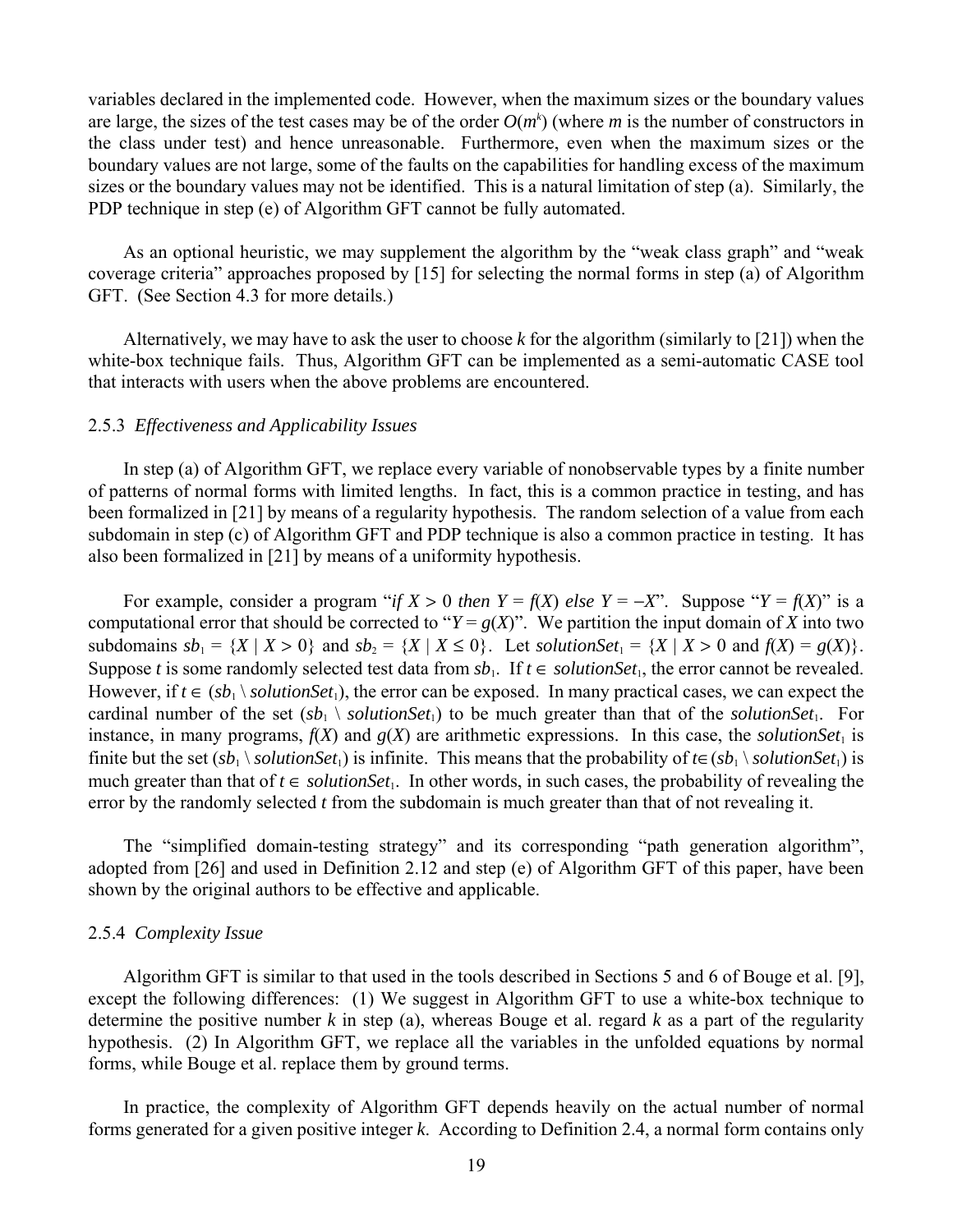variables declared in the implemented code. However, when the maximum sizes or the boundary values are large, the sizes of the test cases may be of the order $O(m^k)$ (where $m$ is the number of constructors in the class under test) and hence unreasonable. Furthermore, even when the maximum sizes or the boundary values are not large, some of the faults on the capabilities for handling excess of the maximum sizes or the boundary values may not be identified. This is a natural limitation of step (a). Similarly, the PDP technique in step (e) of Algorithm GFT cannot be fully automated.

As an optional heuristic, we may supplement the algorithm by the "weak class graph" and "weak coverage criteria" approaches proposed by [15] for selecting the normal forms in step (a) of Algorithm GFT. (See Section 4.3 for more details.)

Alternatively, we may have to ask the user to choose $k$ for the algorithm (similarly to [21]) when the white-box technique fails. Thus, Algorithm GFT can be implemented as a semi-automatic CASE tool that interacts with users when the above problems are encountered.

### 2.5.3 *Effectiveness and Applicability Issues*

In step (a) of Algorithm GFT, we replace every variable of nonobservable types by a finite number of patterns of normal forms with limited lengths. In fact, this is a common practice in testing, and has been formalized in [21] by means of a regularity hypothesis. The random selection of a value from each subdomain in step (c) of Algorithm GFT and PDP technique is also a common practice in testing. It has also been formalized in [21] by means of a uniformity hypothesis.

For example, consider a program "*if* $X > 0$ *then* $Y = f(X)$ *else* $Y = -X$". Suppose "$Y = f(X)$" is a computational error that should be corrected to "$Y = g(X)$". We partition the input domain of $X$ into two subdomains $sb_1 = \{X \mid X > 0\}$ and $sb_2 = \{X \mid X \leq 0\}$. Let $solutionSet_1 = \{X \mid X > 0 \text{ and } f(X) = g(X)\}$. Suppose $t$ is some randomly selected test data from $sb_1$. If $t \in solutionSet_1$, the error cannot be revealed. However, if $t \in (sb_1 \setminus solutionSet_1)$, the error can be exposed. In many practical cases, we can expect the cardinal number of the set $(sb_1 \setminus solutionSet_1)$ to be much greater than that of the $solutionSet_1$. For instance, in many programs, $f(X)$ and $g(X)$ are arithmetic expressions. In this case, the $solutionSet_1$ is finite but the set $(sb_1 \setminus solutionSet_1)$ is infinite. This means that the probability of $t \in (sb_1 \setminus solutionSet_1)$ is much greater than that of $t \in solutionSet_1$. In other words, in such cases, the probability of revealing the error by the randomly selected $t$ from the subdomain is much greater than that of not revealing it.

The "simplified domain-testing strategy" and its corresponding "path generation algorithm", adopted from [26] and used in Definition 2.12 and step (e) of Algorithm GFT of this paper, have been shown by the original authors to be effective and applicable.

### 2.5.4 *Complexity Issue*

Algorithm GFT is similar to that used in the tools described in Sections 5 and 6 of Bouge et al. [9], except the following differences: (1) We suggest in Algorithm GFT to use a white-box technique to determine the positive number $k$ in step (a), whereas Bouge et al. regard $k$ as a part of the regularity hypothesis. (2) In Algorithm GFT, we replace all the variables in the unfolded equations by normal forms, while Bouge et al. replace them by ground terms.

In practice, the complexity of Algorithm GFT depends heavily on the actual number of normal forms generated for a given positive integer $k$. According to Definition 2.4, a normal form contains only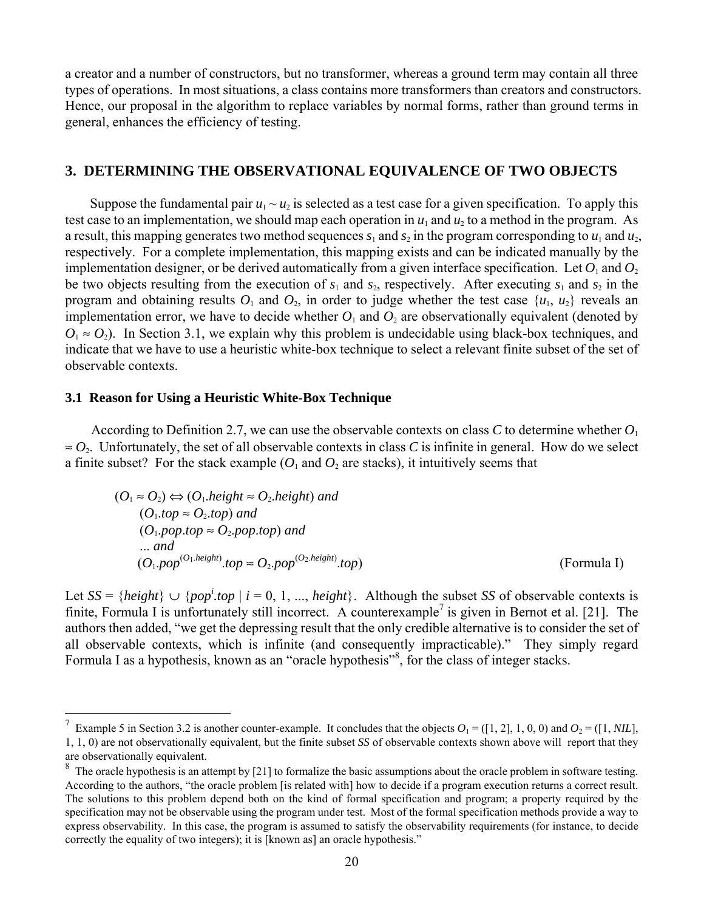a creator and a number of constructors, but no transformer, whereas a ground term may contain all three types of operations. In most situations, a class contains more transformers than creators and constructors. Hence, our proposal in the algorithm to replace variables by normal forms, rather than ground terms in general, enhances the efficiency of testing.

## 3. DETERMINING THE OBSERVATIONAL EQUIVALENCE OF TWO OBJECTS

Suppose the fundamental pair $u_1 \sim u_2$ is selected as a test case for a given specification. To apply this test case to an implementation, we should map each operation in $u_1$ and $u_2$ to a method in the program. As a result, this mapping generates two method sequences $s_1$ and $s_2$ in the program corresponding to $u_1$ and $u_2$, respectively. For a complete implementation, this mapping exists and can be indicated manually by the implementation designer, or be derived automatically from a given interface specification. Let $O_1$ and $O_2$ be two objects resulting from the execution of $s_1$ and $s_2$, respectively. After executing $s_1$ and $s_2$ in the program and obtaining results $O_1$ and $O_2$, in order to judge whether the test case $\{u_1, u_2\}$ reveals an implementation error, we have to decide whether $O_1$ and $O_2$ are observationally equivalent (denoted by $O_1 \approx O_2$). In Section 3.1, we explain why this problem is undecidable using black-box techniques, and indicate that we have to use a heuristic white-box technique to select a relevant finite subset of the set of observable contexts.

### 3.1 Reason for Using a Heuristic White-Box Technique

According to Definition 2.7, we can use the observable contexts on class $C$ to determine whether $O_1 \approx O_2$. Unfortunately, the set of all observable contexts in class $C$ is infinite in general. How do we select a finite subset? For the stack example ($O_1$ and $O_2$ are stacks), it intuitively seems that

$$
\begin{aligned}
(O_1 \approx O_2) \Leftrightarrow\ & (O_1.height \approx O_2.height) \textit{ and} \\
& (O_1.top \approx O_2.top) \textit{ and} \\
& (O_1.pop.top \approx O_2.pop.top) \textit{ and} \\
& \ldots \textit{ and} \\
& (O_1.pop^{(O_1.height)}.top \approx O_2.pop^{(O_2.height)}.top) \qquad \text{(Formula I)}
\end{aligned}
$$

Let $SS = \{height\} \cup \{pop^i.top \mid i = 0, 1, ..., height\}$. Although the subset $SS$ of observable contexts is finite, Formula I is unfortunately still incorrect. A counterexample[7] is given in Bernot et al. [21]. The authors then added, "we get the depressing result that the only credible alternative is to consider the set of all observable contexts, which is infinite (and consequently impracticable)." They simply regard Formula I as a hypothesis, known as an "oracle hypothesis"[8], for the class of integer stacks.

---

[7] Example 5 in Section 3.2 is another counter-example. It concludes that the objects $O_1$ = ([1, 2], 1, 0, 0) and $O_2$ = ([1, *NIL*], 1, 1, 0) are not observationally equivalent, but the finite subset $SS$ of observable contexts shown above will report that they are observationally equivalent.

[8] The oracle hypothesis is an attempt by [21] to formalize the basic assumptions about the oracle problem in software testing. According to the authors, "the oracle problem [is related with] how to decide if a program execution returns a correct result. The solutions to this problem depend both on the kind of formal specification and program; a property required by the specification may not be observable using the program under test. Most of the formal specification methods provide a way to express observability. In this case, the program is assumed to satisfy the observability requirements (for instance, to decide correctly the equality of two integers); it is [known as] an oracle hypothesis."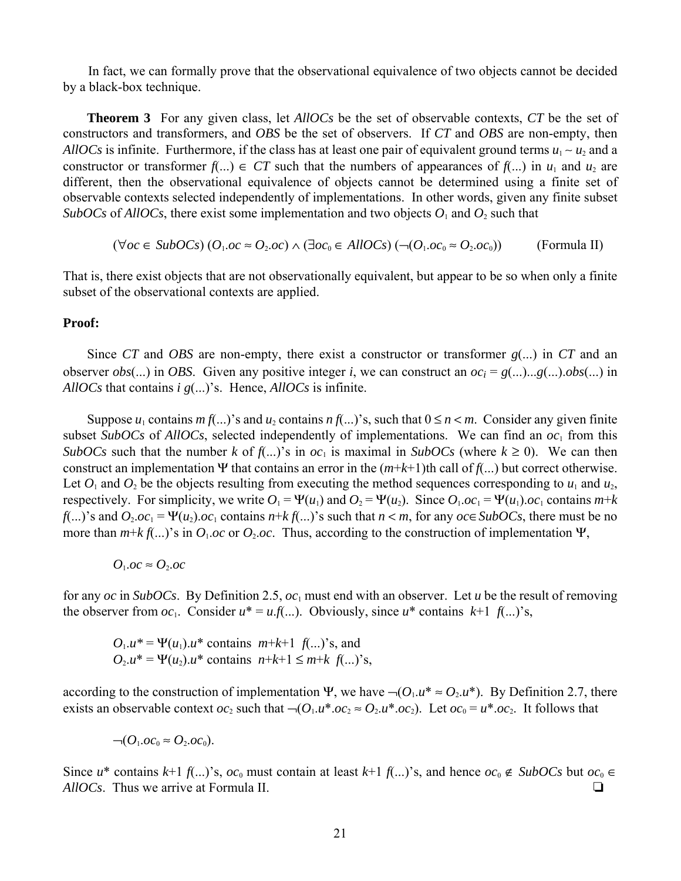In fact, we can formally prove that the observational equivalence of two objects cannot be decided by a black-box technique.

**Theorem 3** For any given class, let *AllOCs* be the set of observable contexts, *CT* be the set of constructors and transformers, and *OBS* be the set of observers. If *CT* and *OBS* are non-empty, then *AllOCs* is infinite. Furthermore, if the class has at least one pair of equivalent ground terms $u_1 \sim u_2$ and a constructor or transformer $f(...) \in CT$ such that the numbers of appearances of $f(...)$ in $u_1$ and $u_2$ are different, then the observational equivalence of objects cannot be determined using a finite set of observable contexts selected independently of implementations. In other words, given any finite subset *SubOCs* of *AllOCs*, there exist some implementation and two objects $O_1$ and $O_2$ such that

$$(\forall oc \in SubOCs)\,(O_1.oc \approx O_2.oc) \wedge (\exists oc_0 \in AllOCs)\,(\neg(O_1.oc_0 \approx O_2.oc_0)) \qquad \text{(Formula II)}$$

That is, there exist objects that are not observationally equivalent, but appear to be so when only a finite subset of the observational contexts are applied.

**Proof:**

Since *CT* and *OBS* are non-empty, there exist a constructor or transformer $g(...)$ in *CT* and an observer $obs(...)$ in *OBS*. Given any positive integer $i$, we can construct an $oc_i = g(...)...g(...).obs(...)$ in *AllOCs* that contains $i$ $g(...)$'s. Hence, *AllOCs* is infinite.

Suppose $u_1$ contains $m$ $f(...)$'s and $u_2$ contains $n$ $f(...)$'s, such that $0 \leq n < m$. Consider any given finite subset *SubOCs* of *AllOCs*, selected independently of implementations. We can find an $oc_1$ from this *SubOCs* such that the number $k$ of $f(...)$'s in $oc_1$ is maximal in *SubOCs* (where $k \geq 0$). We can then construct an implementation $\Psi$ that contains an error in the $(m+k+1)$th call of $f(...)$ but correct otherwise. Let $O_1$ and $O_2$ be the objects resulting from executing the method sequences corresponding to $u_1$ and $u_2$, respectively. For simplicity, we write $O_1 = \Psi(u_1)$ and $O_2 = \Psi(u_2)$. Since $O_1.oc_1 = \Psi(u_1).oc_1$ contains $m+k$ $f(...)$'s and $O_2.oc_1 = \Psi(u_2).oc_1$ contains $n+k$ $f(...)$'s such that $n < m$, for any $oc \in SubOCs$, there must be no more than $m+k$ $f(...)$'s in $O_1.oc$ or $O_2.oc$. Thus, according to the construction of implementation $\Psi$,

$$O_1.oc \approx O_2.oc$$

for any $oc$ in *SubOCs*. By Definition 2.5, $oc_1$ must end with an observer. Let $u$ be the result of removing the observer from $oc_1$. Consider $u^* = u.f(...)$. Obviously, since $u^*$ contains $k+1$ $f(...)$'s,

$$O_1.u^* = \Psi(u_1).u^* \text{ contains } m+k+1 \; f(...)\text{'s, and}$$
$$O_2.u^* = \Psi(u_2).u^* \text{ contains } n+k+1 \leq m+k \; f(...)\text{'s,}$$

according to the construction of implementation $\Psi$, we have $\neg(O_1.u^* \approx O_2.u^*)$. By Definition 2.7, there exists an observable context $oc_2$ such that $\neg(O_1.u^*.oc_2 \approx O_2.u^*.oc_2)$. Let $oc_0 = u^*.oc_2$. It follows that

$$\neg(O_1.oc_0 \approx O_2.oc_0).$$

Since $u^*$ contains $k+1$ $f(...)$'s, $oc_0$ must contain at least $k+1$ $f(...)$'s, and hence $oc_0 \notin SubOCs$ but $oc_0 \in AllOCs$. Thus we arrive at Formula II. ❑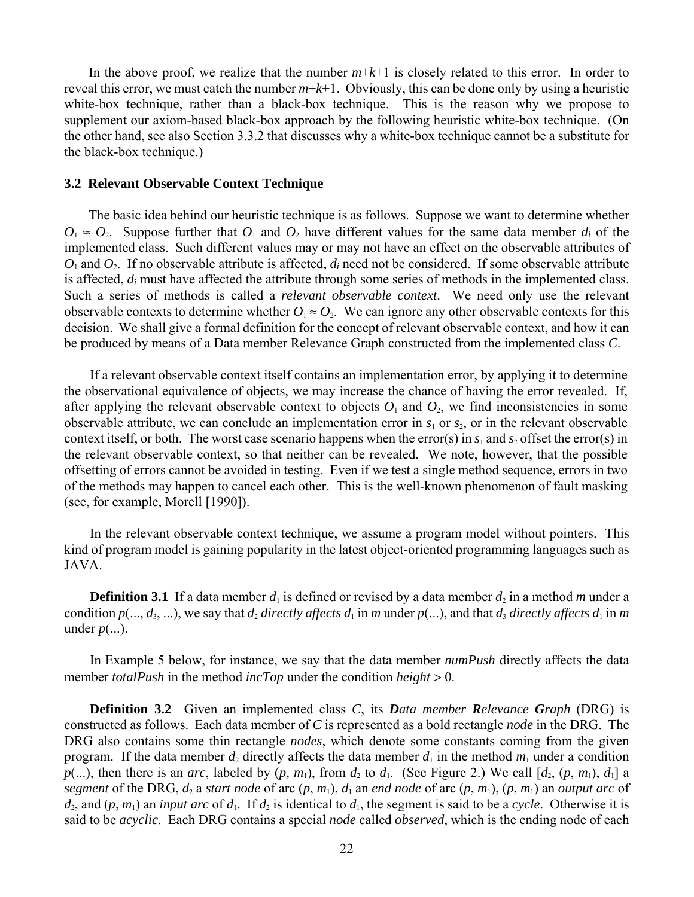In the above proof, we realize that the number $m+k+1$ is closely related to this error. In order to reveal this error, we must catch the number $m+k+1$. Obviously, this can be done only by using a heuristic white-box technique, rather than a black-box technique. This is the reason why we propose to supplement our axiom-based black-box approach by the following heuristic white-box technique. (On the other hand, see also Section 3.3.2 that discusses why a white-box technique cannot be a substitute for the black-box technique.)

### 3.2 Relevant Observable Context Technique

The basic idea behind our heuristic technique is as follows. Suppose we want to determine whether $O_1 \approx O_2$. Suppose further that $O_1$ and $O_2$ have different values for the same data member $d_i$ of the implemented class. Such different values may or may not have an effect on the observable attributes of $O_1$ and $O_2$. If no observable attribute is affected, $d_i$ need not be considered. If some observable attribute is affected, $d_i$ must have affected the attribute through some series of methods in the implemented class. Such a series of methods is called a *relevant observable context*. We need only use the relevant observable contexts to determine whether $O_1 \approx O_2$. We can ignore any other observable contexts for this decision. We shall give a formal definition for the concept of relevant observable context, and how it can be produced by means of a Data member Relevance Graph constructed from the implemented class $C$.

If a relevant observable context itself contains an implementation error, by applying it to determine the observational equivalence of objects, we may increase the chance of having the error revealed. If, after applying the relevant observable context to objects $O_1$ and $O_2$, we find inconsistencies in some observable attribute, we can conclude an implementation error in $s_1$ or $s_2$, or in the relevant observable context itself, or both. The worst case scenario happens when the error(s) in $s_1$ and $s_2$ offset the error(s) in the relevant observable context, so that neither can be revealed. We note, however, that the possible offsetting of errors cannot be avoided in testing. Even if we test a single method sequence, errors in two of the methods may happen to cancel each other. This is the well-known phenomenon of fault masking (see, for example, Morell [1990]).

In the relevant observable context technique, we assume a program model without pointers. This kind of program model is gaining popularity in the latest object-oriented programming languages such as JAVA.

**Definition 3.1** If a data member $d_1$ is defined or revised by a data member $d_2$ in a method $m$ under a condition $p(..., d_3, ...)$, we say that $d_2$ *directly affects* $d_1$ in $m$ under $p(...)$, and that $d_3$ *directly affects* $d_1$ in $m$ under $p(...)$.

In Example 5 below, for instance, we say that the data member *numPush* directly affects the data member *totalPush* in the method *incTop* under the condition $height > 0$.

**Definition 3.2** Given an implemented class $C$, its ***D**ata member **R**elevance **G**raph* (DRG) is constructed as follows. Each data member of $C$ is represented as a bold rectangle *node* in the DRG. The DRG also contains some thin rectangle *nodes*, which denote some constants coming from the given program. If the data member $d_2$ directly affects the data member $d_1$ in the method $m_1$ under a condition $p(...)$, then there is an *arc*, labeled by $(p, m_1)$, from $d_2$ to $d_1$. (See Figure 2.) We call $[d_2, (p, m_1), d_1]$ a *segment* of the DRG, $d_2$ a *start node* of arc $(p, m_1)$, $d_1$ an *end node* of arc $(p, m_1)$, $(p, m_1)$ an *output arc* of $d_2$, and $(p, m_1)$ an *input arc* of $d_1$. If $d_2$ is identical to $d_1$, the segment is said to be a *cycle*. Otherwise it is said to be *acyclic*. Each DRG contains a special *node* called *observed*, which is the ending node of each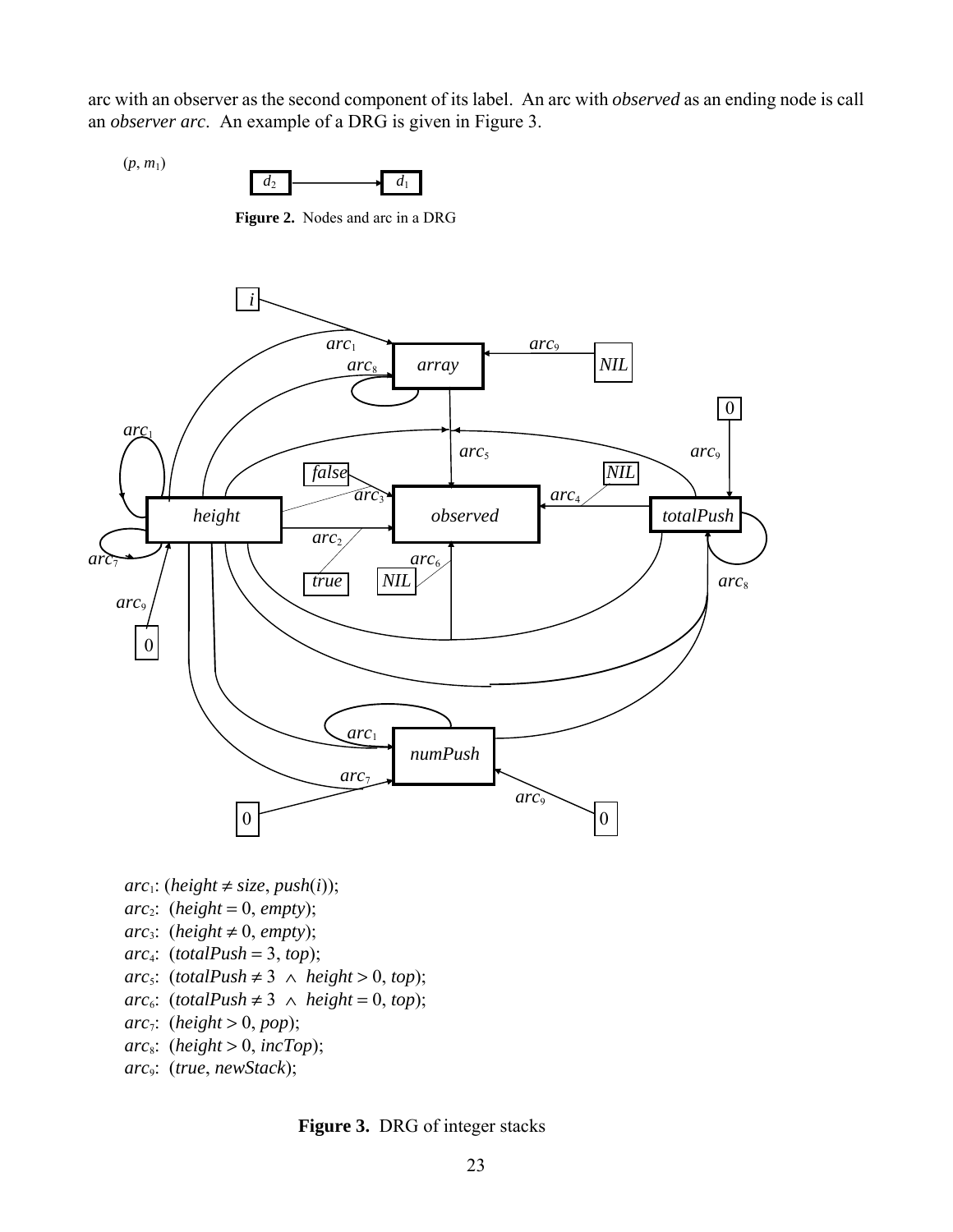arc with an observer as the second component of its label. An arc with *observed* as an ending node is call an *observer arc*. An example of a DRG is given in Figure 3.

$(p, m_1)$

$d_2$ → $d_1$

**Figure 2.** Nodes and arc in a DRG

$arc_1$: ($height \neq size$, $push(i)$);
$arc_2$: ($height = 0$, $empty$);
$arc_3$: ($height \neq 0$, $empty$);
$arc_4$: ($totalPush = 3$, $top$);
$arc_5$: ($totalPush \neq 3 \ \wedge \ height > 0$, $top$);
$arc_6$: ($totalPush \neq 3 \ \wedge \ height = 0$, $top$);
$arc_7$: ($height > 0$, $pop$);
$arc_8$: ($height > 0$, $incTop$);
$arc_9$: ($true$, $newStack$);

**Figure 3.** DRG of integer stacks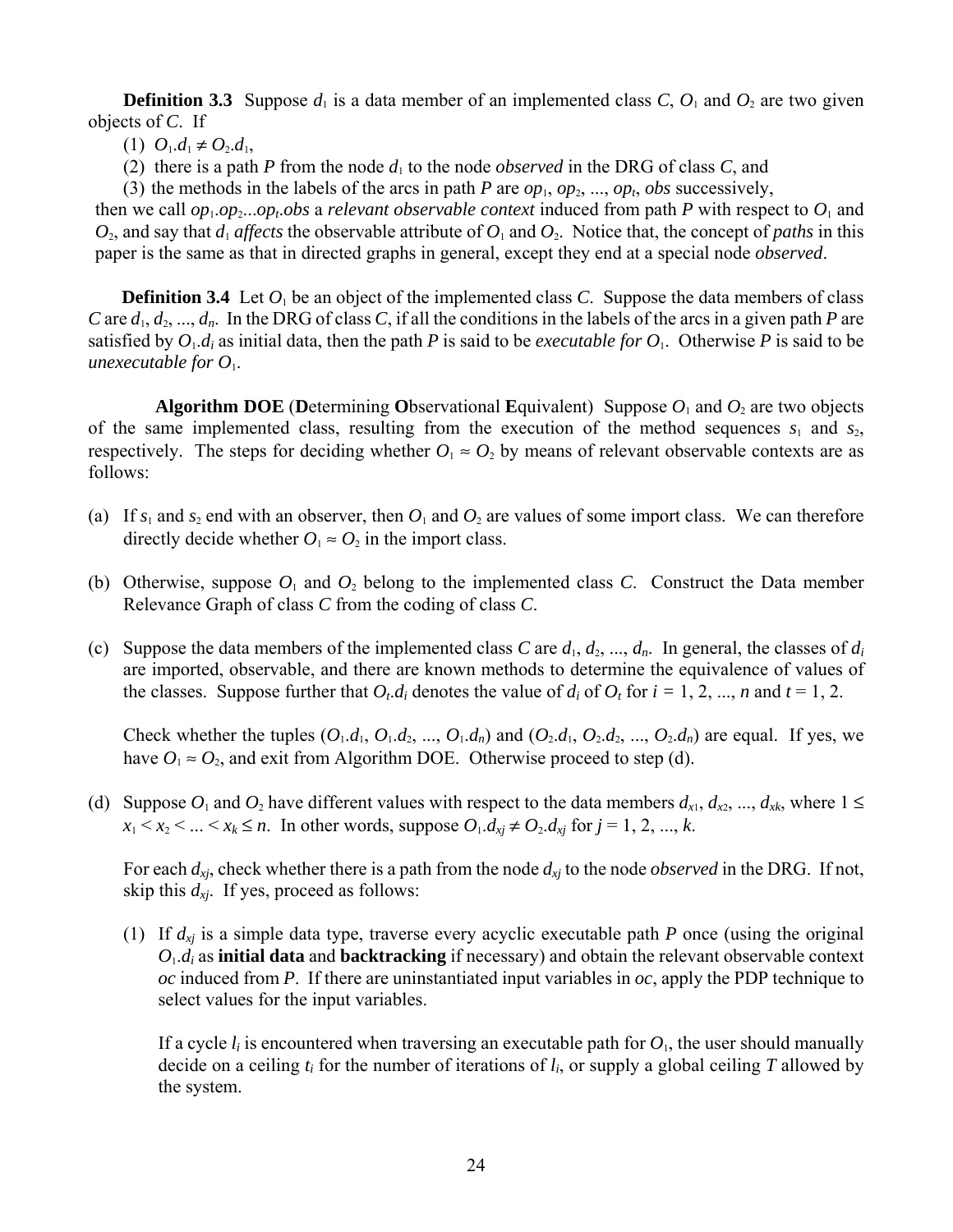**Definition 3.3** Suppose $d_1$ is a data member of an implemented class *C*, $O_1$ and $O_2$ are two given objects of *C*. If

(1) $O_1.d_1 \neq O_2.d_1$,

(2) there is a path *P* from the node $d_1$ to the node *observed* in the DRG of class *C*, and

(3) the methods in the labels of the arcs in path *P* are $op_1$, $op_2$, ..., $op_t$, *obs* successively,

then we call $op_1.op_2...op_t.obs$ a *relevant observable context* induced from path *P* with respect to $O_1$ and $O_2$, and say that $d_1$ *affects* the observable attribute of $O_1$ and $O_2$. Notice that, the concept of *paths* in this paper is the same as that in directed graphs in general, except they end at a special node *observed*.

**Definition 3.4** Let $O_1$ be an object of the implemented class *C*. Suppose the data members of class *C* are $d_1, d_2, ..., d_n$. In the DRG of class *C*, if all the conditions in the labels of the arcs in a given path *P* are satisfied by $O_1.d_i$ as initial data, then the path *P* is said to be *executable for* $O_1$. Otherwise *P* is said to be *unexecutable for* $O_1$.

**Algorithm DOE** (**D**etermining **O**bservational **E**quivalent) Suppose $O_1$ and $O_2$ are two objects of the same implemented class, resulting from the execution of the method sequences $s_1$ and $s_2$, respectively. The steps for deciding whether $O_1 \approx O_2$ by means of relevant observable contexts are as follows:

(a) If $s_1$ and $s_2$ end with an observer, then $O_1$ and $O_2$ are values of some import class. We can therefore directly decide whether $O_1 \approx O_2$ in the import class.

(b) Otherwise, suppose $O_1$ and $O_2$ belong to the implemented class *C*. Construct the Data member Relevance Graph of class *C* from the coding of class *C*.

(c) Suppose the data members of the implemented class *C* are $d_1, d_2, ..., d_n$. In general, the classes of $d_i$ are imported, observable, and there are known methods to determine the equivalence of values of the classes. Suppose further that $O_t.d_i$ denotes the value of $d_i$ of $O_t$ for $i = 1, 2, ..., n$ and $t = 1, 2$.

   Check whether the tuples $(O_1.d_1, O_1.d_2, ..., O_1.d_n)$ and $(O_2.d_1, O_2.d_2, ..., O_2.d_n)$ are equal. If yes, we have $O_1 \approx O_2$, and exit from Algorithm DOE. Otherwise proceed to step (d).

(d) Suppose $O_1$ and $O_2$ have different values with respect to the data members $d_{x1}, d_{x2}, ..., d_{xk}$, where $1 \leq x_1 < x_2 < ... < x_k \leq n$. In other words, suppose $O_1.d_{xj} \neq O_2.d_{xj}$ for $j = 1, 2, ..., k$.

   For each $d_{xj}$, check whether there is a path from the node $d_{xj}$ to the node *observed* in the DRG. If not, skip this $d_{xj}$. If yes, proceed as follows:

   (1) If $d_{xj}$ is a simple data type, traverse every acyclic executable path *P* once (using the original $O_1.d_i$ as **initial data** and **backtracking** if necessary) and obtain the relevant observable context *oc* induced from *P*. If there are uninstantiated input variables in *oc*, apply the PDP technique to select values for the input variables.

   If a cycle $l_i$ is encountered when traversing an executable path for $O_1$, the user should manually decide on a ceiling $t_i$ for the number of iterations of $l_i$, or supply a global ceiling *T* allowed by the system.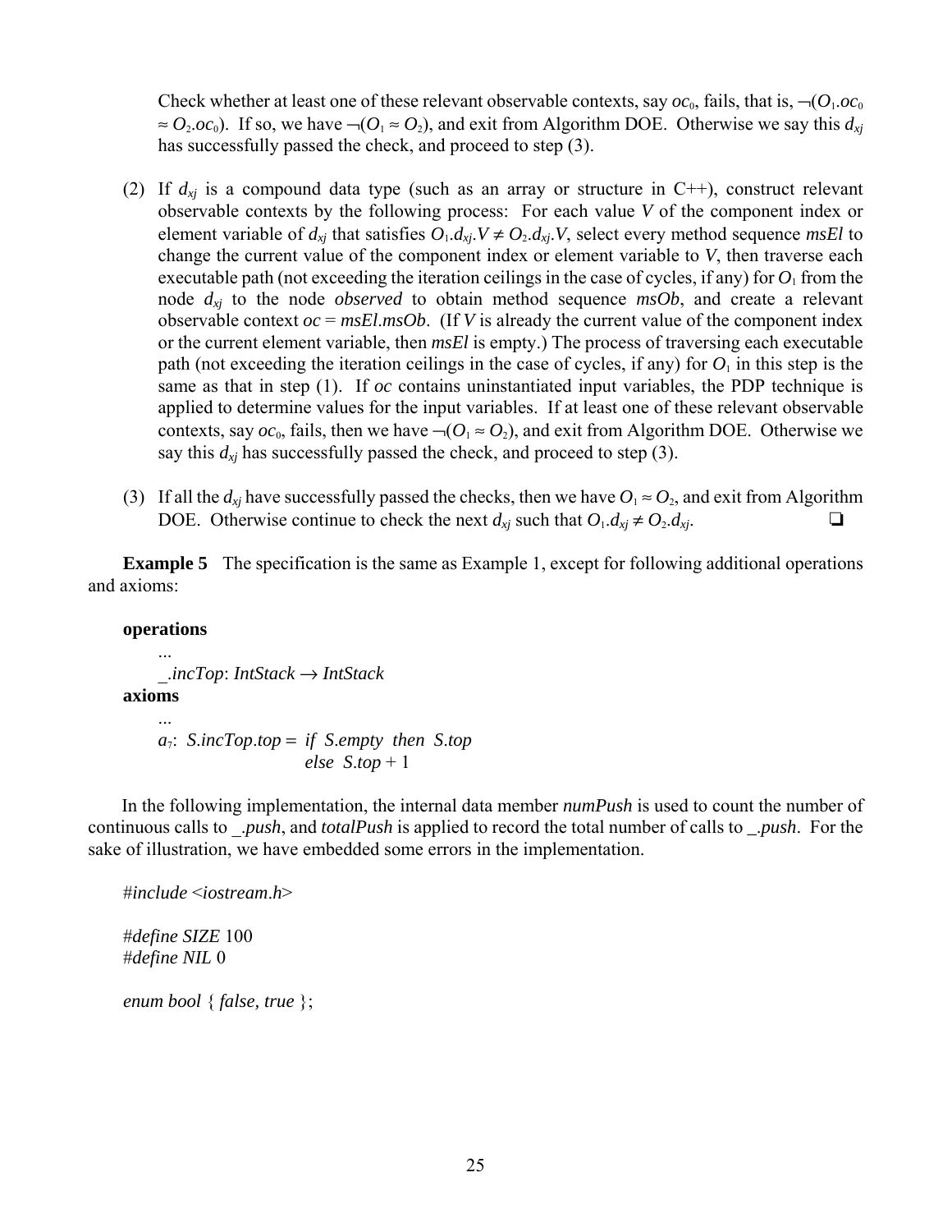Check whether at least one of these relevant observable contexts, say $oc_0$, fails, that is, $\neg(O_1.oc_0 \approx O_2.oc_0)$. If so, we have $\neg(O_1 \approx O_2)$, and exit from Algorithm DOE. Otherwise we say this $d_{xj}$ has successfully passed the check, and proceed to step (3).

(2) If $d_{xj}$ is a compound data type (such as an array or structure in C++), construct relevant observable contexts by the following process: For each value $V$ of the component index or element variable of $d_{xj}$ that satisfies $O_1.d_{xj}.V \neq O_2.d_{xj}.V$, select every method sequence *msEl* to change the current value of the component index or element variable to $V$, then traverse each executable path (not exceeding the iteration ceilings in the case of cycles, if any) for $O_1$ from the node $d_{xj}$ to the node *observed* to obtain method sequence *msOb*, and create a relevant observable context *oc* = *msEl*.*msOb*. (If $V$ is already the current value of the component index or the current element variable, then *msEl* is empty.) The process of traversing each executable path (not exceeding the iteration ceilings in the case of cycles, if any) for $O_1$ in this step is the same as that in step (1). If *oc* contains uninstantiated input variables, the PDP technique is applied to determine values for the input variables. If at least one of these relevant observable contexts, say $oc_0$, fails, then we have $\neg(O_1 \approx O_2)$, and exit from Algorithm DOE. Otherwise we say this $d_{xj}$ has successfully passed the check, and proceed to step (3).

(3) If all the $d_{xj}$ have successfully passed the checks, then we have $O_1 \approx O_2$, and exit from Algorithm DOE. Otherwise continue to check the next $d_{xj}$ such that $O_1.d_{xj} \neq O_2.d_{xj}$. ❑

**Example 5** The specification is the same as Example 1, except for following additional operations and axioms:

**operations**

...

_.*incTop*: *IntStack* $\rightarrow$ *IntStack*

**axioms**

...

$a_7$: *S*.*incTop*.*top* = *if S*.*empty then S*.*top*
*else S*.*top* + 1

In the following implementation, the internal data member *numPush* is used to count the number of continuous calls to _.*push*, and *totalPush* is applied to record the total number of calls to _.*push*. For the sake of illustration, we have embedded some errors in the implementation.

```
#include <iostream.h>

#define SIZE 100
#define NIL 0

enum bool { false, true };
```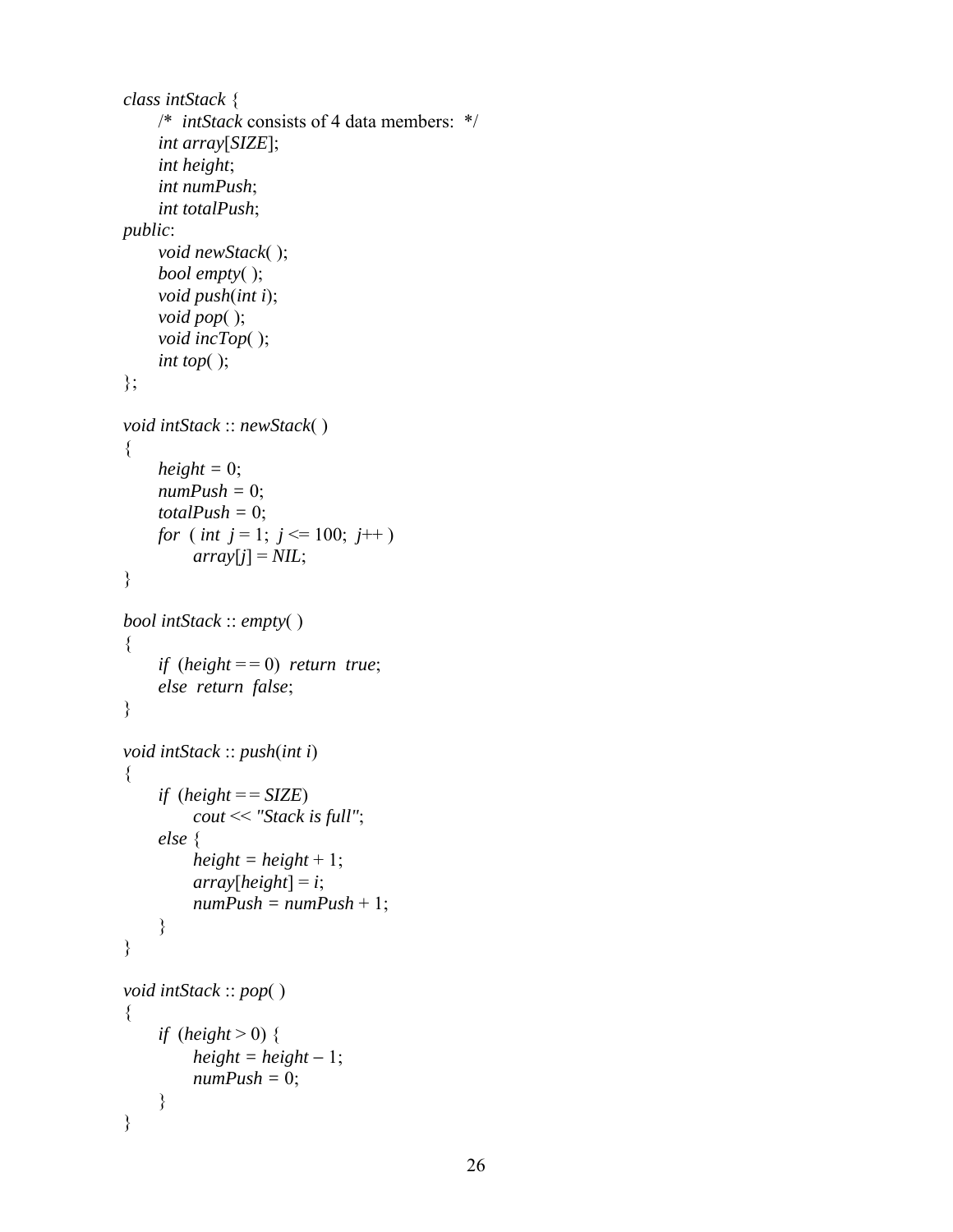```
class intStack {
      /*  intStack consists of 4 data members:  */
      int array[SIZE];
      int height;
      int numPush;
      int totalPush;
public:
      void newStack( );
      bool empty( );
      void push(int i);
      void pop( );
      void incTop( );
      int top( );
};

void intStack :: newStack( )
{
      height = 0;
      numPush = 0;
      totalPush = 0;
      for  ( int  j = 1;  j <= 100;  j++ )
            array[j] = NIL;
}

bool intStack :: empty( )
{
      if  (height == 0)  return  true;
      else  return  false;
}

void intStack :: push(int i)
{
      if  (height == SIZE)
            cout << "Stack is full";
      else {
            height = height + 1;
            array[height] = i;
            numPush = numPush + 1;
      }
}

void intStack :: pop( )
{
      if  (height > 0) {
            height = height – 1;
            numPush = 0;
      }
}
```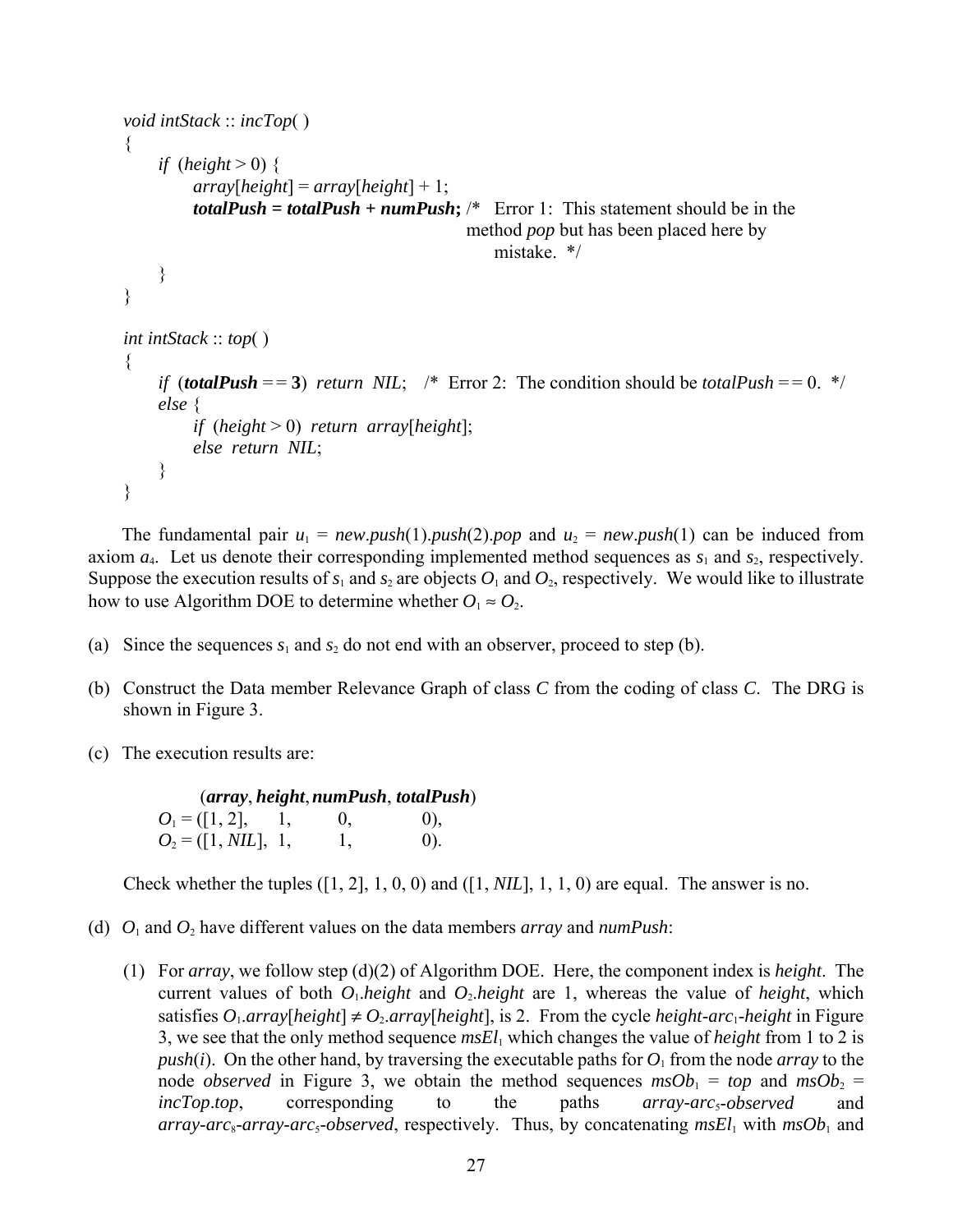```
void intStack :: incTop( )
{
    if  (height > 0) {
        array[height] = array[height] + 1;
        totalPush = totalPush + numPush; /*   Error 1:  This statement should be in the
                                              method pop but has been placed here by
                                              mistake.  */
    }
}

int intStack :: top( )
{
    if  (totalPush = = 3)  return  NIL;   /*  Error 2:  The condition should be totalPush = = 0.  */
    else {
        if  (height > 0)  return  array[height];
        else  return  NIL;
    }
}
```

The fundamental pair $u_1$ = *new*.*push*(1).*push*(2).*pop* and $u_2$ = *new*.*push*(1) can be induced from axiom $a_4$. Let us denote their corresponding implemented method sequences as $s_1$ and $s_2$, respectively. Suppose the execution results of $s_1$ and $s_2$ are objects $O_1$ and $O_2$, respectively. We would like to illustrate how to use Algorithm DOE to determine whether $O_1 \approx O_2$.

(a) Since the sequences $s_1$ and $s_2$ do not end with an observer, proceed to step (b).

(b) Construct the Data member Relevance Graph of class *C* from the coding of class *C*. The DRG is shown in Figure 3.

(c) The execution results are:

| | (***array***, | ***height***, | ***numPush***, | ***totalPush***) |
|---|---|---|---|---|
| $O_1$ = | ([1, 2], | 1, | 0, | 0), |
| $O_2$ = | ([1, *NIL*], | 1, | 1, | 0). |

Check whether the tuples ([1, 2], 1, 0, 0) and ([1, *NIL*], 1, 1, 0) are equal. The answer is no.

(d) $O_1$ and $O_2$ have different values on the data members *array* and *numPush*:

(1) For *array*, we follow step (d)(2) of Algorithm DOE. Here, the component index is *height*. The current values of both $O_1$.*height* and $O_2$.*height* are 1, whereas the value of *height*, which satisfies $O_1$.*array*[*height*] $\neq$ $O_2$.*array*[*height*], is 2. From the cycle *height*-*arc*$_1$-*height* in Figure 3, we see that the only method sequence $msEl_1$ which changes the value of *height* from 1 to 2 is *push*(*i*). On the other hand, by traversing the executable paths for $O_1$ from the node *array* to the node *observed* in Figure 3, we obtain the method sequences $msOb_1$ = *top* and $msOb_2$ = *incTop*.*top*, corresponding to the paths *array*-*arc*$_5$-*observed* and *array*-*arc*$_8$-*array*-*arc*$_5$-*observed*, respectively. Thus, by concatenating $msEl_1$ with $msOb_1$ and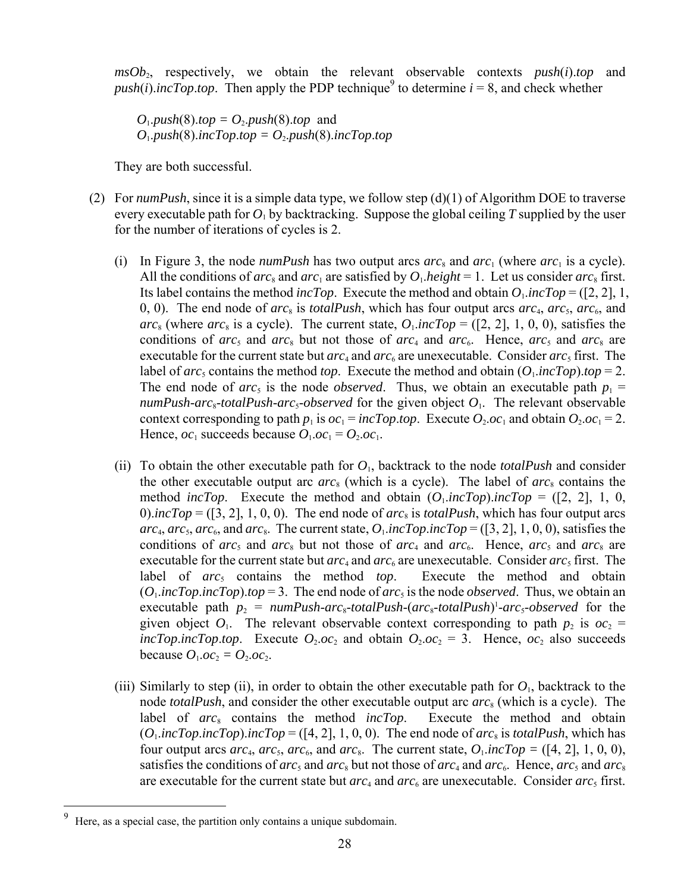*msOb*$_2$, respectively, we obtain the relevant observable contexts *push*(*i*).*top* and *push*(*i*).*incTop*.*top*. Then apply the PDP technique[9] to determine $i = 8$, and check whether

$O_1$.*push*(8).*top* = $O_2$.*push*(8).*top* and
$O_1$.*push*(8).*incTop*.*top* = $O_2$.*push*(8).*incTop*.*top*

They are both successful.

(2) For *numPush*, since it is a simple data type, we follow step (d)(1) of Algorithm DOE to traverse every executable path for $O_1$ by backtracking. Suppose the global ceiling $T$ supplied by the user for the number of iterations of cycles is 2.

(i) In Figure 3, the node *numPush* has two output arcs $arc_8$ and $arc_1$ (where $arc_1$ is a cycle). All the conditions of $arc_8$ and $arc_1$ are satisfied by $O_1$.*height* = 1. Let us consider $arc_8$ first. Its label contains the method *incTop*. Execute the method and obtain $O_1$.*incTop* = ([2, 2], 1, 0, 0). The end node of $arc_8$ is *totalPush*, which has four output arcs $arc_4$, $arc_5$, $arc_6$, and $arc_8$ (where $arc_8$ is a cycle). The current state, $O_1$.*incTop* = ([2, 2], 1, 0, 0), satisfies the conditions of $arc_5$ and $arc_8$ but not those of $arc_4$ and $arc_6$. Hence, $arc_5$ and $arc_8$ are executable for the current state but $arc_4$ and $arc_6$ are unexecutable. Consider $arc_5$ first. The label of $arc_5$ contains the method *top*. Execute the method and obtain ($O_1$.*incTop*).*top* = 2. The end node of $arc_5$ is the node *observed*. Thus, we obtain an executable path $p_1$ = *numPush*-$arc_8$-*totalPush*-$arc_5$-*observed* for the given object $O_1$. The relevant observable context corresponding to path $p_1$ is $oc_1$ = *incTop*.*top*. Execute $O_2.oc_1$ and obtain $O_2.oc_1 = 2$. Hence, $oc_1$ succeeds because $O_1.oc_1 = O_2.oc_1$.

(ii) To obtain the other executable path for $O_1$, backtrack to the node *totalPush* and consider the other executable output arc $arc_8$ (which is a cycle). The label of $arc_8$ contains the method *incTop*. Execute the method and obtain ($O_1$.*incTop*).*incTop* = ([2, 2], 1, 0, 0).*incTop* = ([3, 2], 1, 0, 0). The end node of $arc_8$ is *totalPush*, which has four output arcs $arc_4$, $arc_5$, $arc_6$, and $arc_8$. The current state, $O_1$.*incTop*.*incTop* = ([3, 2], 1, 0, 0), satisfies the conditions of $arc_5$ and $arc_8$ but not those of $arc_4$ and $arc_6$. Hence, $arc_5$ and $arc_8$ are executable for the current state but $arc_4$ and $arc_6$ are unexecutable. Consider $arc_5$ first. The label of $arc_5$ contains the method *top*. Execute the method and obtain ($O_1$.*incTop*.*incTop*).*top* = 3. The end node of $arc_5$ is the node *observed*. Thus, we obtain an executable path $p_2$ = *numPush*-$arc_8$-*totalPush*-($arc_8$-*totalPush*)$^1$-$arc_5$-*observed* for the given object $O_1$. The relevant observable context corresponding to path $p_2$ is $oc_2$ = *incTop*.*incTop*.*top*. Execute $O_2.oc_2$ and obtain $O_2.oc_2 = 3$. Hence, $oc_2$ also succeeds because $O_1.oc_2 = O_2.oc_2$.

(iii) Similarly to step (ii), in order to obtain the other executable path for $O_1$, backtrack to the node *totalPush*, and consider the other executable output arc $arc_8$ (which is a cycle). The label of $arc_8$ contains the method *incTop*. Execute the method and obtain ($O_1$.*incTop*.*incTop*).*incTop* = ([4, 2], 1, 0, 0). The end node of $arc_8$ is *totalPush*, which has four output arcs $arc_4$, $arc_5$, $arc_6$, and $arc_8$. The current state, $O_1$.*incTop* = ([4, 2], 1, 0, 0), satisfies the conditions of $arc_5$ and $arc_8$ but not those of $arc_4$ and $arc_6$. Hence, $arc_5$ and $arc_8$ are executable for the current state but $arc_4$ and $arc_6$ are unexecutable. Consider $arc_5$ first.

[9] Here, as a special case, the partition only contains a unique subdomain.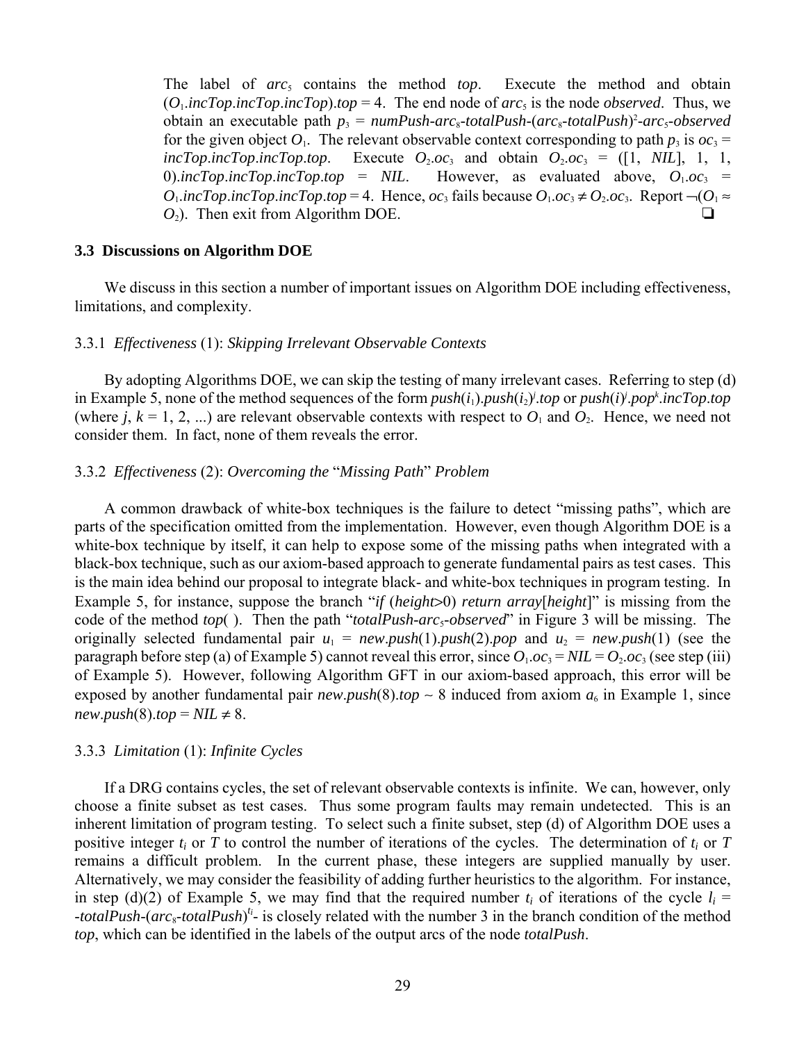The label of $arc_5$ contains the method *top*. Execute the method and obtain $(O_1.incTop.incTop.incTop).top = 4$. The end node of $arc_5$ is the node *observed*. Thus, we obtain an executable path $p_3 = numPush\text{-}arc_8\text{-}totalPush\text{-}(arc_8\text{-}totalPush)^2\text{-}arc_5\text{-}observed$ for the given object $O_1$. The relevant observable context corresponding to path $p_3$ is $oc_3 = incTop.incTop.incTop.top$. Execute $O_2.oc_3$ and obtain $O_2.oc_3$ = ([1, *NIL*], 1, 1, 0).*incTop*.*incTop*.*incTop*.*top* = *NIL*. However, as evaluated above, $O_1.oc_3 = O_1.incTop.incTop.incTop.top = 4$. Hence, $oc_3$ fails because $O_1.oc_3 \neq O_2.oc_3$. Report $\neg(O_1 \approx O_2)$. Then exit from Algorithm DOE. ❑

### 3.3 Discussions on Algorithm DOE

We discuss in this section a number of important issues on Algorithm DOE including effectiveness, limitations, and complexity.

#### 3.3.1 *Effectiveness* (1): *Skipping Irrelevant Observable Contexts*

By adopting Algorithms DOE, we can skip the testing of many irrelevant cases. Referring to step (d) in Example 5, none of the method sequences of the form $push(i_1).push(i_2)^j.top$ or $push(i)^j.pop^k.incTop.top$ (where $j$, $k$ = 1, 2, ...) are relevant observable contexts with respect to $O_1$ and $O_2$. Hence, we need not consider them. In fact, none of them reveals the error.

#### 3.3.2 *Effectiveness* (2): *Overcoming the* "*Missing Path*" *Problem*

A common drawback of white-box techniques is the failure to detect "missing paths", which are parts of the specification omitted from the implementation. However, even though Algorithm DOE is a white-box technique by itself, it can help to expose some of the missing paths when integrated with a black-box technique, such as our axiom-based approach to generate fundamental pairs as test cases. This is the main idea behind our proposal to integrate black- and white-box techniques in program testing. In Example 5, for instance, suppose the branch "*if* (*height*>0) *return array*[*height*]" is missing from the code of the method *top*( ). Then the path "$totalPush\text{-}arc_5\text{-}observed$" in Figure 3 will be missing. The originally selected fundamental pair $u_1 = new.push(1).push(2).pop$ and $u_2 = new.push(1)$ (see the paragraph before step (a) of Example 5) cannot reveal this error, since $O_1.oc_3 = NIL = O_2.oc_3$ (see step (iii) of Example 5). However, following Algorithm GFT in our axiom-based approach, this error will be exposed by another fundamental pair $new.push(8).top \sim 8$ induced from axiom $a_6$ in Example 1, since $new.push(8).top = NIL \neq 8$.

#### 3.3.3 *Limitation* (1): *Infinite Cycles*

If a DRG contains cycles, the set of relevant observable contexts is infinite. We can, however, only choose a finite subset as test cases. Thus some program faults may remain undetected. This is an inherent limitation of program testing. To select such a finite subset, step (d) of Algorithm DOE uses a positive integer $t_i$ or $T$ to control the number of iterations of the cycles. The determination of $t_i$ or $T$ remains a difficult problem. In the current phase, these integers are supplied manually by user. Alternatively, we may consider the feasibility of adding further heuristics to the algorithm. For instance, in step (d)(2) of Example 5, we may find that the required number $t_i$ of iterations of the cycle $l_i = \text{-}totalPush\text{-}(arc_8\text{-}totalPush)^{t_i}\text{-}$ is closely related with the number 3 in the branch condition of the method *top*, which can be identified in the labels of the output arcs of the node *totalPush*.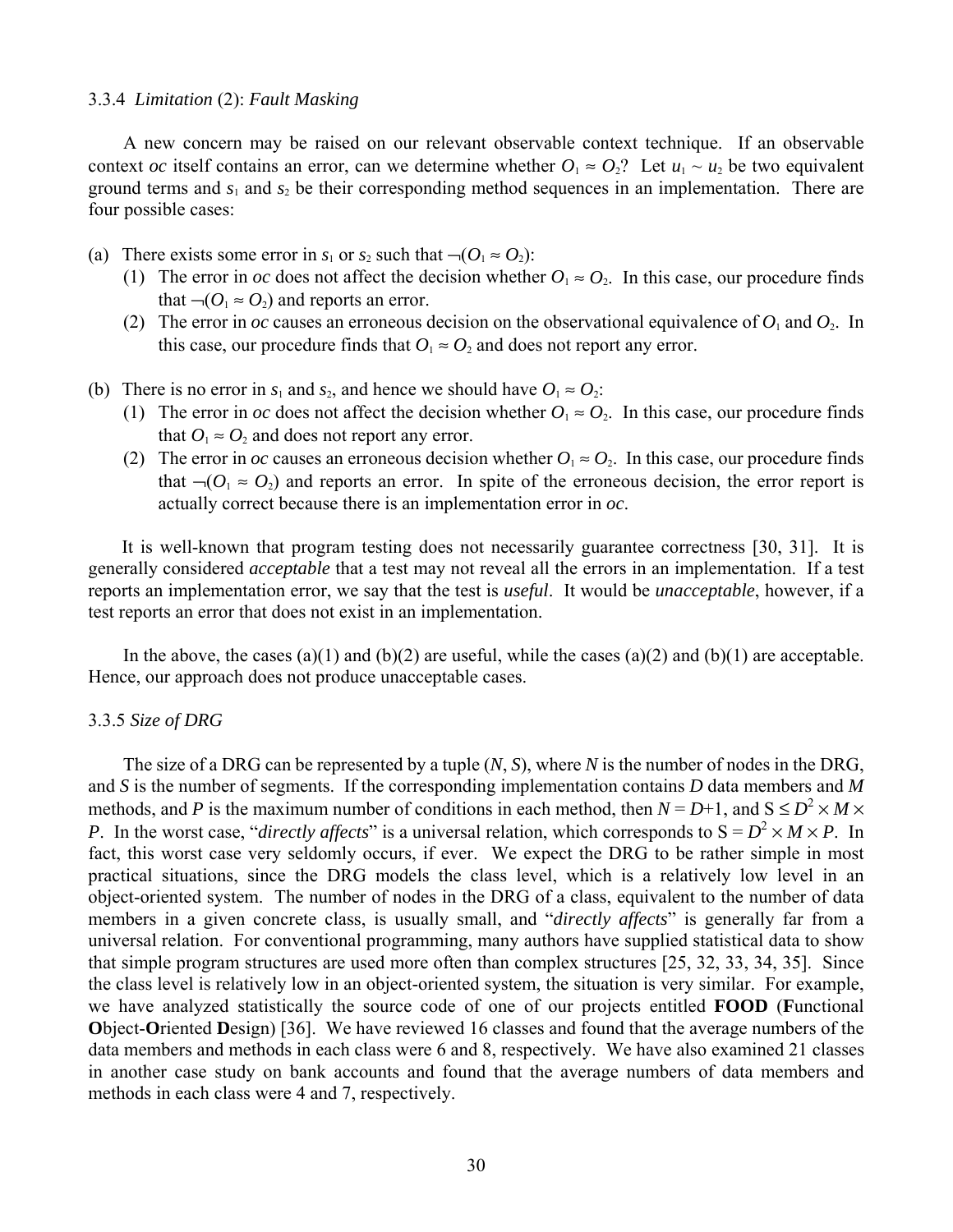### 3.3.4 *Limitation* (2): *Fault Masking*

A new concern may be raised on our relevant observable context technique. If an observable context *oc* itself contains an error, can we determine whether $O_1 \approx O_2$? Let $u_1 \sim u_2$ be two equivalent ground terms and $s_1$ and $s_2$ be their corresponding method sequences in an implementation. There are four possible cases:

(a) There exists some error in $s_1$ or $s_2$ such that $\neg(O_1 \approx O_2)$:
   (1) The error in *oc* does not affect the decision whether $O_1 \approx O_2$. In this case, our procedure finds that $\neg(O_1 \approx O_2)$ and reports an error.
   (2) The error in *oc* causes an erroneous decision on the observational equivalence of $O_1$ and $O_2$. In this case, our procedure finds that $O_1 \approx O_2$ and does not report any error.

(b) There is no error in $s_1$ and $s_2$, and hence we should have $O_1 \approx O_2$:
   (1) The error in *oc* does not affect the decision whether $O_1 \approx O_2$. In this case, our procedure finds that $O_1 \approx O_2$ and does not report any error.
   (2) The error in *oc* causes an erroneous decision whether $O_1 \approx O_2$. In this case, our procedure finds that $\neg(O_1 \approx O_2)$ and reports an error. In spite of the erroneous decision, the error report is actually correct because there is an implementation error in *oc*.

It is well-known that program testing does not necessarily guarantee correctness [30, 31]. It is generally considered *acceptable* that a test may not reveal all the errors in an implementation. If a test reports an implementation error, we say that the test is *useful*. It would be *unacceptable*, however, if a test reports an error that does not exist in an implementation.

In the above, the cases (a)(1) and (b)(2) are useful, while the cases (a)(2) and (b)(1) are acceptable. Hence, our approach does not produce unacceptable cases.

### 3.3.5 *Size of DRG*

The size of a DRG can be represented by a tuple $(N, S)$, where $N$ is the number of nodes in the DRG, and $S$ is the number of segments. If the corresponding implementation contains $D$ data members and $M$ methods, and $P$ is the maximum number of conditions in each method, then $N = D+1$, and $S \leq D^2 \times M \times P$. In the worst case, "*directly affects*" is a universal relation, which corresponds to $S = D^2 \times M \times P$. In fact, this worst case very seldomly occurs, if ever. We expect the DRG to be rather simple in most practical situations, since the DRG models the class level, which is a relatively low level in an object-oriented system. The number of nodes in the DRG of a class, equivalent to the number of data members in a given concrete class, is usually small, and "*directly affects*" is generally far from a universal relation. For conventional programming, many authors have supplied statistical data to show that simple program structures are used more often than complex structures [25, 32, 33, 34, 35]. Since the class level is relatively low in an object-oriented system, the situation is very similar. For example, we have analyzed statistically the source code of one of our projects entitled **FOOD** (**F**unctional **O**bject-**O**riented **D**esign) [36]. We have reviewed 16 classes and found that the average numbers of the data members and methods in each class were 6 and 8, respectively. We have also examined 21 classes in another case study on bank accounts and found that the average numbers of data members and methods in each class were 4 and 7, respectively.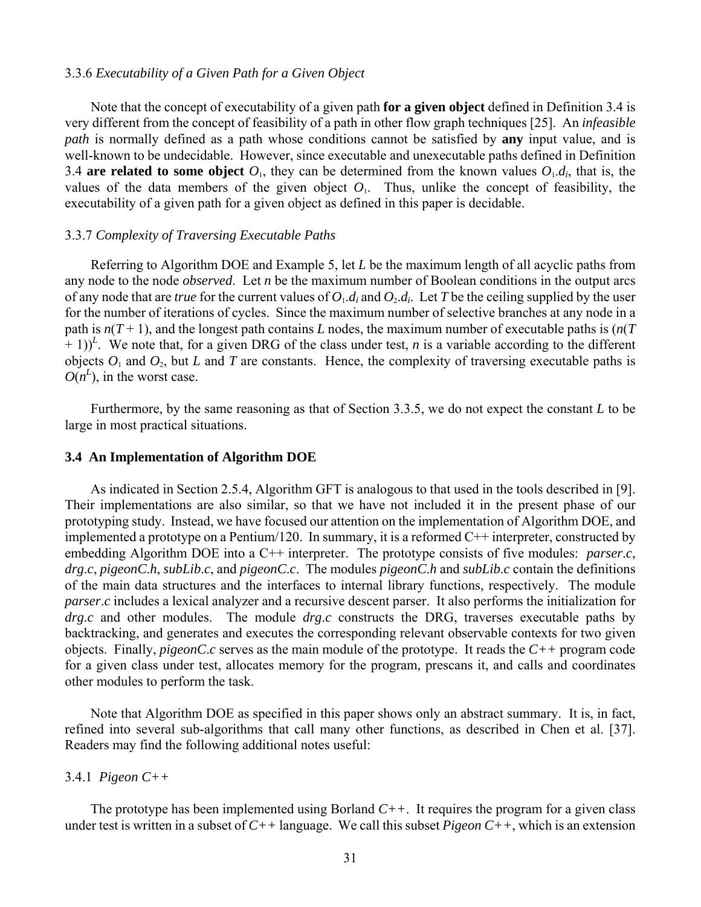### 3.3.6 *Executability of a Given Path for a Given Object*

Note that the concept of executability of a given path **for a given object** defined in Definition 3.4 is very different from the concept of feasibility of a path in other flow graph techniques [25]. An *infeasible path* is normally defined as a path whose conditions cannot be satisfied by **any** input value, and is well-known to be undecidable. However, since executable and unexecutable paths defined in Definition 3.4 **are related to some object** $O_1$, they can be determined from the known values $O_1.d_i$, that is, the values of the data members of the given object $O_1$. Thus, unlike the concept of feasibility, the executability of a given path for a given object as defined in this paper is decidable.

### 3.3.7 *Complexity of Traversing Executable Paths*

Referring to Algorithm DOE and Example 5, let $L$ be the maximum length of all acyclic paths from any node to the node *observed*. Let $n$ be the maximum number of Boolean conditions in the output arcs of any node that are *true* for the current values of $O_1.d_i$ and $O_2.d_i$. Let $T$ be the ceiling supplied by the user for the number of iterations of cycles. Since the maximum number of selective branches at any node in a path is $n(T + 1)$, and the longest path contains $L$ nodes, the maximum number of executable paths is $(n(T + 1))^L$. We note that, for a given DRG of the class under test, $n$ is a variable according to the different objects $O_1$ and $O_2$, but $L$ and $T$ are constants. Hence, the complexity of traversing executable paths is $O(n^L)$, in the worst case.

Furthermore, by the same reasoning as that of Section 3.3.5, we do not expect the constant $L$ to be large in most practical situations.

## 3.4 An Implementation of Algorithm DOE

As indicated in Section 2.5.4, Algorithm GFT is analogous to that used in the tools described in [9]. Their implementations are also similar, so that we have not included it in the present phase of our prototyping study. Instead, we have focused our attention on the implementation of Algorithm DOE, and implemented a prototype on a Pentium/120. In summary, it is a reformed C++ interpreter, constructed by embedding Algorithm DOE into a C++ interpreter. The prototype consists of five modules: *parser.c*, *drg.c*, *pigeonC.h*, *subLib.c*, and *pigeonC.c*. The modules *pigeonC.h* and *subLib.c* contain the definitions of the main data structures and the interfaces to internal library functions, respectively. The module *parser.c* includes a lexical analyzer and a recursive descent parser. It also performs the initialization for *drg.c* and other modules. The module *drg.c* constructs the DRG, traverses executable paths by backtracking, and generates and executes the corresponding relevant observable contexts for two given objects. Finally, *pigeonC.c* serves as the main module of the prototype. It reads the *C++* program code for a given class under test, allocates memory for the program, prescans it, and calls and coordinates other modules to perform the task.

Note that Algorithm DOE as specified in this paper shows only an abstract summary. It is, in fact, refined into several sub-algorithms that call many other functions, as described in Chen et al. [37]. Readers may find the following additional notes useful:

### 3.4.1 *Pigeon C++*

The prototype has been implemented using Borland *C++*. It requires the program for a given class under test is written in a subset of *C++* language. We call this subset *Pigeon C++*, which is an extension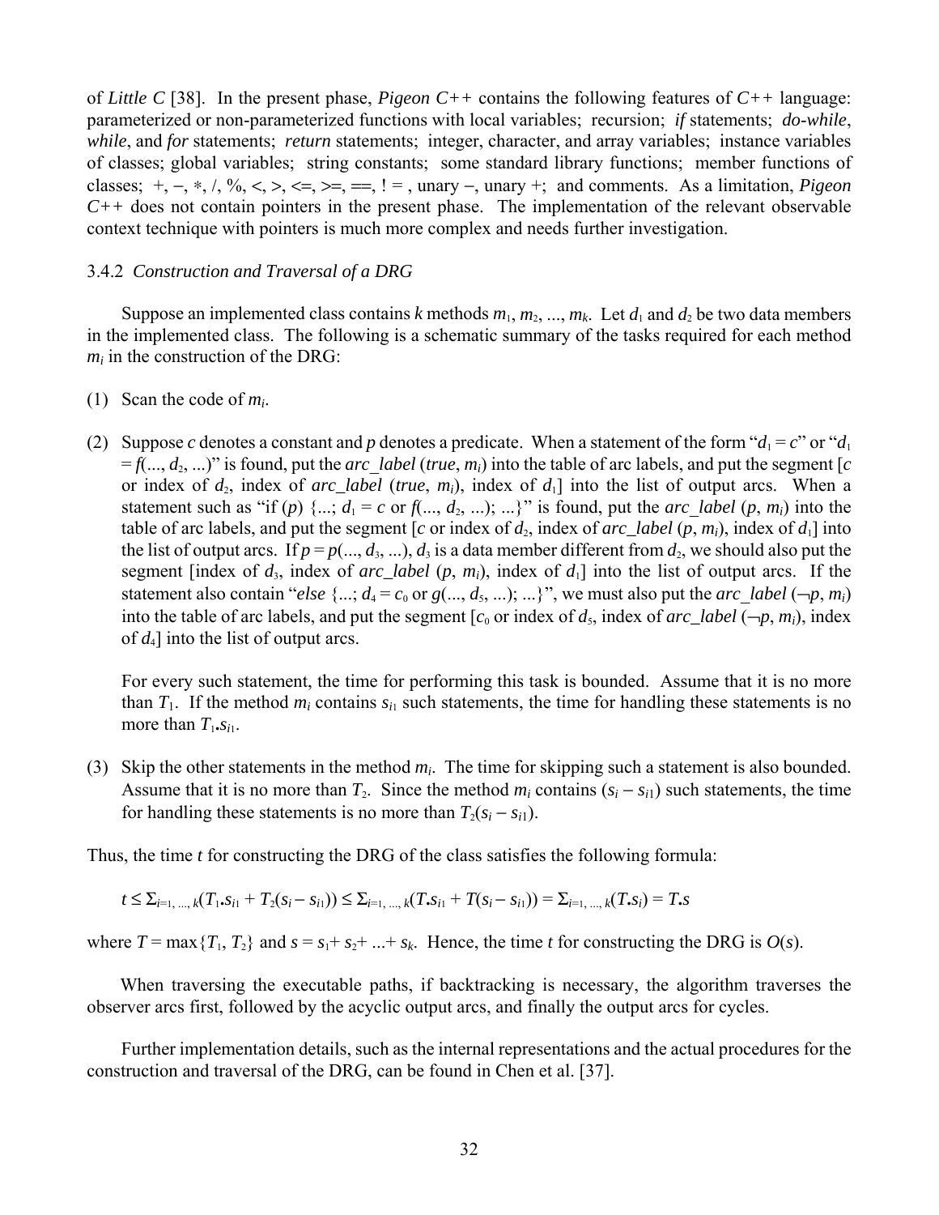of *Little C* [38]. In the present phase, *Pigeon C++* contains the following features of *C++* language: parameterized or non-parameterized functions with local variables; recursion; *if* statements; *do-while*, *while*, and *for* statements; *return* statements; integer, character, and array variables; instance variables of classes; global variables; string constants; some standard library functions; member functions of classes; +, −, ∗, /, %, <, >, <=, >=, ==, ! = , unary −, unary +; and comments. As a limitation, *Pigeon C++* does not contain pointers in the present phase. The implementation of the relevant observable context technique with pointers is much more complex and needs further investigation.

### 3.4.2 *Construction and Traversal of a DRG*

Suppose an implemented class contains $k$ methods $m_1, m_2, ..., m_k$. Let $d_1$ and $d_2$ be two data members in the implemented class. The following is a schematic summary of the tasks required for each method $m_i$ in the construction of the DRG:

(1) Scan the code of $m_i$.

(2) Suppose $c$ denotes a constant and $p$ denotes a predicate. When a statement of the form "$d_1 = c$" or "$d_1 = f(..., d_2, ...)$" is found, put the *arc_label* ($true$, $m_i$) into the table of arc labels, and put the segment [$c$ or index of $d_2$, index of *arc_label* ($true$, $m_i$), index of $d_1$] into the list of output arcs. When a statement such as "if ($p$) {...; $d_1 = c$ or $f(..., d_2, ...)$; ...}" is found, put the *arc_label* ($p$, $m_i$) into the table of arc labels, and put the segment [$c$ or index of $d_2$, index of *arc_label* ($p$, $m_i$), index of $d_1$] into the list of output arcs. If $p = p(..., d_3, ...)$, $d_3$ is a data member different from $d_2$, we should also put the segment [index of $d_3$, index of *arc_label* ($p$, $m_i$), index of $d_1$] into the list of output arcs. If the statement also contain "*else* {...; $d_4 = c_0$ or $g(..., d_5, ...)$; ...}", we must also put the *arc_label* ($\neg p$, $m_i$) into the table of arc labels, and put the segment [$c_0$ or index of $d_5$, index of *arc_label* ($\neg p$, $m_i$), index of $d_4$] into the list of output arcs.

    For every such statement, the time for performing this task is bounded. Assume that it is no more than $T_1$. If the method $m_i$ contains $s_{i1}$ such statements, the time for handling these statements is no more than $T_1 . s_{i1}$.

(3) Skip the other statements in the method $m_i$. The time for skipping such a statement is also bounded. Assume that it is no more than $T_2$. Since the method $m_i$ contains $(s_i - s_{i1})$ such statements, the time for handling these statements is no more than $T_2(s_i - s_{i1})$.

Thus, the time $t$ for constructing the DRG of the class satisfies the following formula:

$$t \le \Sigma_{i=1, ..., k}(T_1 . s_{i1} + T_2(s_i - s_{i1})) \le \Sigma_{i=1, ..., k}(T . s_{i1} + T(s_i - s_{i1})) = \Sigma_{i=1, ..., k}(T . s_i) = T . s$$

where $T = \max\{T_1, T_2\}$ and $s = s_1 + s_2 + ... + s_k$. Hence, the time $t$ for constructing the DRG is $O(s)$.

When traversing the executable paths, if backtracking is necessary, the algorithm traverses the observer arcs first, followed by the acyclic output arcs, and finally the output arcs for cycles.

Further implementation details, such as the internal representations and the actual procedures for the construction and traversal of the DRG, can be found in Chen et al. [37].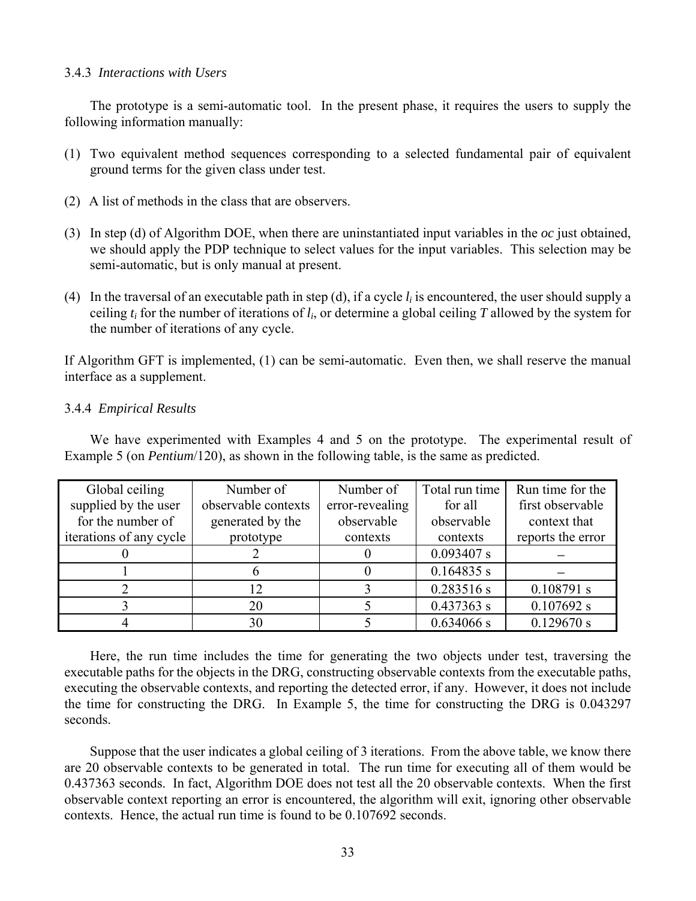### 3.4.3 *Interactions with Users*

The prototype is a semi-automatic tool. In the present phase, it requires the users to supply the following information manually:

(1) Two equivalent method sequences corresponding to a selected fundamental pair of equivalent ground terms for the given class under test.

(2) A list of methods in the class that are observers.

(3) In step (d) of Algorithm DOE, when there are uninstantiated input variables in the *oc* just obtained, we should apply the PDP technique to select values for the input variables. This selection may be semi-automatic, but is only manual at present.

(4) In the traversal of an executable path in step (d), if a cycle $l_i$ is encountered, the user should supply a ceiling $t_i$ for the number of iterations of $l_i$, or determine a global ceiling $T$ allowed by the system for the number of iterations of any cycle.

If Algorithm GFT is implemented, (1) can be semi-automatic. Even then, we shall reserve the manual interface as a supplement.

### 3.4.4 *Empirical Results*

We have experimented with Examples 4 and 5 on the prototype. The experimental result of Example 5 (on *Pentium*/120), as shown in the following table, is the same as predicted.

| Global ceiling supplied by the user for the number of iterations of any cycle | Number of observable contexts generated by the prototype | Number of error-revealing observable contexts | Total run time for all observable contexts | Run time for the first observable context that reports the error |
|---|---|---|---|---|
| 0 | 2 | 0 | 0.093407 s | – |
| 1 | 6 | 0 | 0.164835 s | – |
| 2 | 12 | 3 | 0.283516 s | 0.108791 s |
| 3 | 20 | 5 | 0.437363 s | 0.107692 s |
| 4 | 30 | 5 | 0.634066 s | 0.129670 s |

Here, the run time includes the time for generating the two objects under test, traversing the executable paths for the objects in the DRG, constructing observable contexts from the executable paths, executing the observable contexts, and reporting the detected error, if any. However, it does not include the time for constructing the DRG. In Example 5, the time for constructing the DRG is 0.043297 seconds.

Suppose that the user indicates a global ceiling of 3 iterations. From the above table, we know there are 20 observable contexts to be generated in total. The run time for executing all of them would be 0.437363 seconds. In fact, Algorithm DOE does not test all the 20 observable contexts. When the first observable context reporting an error is encountered, the algorithm will exit, ignoring other observable contexts. Hence, the actual run time is found to be 0.107692 seconds.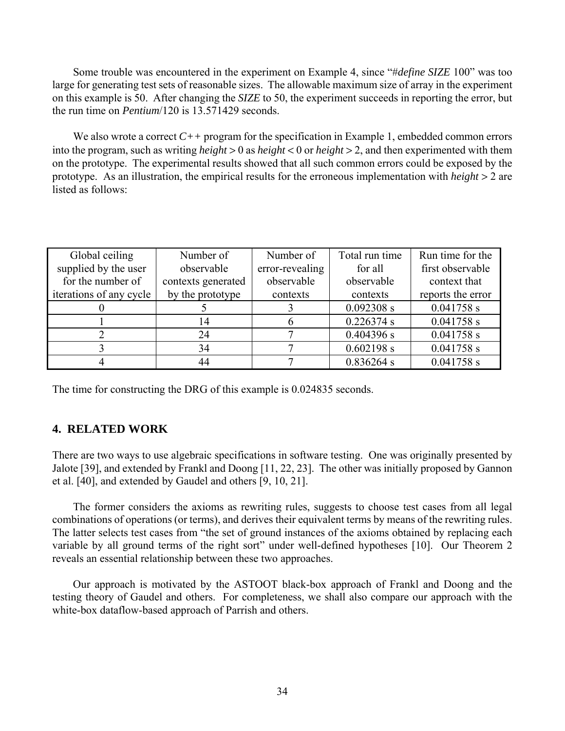Some trouble was encountered in the experiment on Example 4, since "#*define SIZE* 100" was too large for generating test sets of reasonable sizes. The allowable maximum size of array in the experiment on this example is 50. After changing the ***SIZE*** to 50, the experiment succeeds in reporting the error, but the run time on ***Pentium***/120 is 13.571429 seconds.

We also wrote a correct ***C++*** program for the specification in Example 1, embedded common errors into the program, such as writing *height* > 0 as *height* < 0 or *height* > 2, and then experimented with them on the prototype. The experimental results showed that all such common errors could be exposed by the prototype. As an illustration, the empirical results for the erroneous implementation with *height* > 2 are listed as follows:

| Global ceiling supplied by the user for the number of iterations of any cycle | Number of observable contexts generated by the prototype | Number of error-revealing observable contexts | Total run time for all observable contexts | Run time for the first observable context that reports the error |
|---|---|---|---|---|
| 0 | 5 | 3 | 0.092308 s | 0.041758 s |
| 1 | 14 | 6 | 0.226374 s | 0.041758 s |
| 2 | 24 | 7 | 0.404396 s | 0.041758 s |
| 3 | 34 | 7 | 0.602198 s | 0.041758 s |
| 4 | 44 | 7 | 0.836264 s | 0.041758 s |

The time for constructing the DRG of this example is 0.024835 seconds.

## 4. RELATED WORK

There are two ways to use algebraic specifications in software testing. One was originally presented by Jalote [39], and extended by Frankl and Doong [11, 22, 23]. The other was initially proposed by Gannon et al. [40], and extended by Gaudel and others [9, 10, 21].

The former considers the axioms as rewriting rules, suggests to choose test cases from all legal combinations of operations (or terms), and derives their equivalent terms by means of the rewriting rules. The latter selects test cases from "the set of ground instances of the axioms obtained by replacing each variable by all ground terms of the right sort" under well-defined hypotheses [10]. Our Theorem 2 reveals an essential relationship between these two approaches.

Our approach is motivated by the ASTOOT black-box approach of Frankl and Doong and the testing theory of Gaudel and others. For completeness, we shall also compare our approach with the white-box dataflow-based approach of Parrish and others.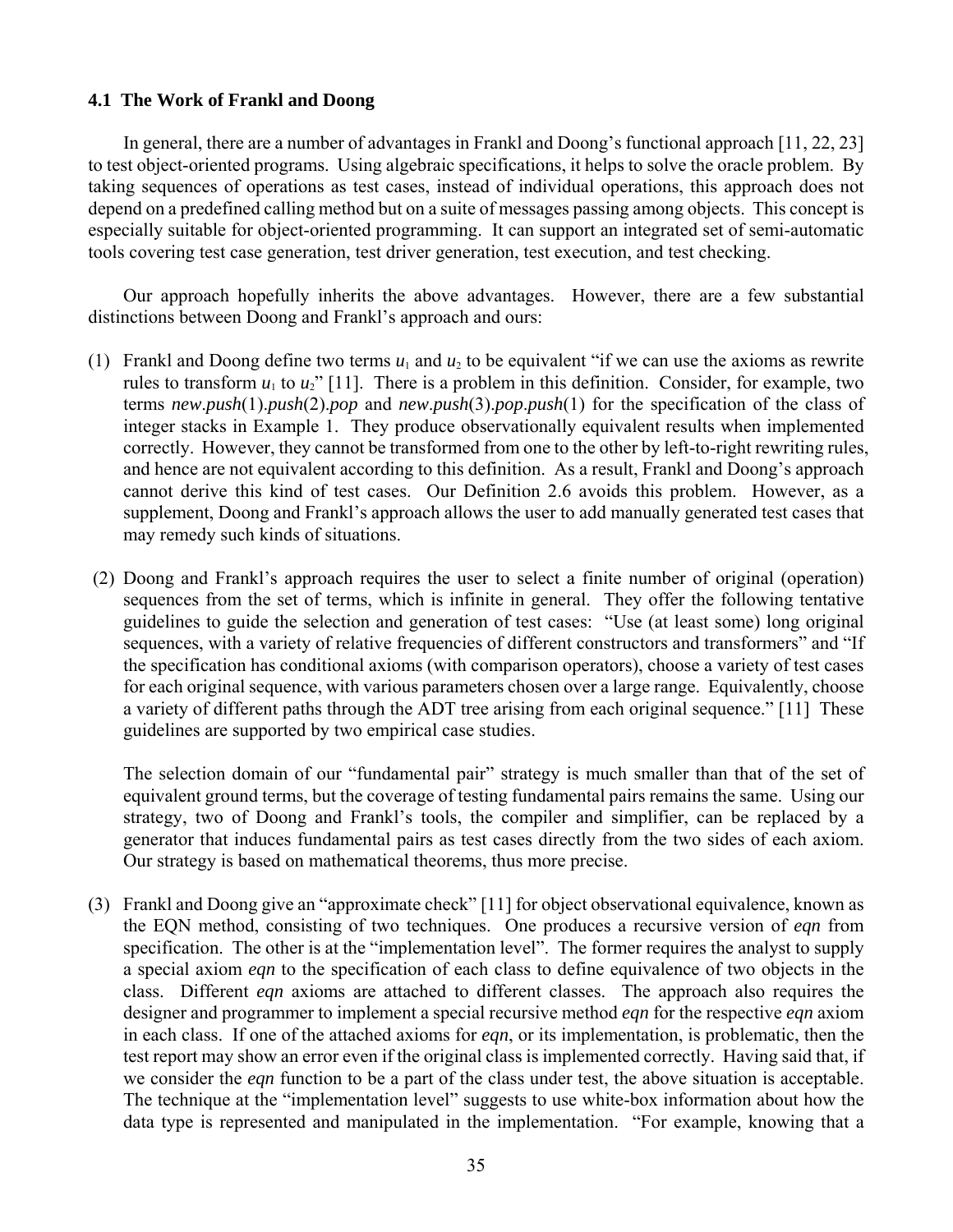### 4.1 The Work of Frankl and Doong

In general, there are a number of advantages in Frankl and Doong's functional approach [11, 22, 23] to test object-oriented programs. Using algebraic specifications, it helps to solve the oracle problem. By taking sequences of operations as test cases, instead of individual operations, this approach does not depend on a predefined calling method but on a suite of messages passing among objects. This concept is especially suitable for object-oriented programming. It can support an integrated set of semi-automatic tools covering test case generation, test driver generation, test execution, and test checking.

Our approach hopefully inherits the above advantages. However, there are a few substantial distinctions between Doong and Frankl's approach and ours:

(1) Frankl and Doong define two terms $u_1$ and $u_2$ to be equivalent "if we can use the axioms as rewrite rules to transform $u_1$ to $u_2$" [11]. There is a problem in this definition. Consider, for example, two terms *new*.*push*(1).*push*(2).*pop* and *new*.*push*(3).*pop*.*push*(1) for the specification of the class of integer stacks in Example 1. They produce observationally equivalent results when implemented correctly. However, they cannot be transformed from one to the other by left-to-right rewriting rules, and hence are not equivalent according to this definition. As a result, Frankl and Doong's approach cannot derive this kind of test cases. Our Definition 2.6 avoids this problem. However, as a supplement, Doong and Frankl's approach allows the user to add manually generated test cases that may remedy such kinds of situations.

(2) Doong and Frankl's approach requires the user to select a finite number of original (operation) sequences from the set of terms, which is infinite in general. They offer the following tentative guidelines to guide the selection and generation of test cases: "Use (at least some) long original sequences, with a variety of relative frequencies of different constructors and transformers" and "If the specification has conditional axioms (with comparison operators), choose a variety of test cases for each original sequence, with various parameters chosen over a large range. Equivalently, choose a variety of different paths through the ADT tree arising from each original sequence." [11] These guidelines are supported by two empirical case studies.

   The selection domain of our "fundamental pair" strategy is much smaller than that of the set of equivalent ground terms, but the coverage of testing fundamental pairs remains the same. Using our strategy, two of Doong and Frankl's tools, the compiler and simplifier, can be replaced by a generator that induces fundamental pairs as test cases directly from the two sides of each axiom. Our strategy is based on mathematical theorems, thus more precise.

(3) Frankl and Doong give an "approximate check" [11] for object observational equivalence, known as the EQN method, consisting of two techniques. One produces a recursive version of *eqn* from specification. The other is at the "implementation level". The former requires the analyst to supply a special axiom *eqn* to the specification of each class to define equivalence of two objects in the class. Different *eqn* axioms are attached to different classes. The approach also requires the designer and programmer to implement a special recursive method *eqn* for the respective *eqn* axiom in each class. If one of the attached axioms for *eqn*, or its implementation, is problematic, then the test report may show an error even if the original class is implemented correctly. Having said that, if we consider the *eqn* function to be a part of the class under test, the above situation is acceptable. The technique at the "implementation level" suggests to use white-box information about how the data type is represented and manipulated in the implementation. "For example, knowing that a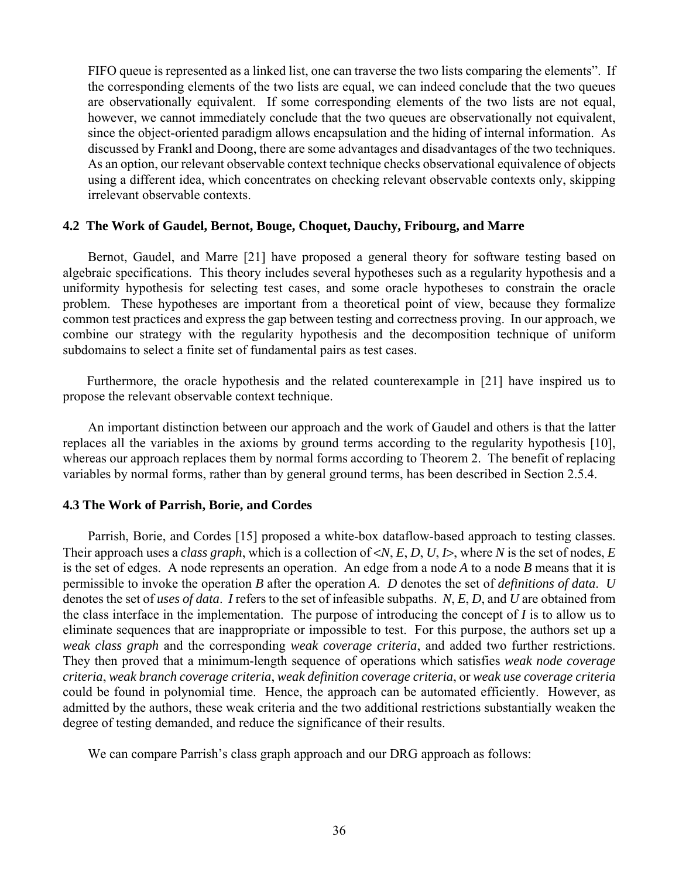FIFO queue is represented as a linked list, one can traverse the two lists comparing the elements". If the corresponding elements of the two lists are equal, we can indeed conclude that the two queues are observationally equivalent. If some corresponding elements of the two lists are not equal, however, we cannot immediately conclude that the two queues are observationally not equivalent, since the object-oriented paradigm allows encapsulation and the hiding of internal information. As discussed by Frankl and Doong, there are some advantages and disadvantages of the two techniques. As an option, our relevant observable context technique checks observational equivalence of objects using a different idea, which concentrates on checking relevant observable contexts only, skipping irrelevant observable contexts.

### 4.2 The Work of Gaudel, Bernot, Bouge, Choquet, Dauchy, Fribourg, and Marre

Bernot, Gaudel, and Marre [21] have proposed a general theory for software testing based on algebraic specifications. This theory includes several hypotheses such as a regularity hypothesis and a uniformity hypothesis for selecting test cases, and some oracle hypotheses to constrain the oracle problem. These hypotheses are important from a theoretical point of view, because they formalize common test practices and express the gap between testing and correctness proving. In our approach, we combine our strategy with the regularity hypothesis and the decomposition technique of uniform subdomains to select a finite set of fundamental pairs as test cases.

Furthermore, the oracle hypothesis and the related counterexample in [21] have inspired us to propose the relevant observable context technique.

An important distinction between our approach and the work of Gaudel and others is that the latter replaces all the variables in the axioms by ground terms according to the regularity hypothesis [10], whereas our approach replaces them by normal forms according to Theorem 2. The benefit of replacing variables by normal forms, rather than by general ground terms, has been described in Section 2.5.4.

### 4.3 The Work of Parrish, Borie, and Cordes

Parrish, Borie, and Cordes [15] proposed a white-box dataflow-based approach to testing classes. Their approach uses a *class graph*, which is a collection of <*N*, *E*, *D*, *U*, *I*>, where *N* is the set of nodes, *E* is the set of edges. A node represents an operation. An edge from a node *A* to a node *B* means that it is permissible to invoke the operation *B* after the operation *A*. *D* denotes the set of *definitions of data*. *U* denotes the set of *uses of data*. *I* refers to the set of infeasible subpaths. *N*, *E*, *D*, and *U* are obtained from the class interface in the implementation. The purpose of introducing the concept of *I* is to allow us to eliminate sequences that are inappropriate or impossible to test. For this purpose, the authors set up a *weak class graph* and the corresponding *weak coverage criteria*, and added two further restrictions. They then proved that a minimum-length sequence of operations which satisfies *weak node coverage criteria*, *weak branch coverage criteria*, *weak definition coverage criteria*, or *weak use coverage criteria* could be found in polynomial time. Hence, the approach can be automated efficiently. However, as admitted by the authors, these weak criteria and the two additional restrictions substantially weaken the degree of testing demanded, and reduce the significance of their results.

We can compare Parrish's class graph approach and our DRG approach as follows: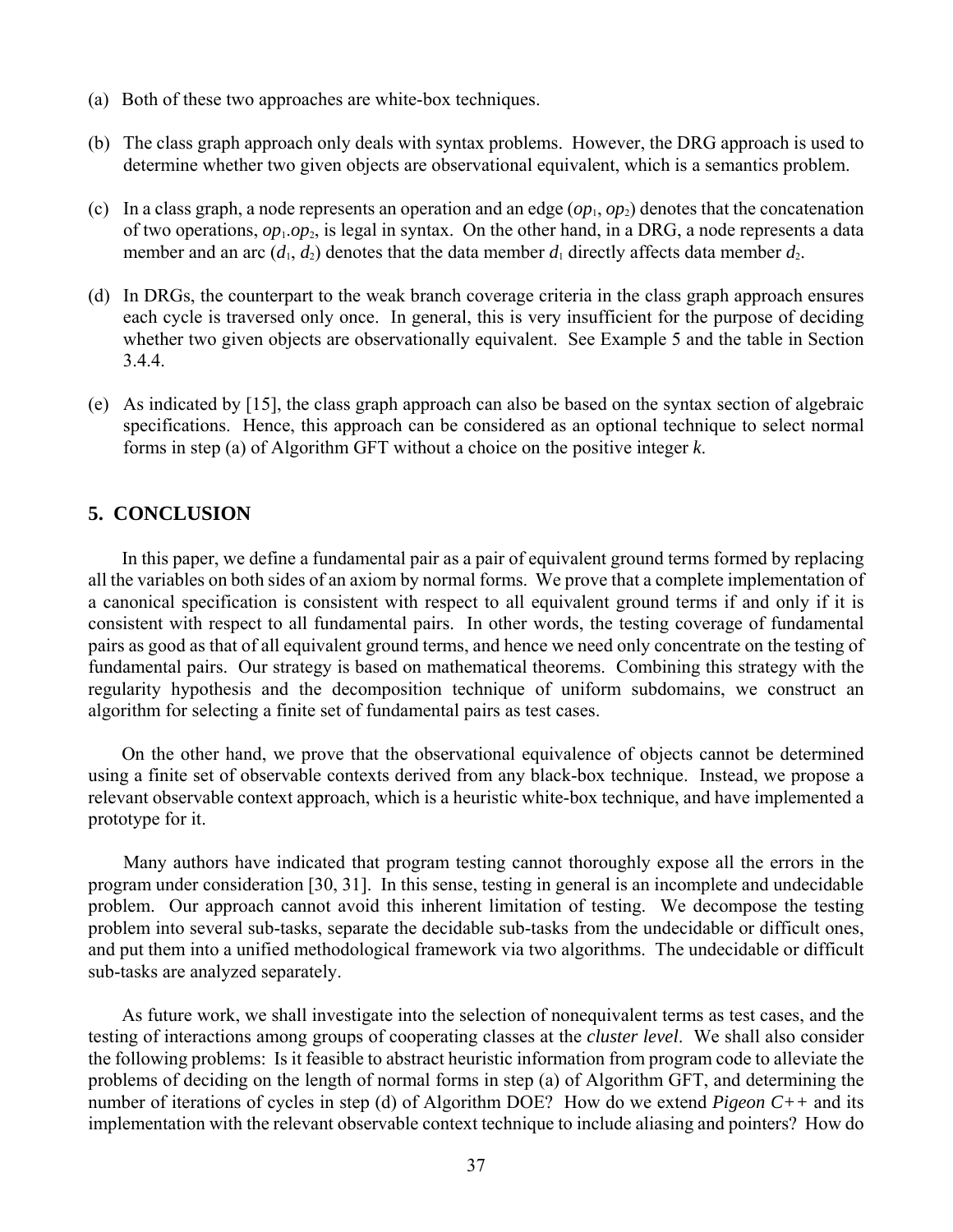(a) Both of these two approaches are white-box techniques.

(b) The class graph approach only deals with syntax problems. However, the DRG approach is used to determine whether two given objects are observational equivalent, which is a semantics problem.

(c) In a class graph, a node represents an operation and an edge ($op_1$, $op_2$) denotes that the concatenation of two operations, $op_1.op_2$, is legal in syntax. On the other hand, in a DRG, a node represents a data member and an arc ($d_1$, $d_2$) denotes that the data member $d_1$ directly affects data member $d_2$.

(d) In DRGs, the counterpart to the weak branch coverage criteria in the class graph approach ensures each cycle is traversed only once. In general, this is very insufficient for the purpose of deciding whether two given objects are observationally equivalent. See Example 5 and the table in Section 3.4.4.

(e) As indicated by [15], the class graph approach can also be based on the syntax section of algebraic specifications. Hence, this approach can be considered as an optional technique to select normal forms in step (a) of Algorithm GFT without a choice on the positive integer *k*.

## 5. CONCLUSION

In this paper, we define a fundamental pair as a pair of equivalent ground terms formed by replacing all the variables on both sides of an axiom by normal forms. We prove that a complete implementation of a canonical specification is consistent with respect to all equivalent ground terms if and only if it is consistent with respect to all fundamental pairs. In other words, the testing coverage of fundamental pairs as good as that of all equivalent ground terms, and hence we need only concentrate on the testing of fundamental pairs. Our strategy is based on mathematical theorems. Combining this strategy with the regularity hypothesis and the decomposition technique of uniform subdomains, we construct an algorithm for selecting a finite set of fundamental pairs as test cases.

On the other hand, we prove that the observational equivalence of objects cannot be determined using a finite set of observable contexts derived from any black-box technique. Instead, we propose a relevant observable context approach, which is a heuristic white-box technique, and have implemented a prototype for it.

Many authors have indicated that program testing cannot thoroughly expose all the errors in the program under consideration [30, 31]. In this sense, testing in general is an incomplete and undecidable problem. Our approach cannot avoid this inherent limitation of testing. We decompose the testing problem into several sub-tasks, separate the decidable sub-tasks from the undecidable or difficult ones, and put them into a unified methodological framework via two algorithms. The undecidable or difficult sub-tasks are analyzed separately.

As future work, we shall investigate into the selection of nonequivalent terms as test cases, and the testing of interactions among groups of cooperating classes at the *cluster level*. We shall also consider the following problems: Is it feasible to abstract heuristic information from program code to alleviate the problems of deciding on the length of normal forms in step (a) of Algorithm GFT, and determining the number of iterations of cycles in step (d) of Algorithm DOE? How do we extend *Pigeon C++* and its implementation with the relevant observable context technique to include aliasing and pointers? How do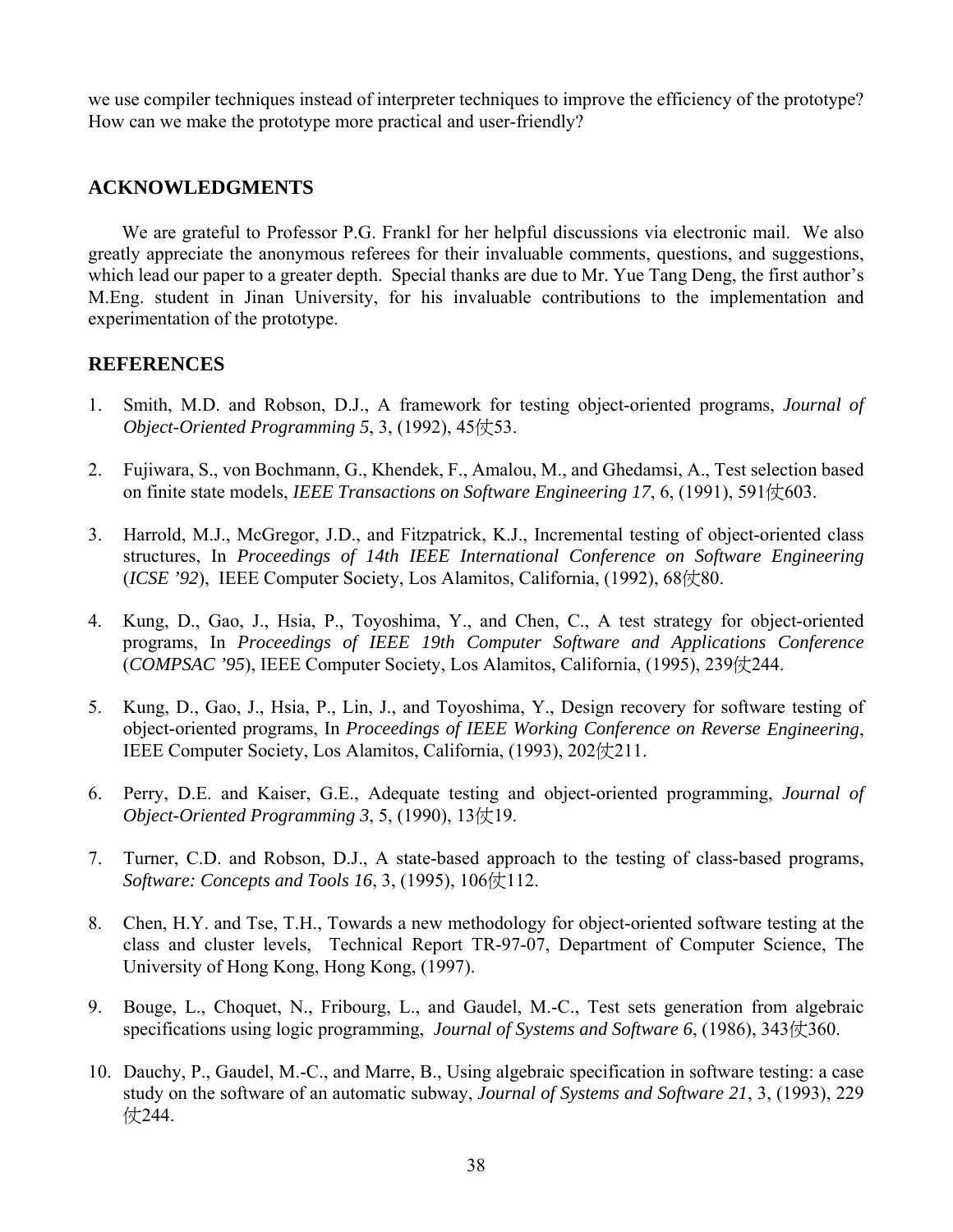we use compiler techniques instead of interpreter techniques to improve the efficiency of the prototype? How can we make the prototype more practical and user-friendly?

## ACKNOWLEDGMENTS

We are grateful to Professor P.G. Frankl for her helpful discussions via electronic mail. We also greatly appreciate the anonymous referees for their invaluable comments, questions, and suggestions, which lead our paper to a greater depth. Special thanks are due to Mr. Yue Tang Deng, the first author's M.Eng. student in Jinan University, for his invaluable contributions to the implementation and experimentation of the prototype.

## REFERENCES

1. Smith, M.D. and Robson, D.J., A framework for testing object-oriented programs, *Journal of Object-Oriented Programming 5*, 3, (1992), 45仗53.

2. Fujiwara, S., von Bochmann, G., Khendek, F., Amalou, M., and Ghedamsi, A., Test selection based on finite state models, *IEEE Transactions on Software Engineering 17*, 6, (1991), 591仗603.

3. Harrold, M.J., McGregor, J.D., and Fitzpatrick, K.J., Incremental testing of object-oriented class structures, In *Proceedings of 14th IEEE International Conference on Software Engineering* (*ICSE '92*), IEEE Computer Society, Los Alamitos, California, (1992), 68仗80.

4. Kung, D., Gao, J., Hsia, P., Toyoshima, Y., and Chen, C., A test strategy for object-oriented programs, In *Proceedings of IEEE 19th Computer Software and Applications Conference* (*COMPSAC '95*), IEEE Computer Society, Los Alamitos, California, (1995), 239仗244.

5. Kung, D., Gao, J., Hsia, P., Lin, J., and Toyoshima, Y., Design recovery for software testing of object-oriented programs, In *Proceedings of IEEE Working Conference on Reverse Engineering*, IEEE Computer Society, Los Alamitos, California, (1993), 202仗211.

6. Perry, D.E. and Kaiser, G.E., Adequate testing and object-oriented programming, *Journal of Object-Oriented Programming 3*, 5, (1990), 13仗19.

7. Turner, C.D. and Robson, D.J., A state-based approach to the testing of class-based programs, *Software: Concepts and Tools 16*, 3, (1995), 106仗112.

8. Chen, H.Y. and Tse, T.H., Towards a new methodology for object-oriented software testing at the class and cluster levels, Technical Report TR-97-07, Department of Computer Science, The University of Hong Kong, Hong Kong, (1997).

9. Bouge, L., Choquet, N., Fribourg, L., and Gaudel, M.-C., Test sets generation from algebraic specifications using logic programming, *Journal of Systems and Software 6*, (1986), 343仗360.

10. Dauchy, P., Gaudel, M.-C., and Marre, B., Using algebraic specification in software testing: a case study on the software of an automatic subway, *Journal of Systems and Software 21*, 3, (1993), 229仗244.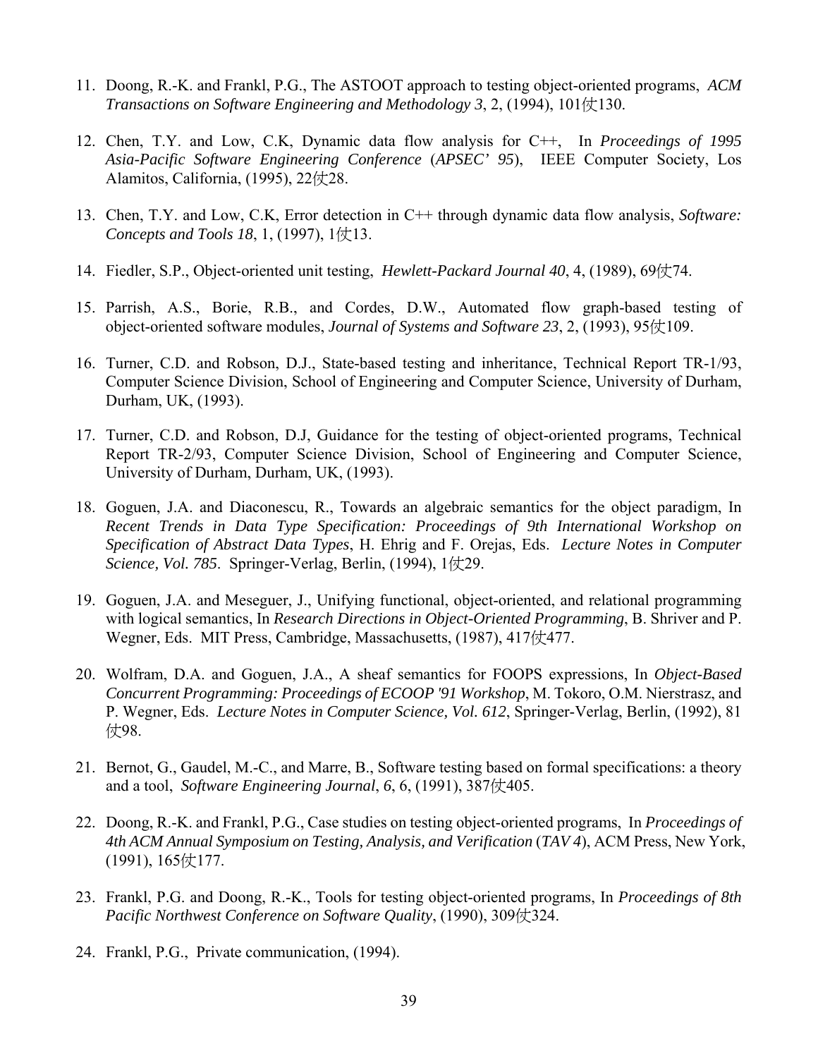11. Doong, R.-K. and Frankl, P.G., The ASTOOT approach to testing object-oriented programs, *ACM Transactions on Software Engineering and Methodology 3*, 2, (1994), 101仗130.

12. Chen, T.Y. and Low, C.K, Dynamic data flow analysis for C++, In *Proceedings of 1995 Asia-Pacific Software Engineering Conference* (*APSEC' 95*), IEEE Computer Society, Los Alamitos, California, (1995), 22仗28.

13. Chen, T.Y. and Low, C.K, Error detection in C++ through dynamic data flow analysis, *Software: Concepts and Tools 18*, 1, (1997), 1仗13.

14. Fiedler, S.P., Object-oriented unit testing, *Hewlett-Packard Journal 40*, 4, (1989), 69仗74.

15. Parrish, A.S., Borie, R.B., and Cordes, D.W., Automated flow graph-based testing of object-oriented software modules, *Journal of Systems and Software 23*, 2, (1993), 95仗109.

16. Turner, C.D. and Robson, D.J., State-based testing and inheritance, Technical Report TR-1/93, Computer Science Division, School of Engineering and Computer Science, University of Durham, Durham, UK, (1993).

17. Turner, C.D. and Robson, D.J, Guidance for the testing of object-oriented programs, Technical Report TR-2/93, Computer Science Division, School of Engineering and Computer Science, University of Durham, Durham, UK, (1993).

18. Goguen, J.A. and Diaconescu, R., Towards an algebraic semantics for the object paradigm, In *Recent Trends in Data Type Specification: Proceedings of 9th International Workshop on Specification of Abstract Data Types*, H. Ehrig and F. Orejas, Eds. *Lecture Notes in Computer Science, Vol. 785*. Springer-Verlag, Berlin, (1994), 1仗29.

19. Goguen, J.A. and Meseguer, J., Unifying functional, object-oriented, and relational programming with logical semantics, In *Research Directions in Object-Oriented Programming*, B. Shriver and P. Wegner, Eds. MIT Press, Cambridge, Massachusetts, (1987), 417仗477.

20. Wolfram, D.A. and Goguen, J.A., A sheaf semantics for FOOPS expressions, In *Object-Based Concurrent Programming: Proceedings of ECOOP '91 Workshop*, M. Tokoro, O.M. Nierstrasz, and P. Wegner, Eds. *Lecture Notes in Computer Science, Vol. 612*, Springer-Verlag, Berlin, (1992), 81仗98.

21. Bernot, G., Gaudel, M.-C., and Marre, B., Software testing based on formal specifications: a theory and a tool, *Software Engineering Journal*, *6*, 6, (1991), 387仗405.

22. Doong, R.-K. and Frankl, P.G., Case studies on testing object-oriented programs, In *Proceedings of 4th ACM Annual Symposium on Testing, Analysis, and Verification* (*TAV 4*), ACM Press, New York, (1991), 165仗177.

23. Frankl, P.G. and Doong, R.-K., Tools for testing object-oriented programs, In *Proceedings of 8th Pacific Northwest Conference on Software Quality*, (1990), 309仗324.

24. Frankl, P.G., Private communication, (1994).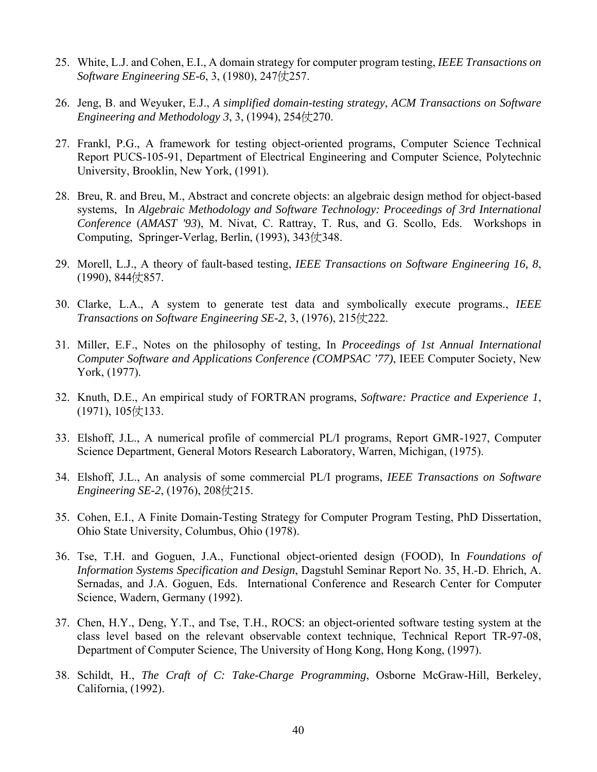25. White, L.J. and Cohen, E.I., A domain strategy for computer program testing, *IEEE Transactions on Software Engineering SE-6*, 3, (1980), 247仗257.

26. Jeng, B. and Weyuker, E.J., *A simplified domain-testing strategy*, *ACM Transactions on Software Engineering and Methodology 3*, 3, (1994), 254仗270.

27. Frankl, P.G., A framework for testing object-oriented programs, Computer Science Technical Report PUCS-105-91, Department of Electrical Engineering and Computer Science, Polytechnic University, Brooklin, New York, (1991).

28. Breu, R. and Breu, M., Abstract and concrete objects: an algebraic design method for object-based systems, In *Algebraic Methodology and Software Technology: Proceedings of 3rd International Conference* (*AMAST '93*), M. Nivat, C. Rattray, T. Rus, and G. Scollo, Eds. Workshops in Computing, Springer-Verlag, Berlin, (1993), 343仗348.

29. Morell, L.J., A theory of fault-based testing, *IEEE Transactions on Software Engineering 16, 8*, (1990), 844仗857.

30. Clarke, L.A., A system to generate test data and symbolically execute programs., *IEEE Transactions on Software Engineering SE-2*, 3, (1976), 215仗222.

31. Miller, E.F., Notes on the philosophy of testing, In *Proceedings of 1st Annual International Computer Software and Applications Conference (COMPSAC '77)*, IEEE Computer Society, New York, (1977).

32. Knuth, D.E., An empirical study of FORTRAN programs, *Software: Practice and Experience 1*, (1971), 105仗133.

33. Elshoff, J.L., A numerical profile of commercial PL/I programs, Report GMR-1927, Computer Science Department, General Motors Research Laboratory, Warren, Michigan, (1975).

34. Elshoff, J.L., An analysis of some commercial PL/I programs, *IEEE Transactions on Software Engineering SE-2*, (1976), 208仗215.

35. Cohen, E.I., A Finite Domain-Testing Strategy for Computer Program Testing, PhD Dissertation, Ohio State University, Columbus, Ohio (1978).

36. Tse, T.H. and Goguen, J.A., Functional object-oriented design (FOOD), In *Foundations of Information Systems Specification and Design*, Dagstuhl Seminar Report No. 35, H.-D. Ehrich, A. Sernadas, and J.A. Goguen, Eds. International Conference and Research Center for Computer Science, Wadern, Germany (1992).

37. Chen, H.Y., Deng, Y.T., and Tse, T.H., ROCS: an object-oriented software testing system at the class level based on the relevant observable context technique, Technical Report TR-97-08, Department of Computer Science, The University of Hong Kong, Hong Kong, (1997).

38. Schildt, H., *The Craft of C: Take-Charge Programming*, Osborne McGraw-Hill, Berkeley, California, (1992).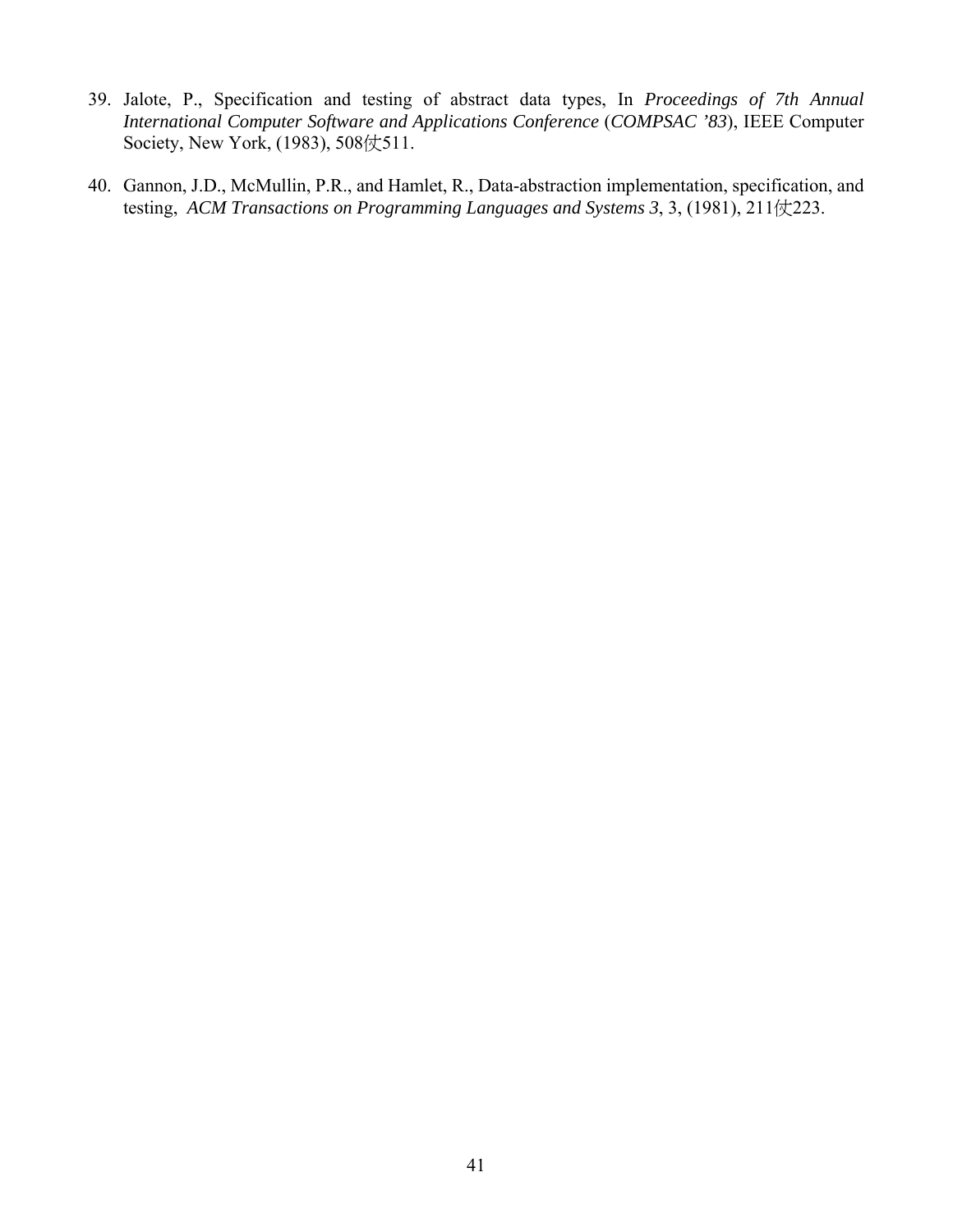39. Jalote, P., Specification and testing of abstract data types, In *Proceedings of 7th Annual International Computer Software and Applications Conference* (*COMPSAC '83*), IEEE Computer Society, New York, (1983), 508仗511.

40. Gannon, J.D., McMullin, P.R., and Hamlet, R., Data-abstraction implementation, specification, and testing, *ACM Transactions on Programming Languages and Systems 3*, 3, (1981), 211仗223.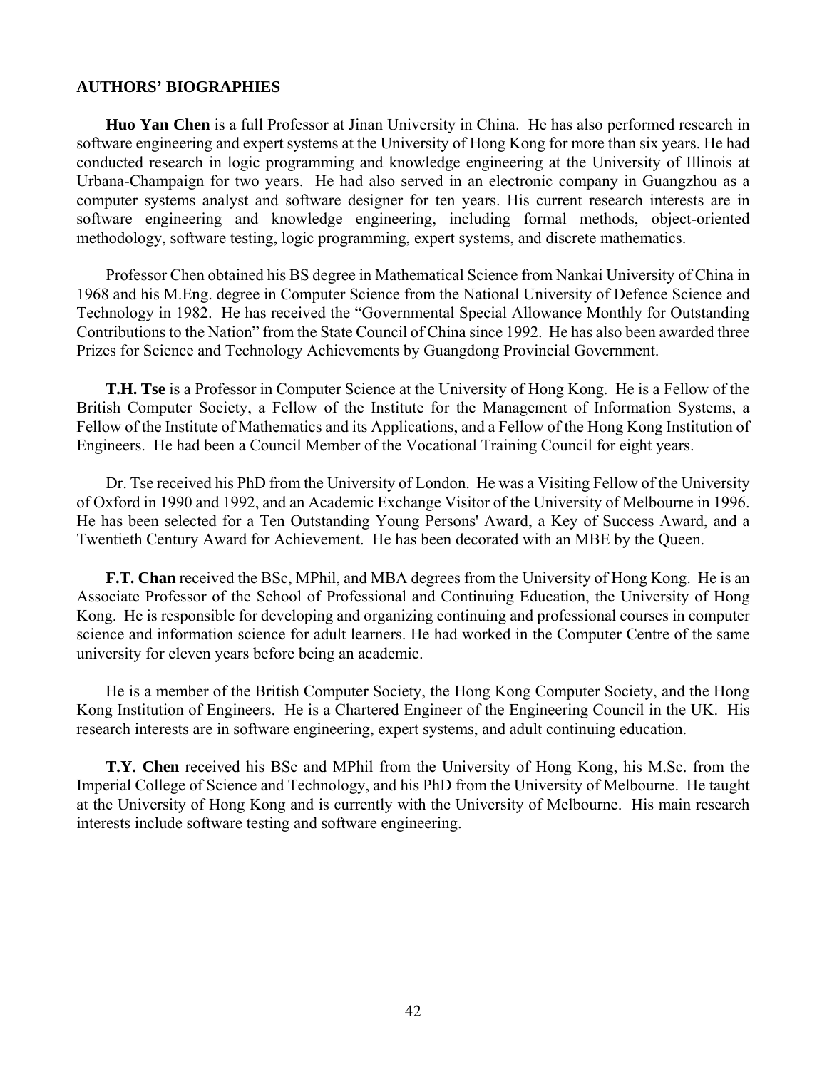## AUTHORS' BIOGRAPHIES

**Huo Yan Chen** is a full Professor at Jinan University in China. He has also performed research in software engineering and expert systems at the University of Hong Kong for more than six years. He had conducted research in logic programming and knowledge engineering at the University of Illinois at Urbana-Champaign for two years. He had also served in an electronic company in Guangzhou as a computer systems analyst and software designer for ten years. His current research interests are in software engineering and knowledge engineering, including formal methods, object-oriented methodology, software testing, logic programming, expert systems, and discrete mathematics.

Professor Chen obtained his BS degree in Mathematical Science from Nankai University of China in 1968 and his M.Eng. degree in Computer Science from the National University of Defence Science and Technology in 1982. He has received the "Governmental Special Allowance Monthly for Outstanding Contributions to the Nation" from the State Council of China since 1992. He has also been awarded three Prizes for Science and Technology Achievements by Guangdong Provincial Government.

**T.H. Tse** is a Professor in Computer Science at the University of Hong Kong. He is a Fellow of the British Computer Society, a Fellow of the Institute for the Management of Information Systems, a Fellow of the Institute of Mathematics and its Applications, and a Fellow of the Hong Kong Institution of Engineers. He had been a Council Member of the Vocational Training Council for eight years.

Dr. Tse received his PhD from the University of London. He was a Visiting Fellow of the University of Oxford in 1990 and 1992, and an Academic Exchange Visitor of the University of Melbourne in 1996. He has been selected for a Ten Outstanding Young Persons' Award, a Key of Success Award, and a Twentieth Century Award for Achievement. He has been decorated with an MBE by the Queen.

**F.T. Chan** received the BSc, MPhil, and MBA degrees from the University of Hong Kong. He is an Associate Professor of the School of Professional and Continuing Education, the University of Hong Kong. He is responsible for developing and organizing continuing and professional courses in computer science and information science for adult learners. He had worked in the Computer Centre of the same university for eleven years before being an academic.

He is a member of the British Computer Society, the Hong Kong Computer Society, and the Hong Kong Institution of Engineers. He is a Chartered Engineer of the Engineering Council in the UK. His research interests are in software engineering, expert systems, and adult continuing education.

**T.Y. Chen** received his BSc and MPhil from the University of Hong Kong, his M.Sc. from the Imperial College of Science and Technology, and his PhD from the University of Melbourne. He taught at the University of Hong Kong and is currently with the University of Melbourne. His main research interests include software testing and software engineering.